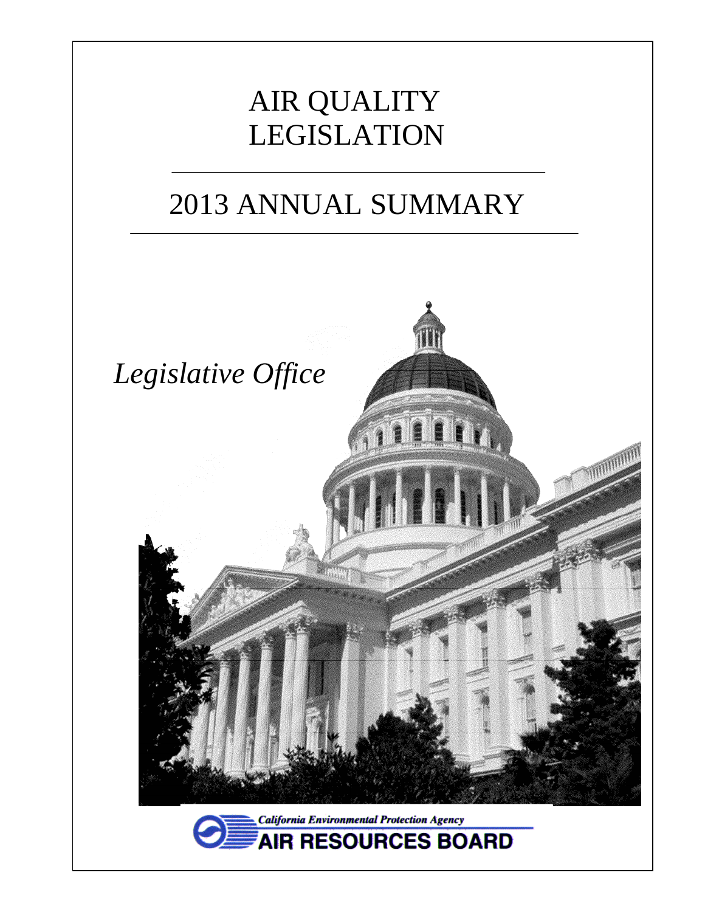# AIR QUALITY LEGISLATION

# 2013 ANNUAL SUMMARY

*Legislative Office*

California Environmental Protection Agency

AIR RESOURCES BOARD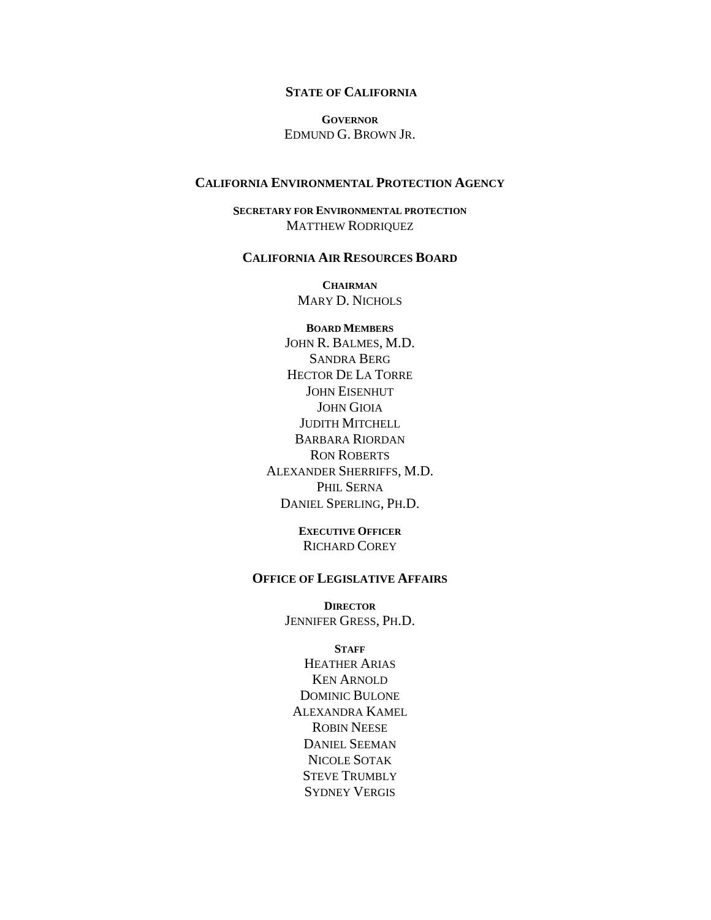**STATE OF CALIFORNIA**

**GOVERNOR**
EDMUND G. BROWN JR.

**CALIFORNIA ENVIRONMENTAL PROTECTION AGENCY**

**SECRETARY FOR ENVIRONMENTAL PROTECTION**
MATTHEW RODRIQUEZ

**CALIFORNIA AIR RESOURCES BOARD**

**CHAIRMAN**
MARY D. NICHOLS

**BOARD MEMBERS**
JOHN R. BALMES, M.D.
SANDRA BERG
HECTOR DE LA TORRE
JOHN EISENHUT
JOHN GIOIA
JUDITH MITCHELL
BARBARA RIORDAN
RON ROBERTS
ALEXANDER SHERRIFFS, M.D.
PHIL SERNA
DANIEL SPERLING, PH.D.

**EXECUTIVE OFFICER**
RICHARD COREY

**OFFICE OF LEGISLATIVE AFFAIRS**

**DIRECTOR**
JENNIFER GRESS, PH.D.

**STAFF**
HEATHER ARIAS
KEN ARNOLD
DOMINIC BULONE
ALEXANDRA KAMEL
ROBIN NEESE
DANIEL SEEMAN
NICOLE SOTAK
STEVE TRUMBLY
SYDNEY VERGIS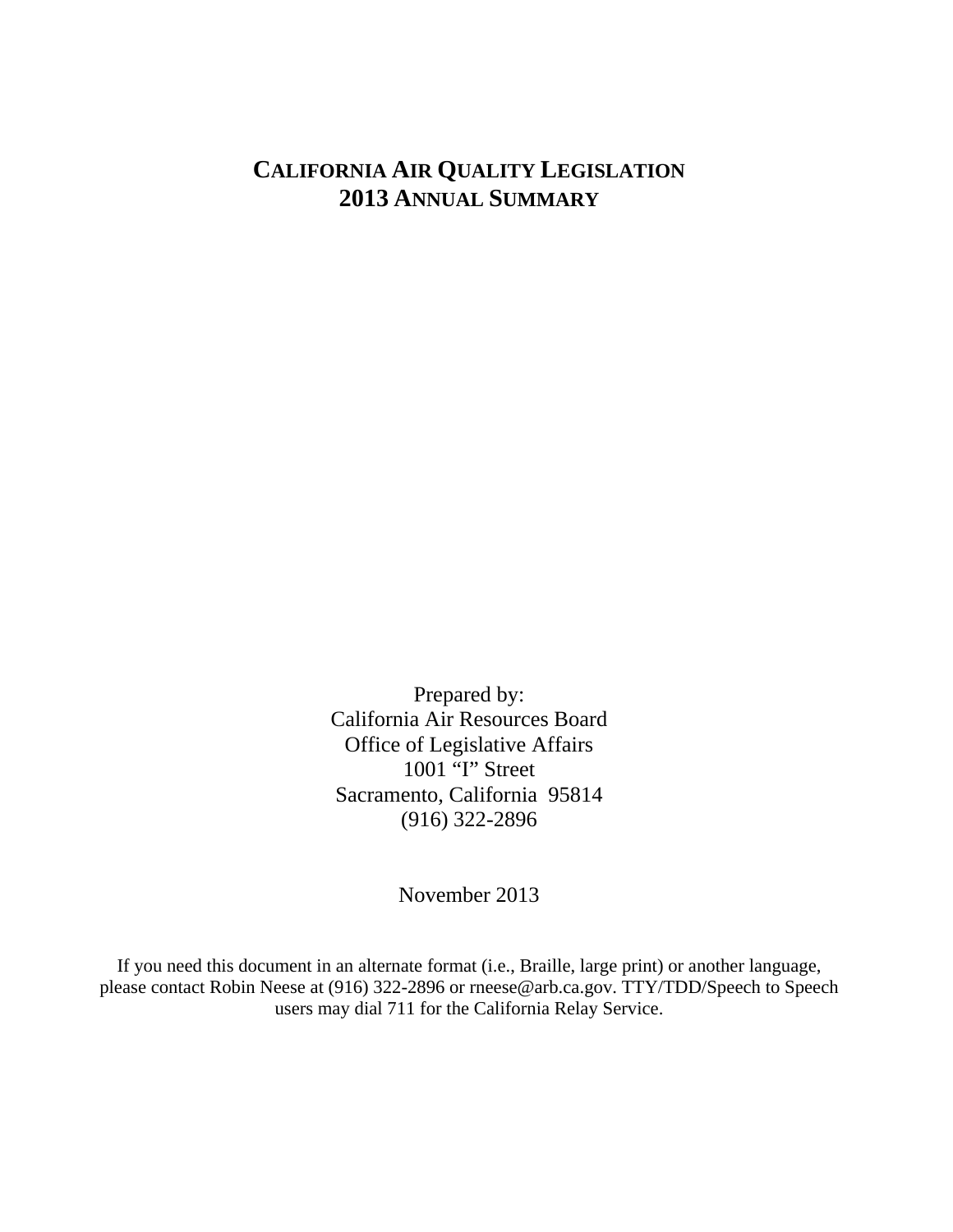# California Air Quality Legislation
# 2013 Annual Summary

Prepared by:
California Air Resources Board
Office of Legislative Affairs
1001 "I" Street
Sacramento, California 95814
(916) 322-2896

November 2013

If you need this document in an alternate format (i.e., Braille, large print) or another language, please contact Robin Neese at (916) 322-2896 or rneese@arb.ca.gov. TTY/TDD/Speech to Speech users may dial 711 for the California Relay Service.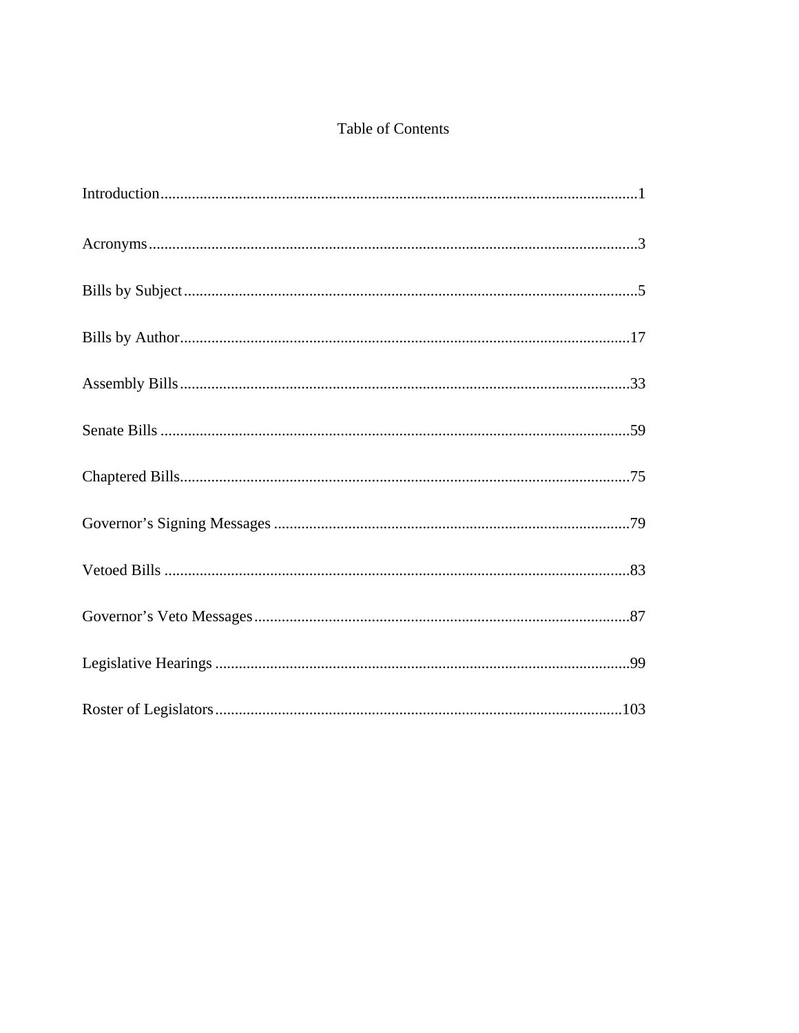# Table of Contents

Introduction........................................................................................................................1

Acronyms...........................................................................................................................3

Bills by Subject..................................................................................................................5

Bills by Author.................................................................................................................17

Assembly Bills..................................................................................................................33

Senate Bills .......................................................................................................................59

Chaptered Bills..................................................................................................................75

Governor's Signing Messages ..........................................................................................79

Vetoed Bills ......................................................................................................................83

Governor's Veto Messages...............................................................................................87

Legislative Hearings .........................................................................................................99

Roster of Legislators........................................................................................................103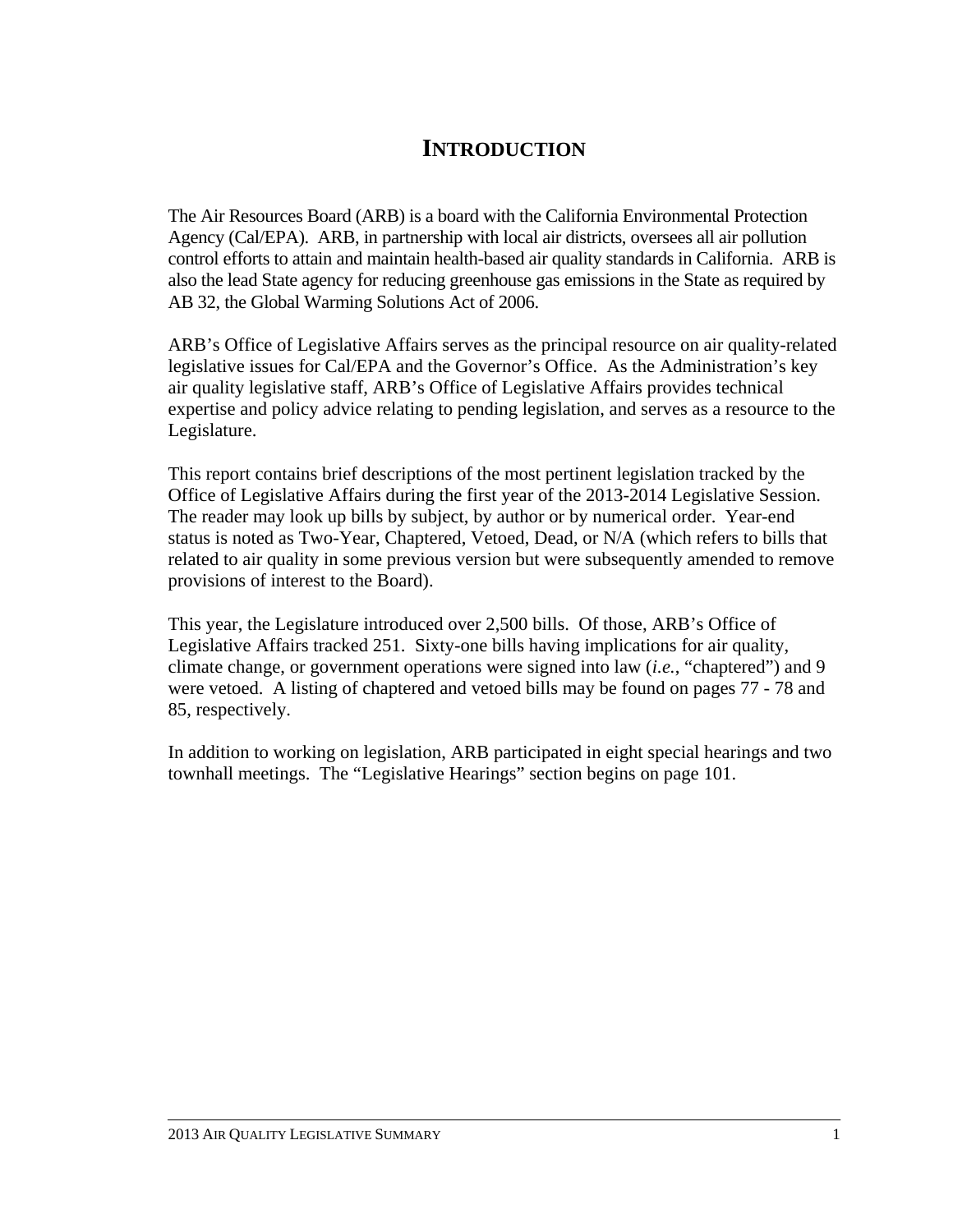# INTRODUCTION

The Air Resources Board (ARB) is a board with the California Environmental Protection Agency (Cal/EPA). ARB, in partnership with local air districts, oversees all air pollution control efforts to attain and maintain health-based air quality standards in California. ARB is also the lead State agency for reducing greenhouse gas emissions in the State as required by AB 32, the Global Warming Solutions Act of 2006.

ARB's Office of Legislative Affairs serves as the principal resource on air quality-related legislative issues for Cal/EPA and the Governor's Office. As the Administration's key air quality legislative staff, ARB's Office of Legislative Affairs provides technical expertise and policy advice relating to pending legislation, and serves as a resource to the Legislature.

This report contains brief descriptions of the most pertinent legislation tracked by the Office of Legislative Affairs during the first year of the 2013-2014 Legislative Session. The reader may look up bills by subject, by author or by numerical order. Year-end status is noted as Two-Year, Chaptered, Vetoed, Dead, or N/A (which refers to bills that related to air quality in some previous version but were subsequently amended to remove provisions of interest to the Board).

This year, the Legislature introduced over 2,500 bills. Of those, ARB's Office of Legislative Affairs tracked 251. Sixty-one bills having implications for air quality, climate change, or government operations were signed into law (*i.e.*, "chaptered") and 9 were vetoed. A listing of chaptered and vetoed bills may be found on pages 77 - 78 and 85, respectively.

In addition to working on legislation, ARB participated in eight special hearings and two townhall meetings. The "Legislative Hearings" section begins on page 101.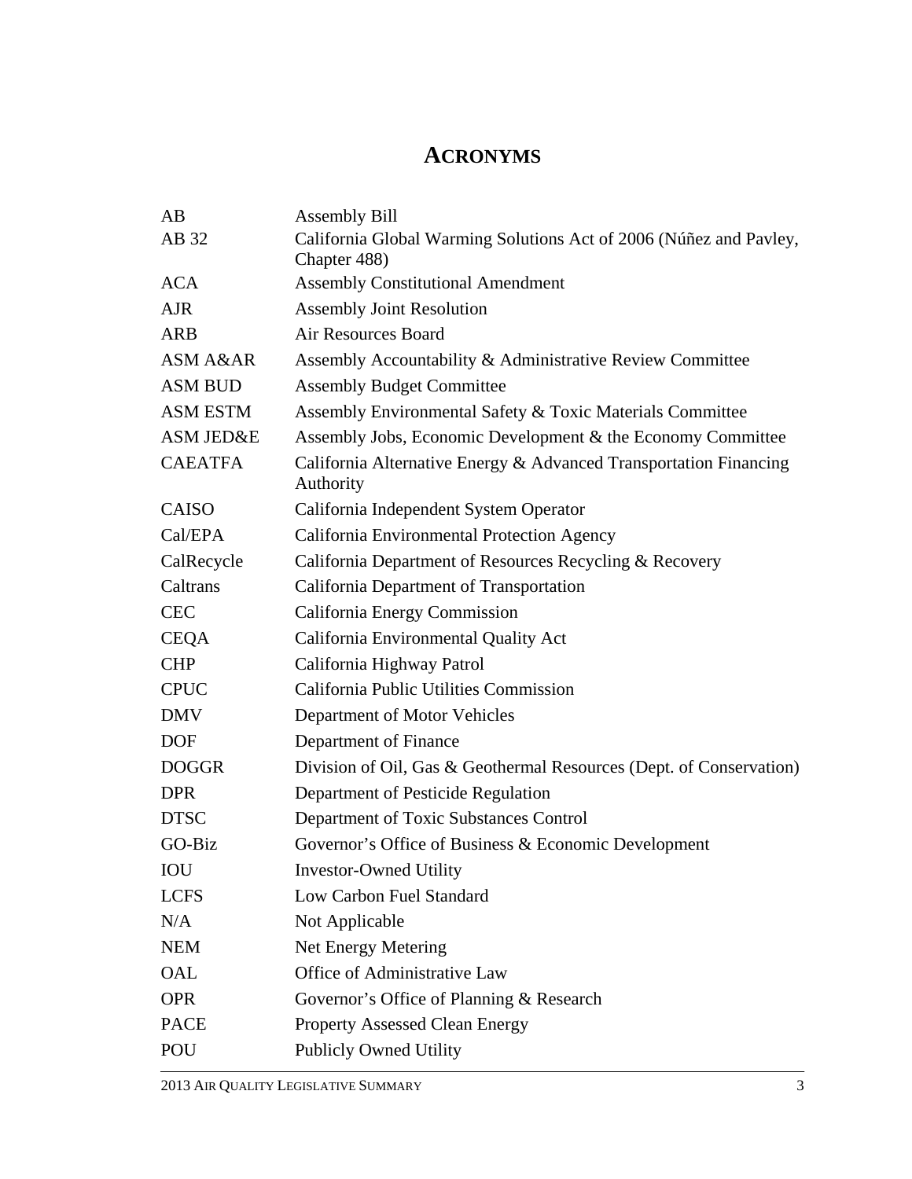# ACRONYMS

| | |
|---|---|
| AB | Assembly Bill |
| AB 32 | California Global Warming Solutions Act of 2006 (Núñez and Pavley, Chapter 488) |
| ACA | Assembly Constitutional Amendment |
| AJR | Assembly Joint Resolution |
| ARB | Air Resources Board |
| ASM A&AR | Assembly Accountability & Administrative Review Committee |
| ASM BUD | Assembly Budget Committee |
| ASM ESTM | Assembly Environmental Safety & Toxic Materials Committee |
| ASM JED&E | Assembly Jobs, Economic Development & the Economy Committee |
| CAEATFA | California Alternative Energy & Advanced Transportation Financing Authority |
| CAISO | California Independent System Operator |
| Cal/EPA | California Environmental Protection Agency |
| CalRecycle | California Department of Resources Recycling & Recovery |
| Caltrans | California Department of Transportation |
| CEC | California Energy Commission |
| CEQA | California Environmental Quality Act |
| CHP | California Highway Patrol |
| CPUC | California Public Utilities Commission |
| DMV | Department of Motor Vehicles |
| DOF | Department of Finance |
| DOGGR | Division of Oil, Gas & Geothermal Resources (Dept. of Conservation) |
| DPR | Department of Pesticide Regulation |
| DTSC | Department of Toxic Substances Control |
| GO-Biz | Governor's Office of Business & Economic Development |
| IOU | Investor-Owned Utility |
| LCFS | Low Carbon Fuel Standard |
| N/A | Not Applicable |
| NEM | Net Energy Metering |
| OAL | Office of Administrative Law |
| OPR | Governor's Office of Planning & Research |
| PACE | Property Assessed Clean Energy |
| POU | Publicly Owned Utility |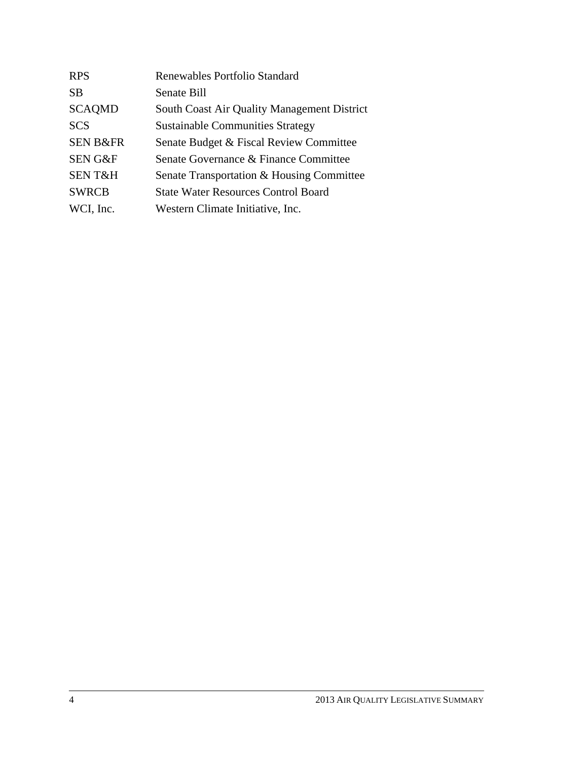| | |
|---|---|
| RPS | Renewables Portfolio Standard |
| SB | Senate Bill |
| SCAQMD | South Coast Air Quality Management District |
| SCS | Sustainable Communities Strategy |
| SEN B&FR | Senate Budget & Fiscal Review Committee |
| SEN G&F | Senate Governance & Finance Committee |
| SEN T&H | Senate Transportation & Housing Committee |
| SWRCB | State Water Resources Control Board |
| WCI, Inc. | Western Climate Initiative, Inc. |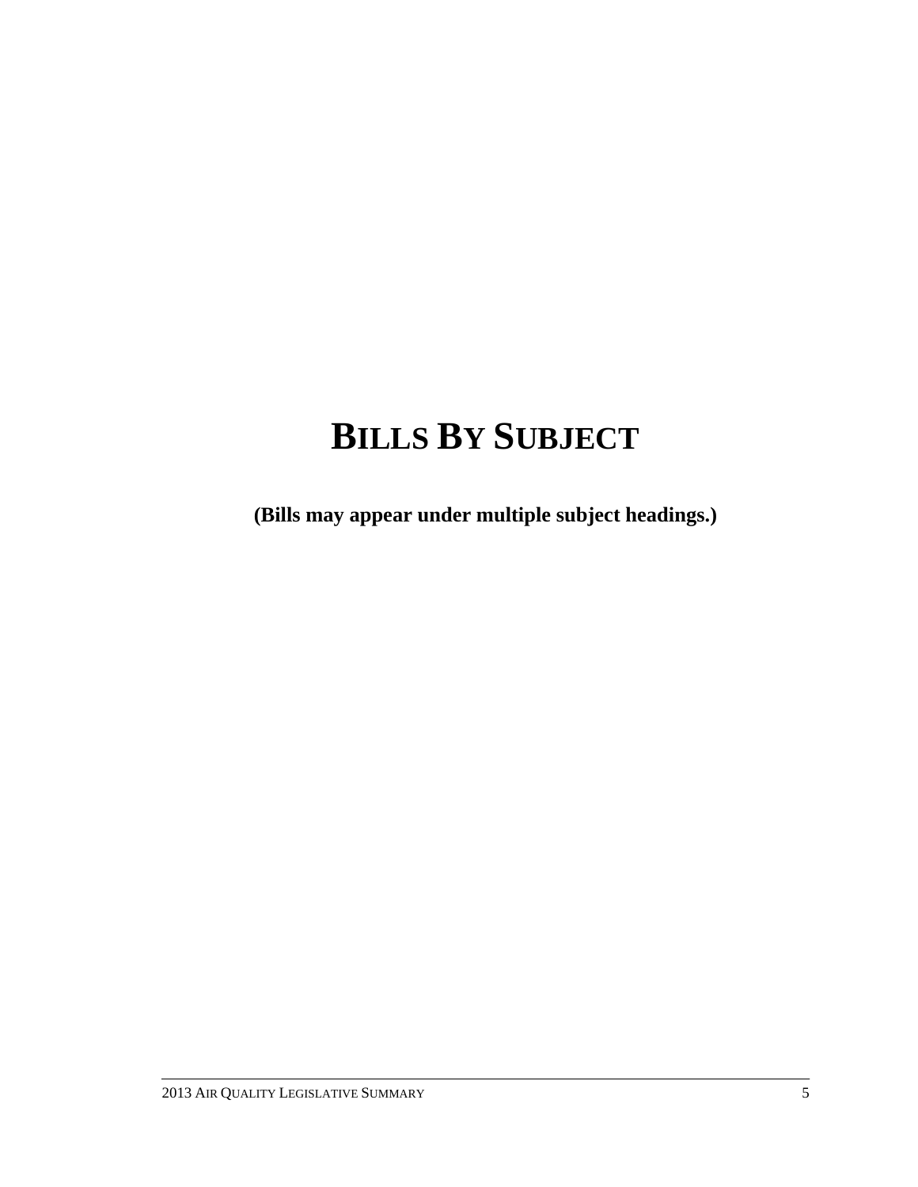# BILLS BY SUBJECT

**(Bills may appear under multiple subject headings.)**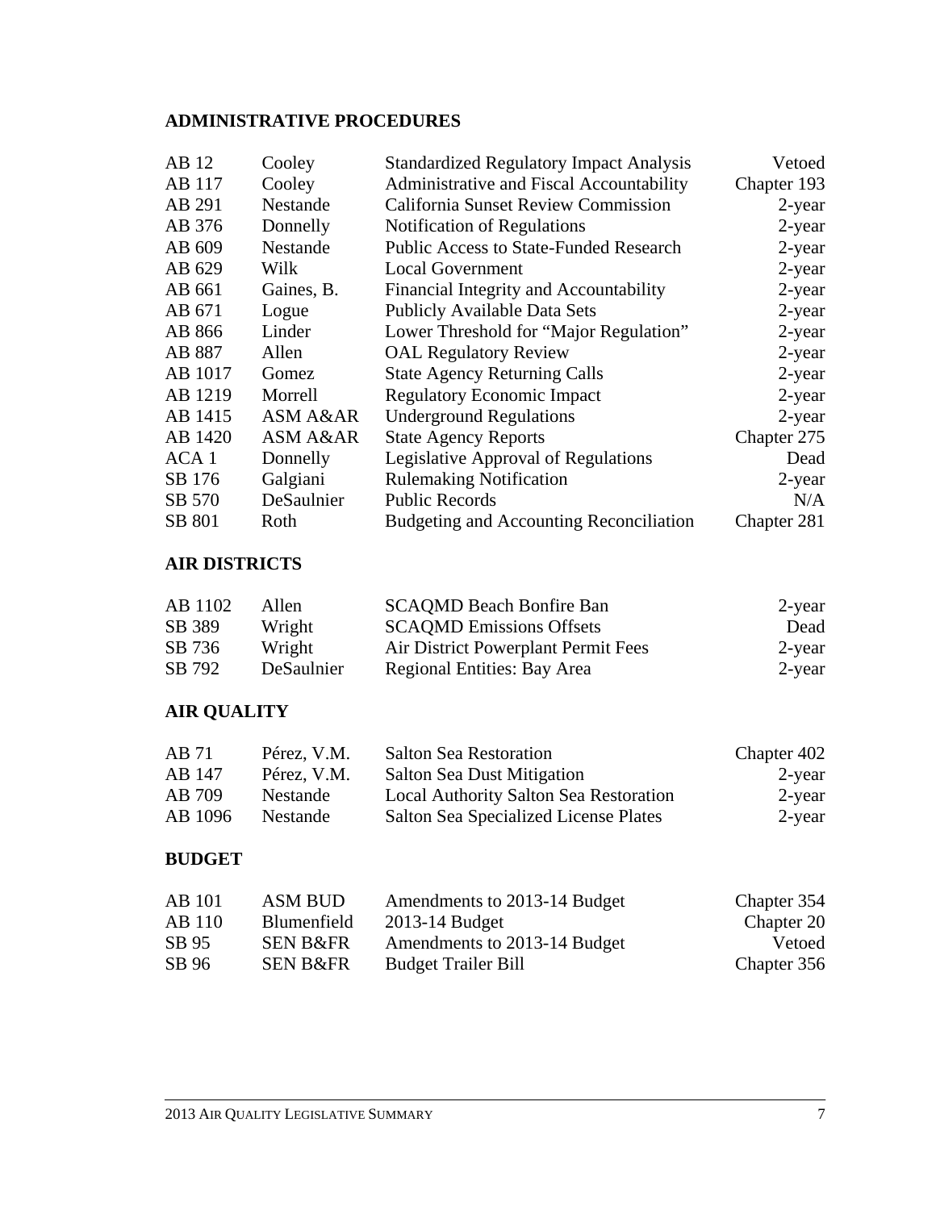## ADMINISTRATIVE PROCEDURES

| | | | |
|---|---|---|---|
| AB 12 | Cooley | Standardized Regulatory Impact Analysis | Vetoed |
| AB 117 | Cooley | Administrative and Fiscal Accountability | Chapter 193 |
| AB 291 | Nestande | California Sunset Review Commission | 2-year |
| AB 376 | Donnelly | Notification of Regulations | 2-year |
| AB 609 | Nestande | Public Access to State-Funded Research | 2-year |
| AB 629 | Wilk | Local Government | 2-year |
| AB 661 | Gaines, B. | Financial Integrity and Accountability | 2-year |
| AB 671 | Logue | Publicly Available Data Sets | 2-year |
| AB 866 | Linder | Lower Threshold for "Major Regulation" | 2-year |
| AB 887 | Allen | OAL Regulatory Review | 2-year |
| AB 1017 | Gomez | State Agency Returning Calls | 2-year |
| AB 1219 | Morrell | Regulatory Economic Impact | 2-year |
| AB 1415 | ASM A&AR | Underground Regulations | 2-year |
| AB 1420 | ASM A&AR | State Agency Reports | Chapter 275 |
| ACA 1 | Donnelly | Legislative Approval of Regulations | Dead |
| SB 176 | Galgiani | Rulemaking Notification | 2-year |
| SB 570 | DeSaulnier | Public Records | N/A |
| SB 801 | Roth | Budgeting and Accounting Reconciliation | Chapter 281 |

## AIR DISTRICTS

| | | | |
|---|---|---|---|
| AB 1102 | Allen | SCAQMD Beach Bonfire Ban | 2-year |
| SB 389 | Wright | SCAQMD Emissions Offsets | Dead |
| SB 736 | Wright | Air District Powerplant Permit Fees | 2-year |
| SB 792 | DeSaulnier | Regional Entities: Bay Area | 2-year |

## AIR QUALITY

| | | | |
|---|---|---|---|
| AB 71 | Pérez, V.M. | Salton Sea Restoration | Chapter 402 |
| AB 147 | Pérez, V.M. | Salton Sea Dust Mitigation | 2-year |
| AB 709 | Nestande | Local Authority Salton Sea Restoration | 2-year |
| AB 1096 | Nestande | Salton Sea Specialized License Plates | 2-year |

## BUDGET

| | | | |
|---|---|---|---|
| AB 101 | ASM BUD | Amendments to 2013-14 Budget | Chapter 354 |
| AB 110 | Blumenfield | 2013-14 Budget | Chapter 20 |
| SB 95 | SEN B&FR | Amendments to 2013-14 Budget | Vetoed |
| SB 96 | SEN B&FR | Budget Trailer Bill | Chapter 356 |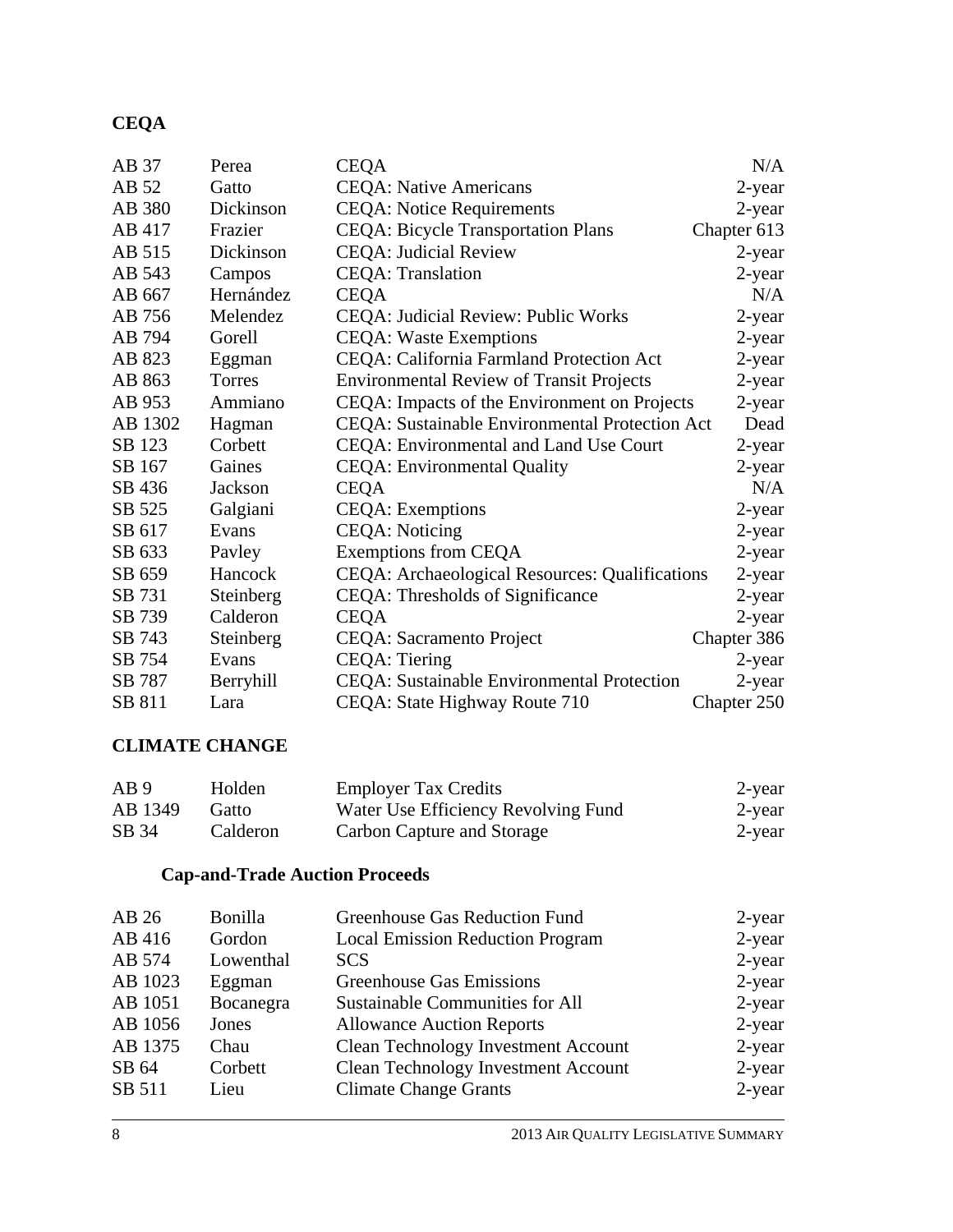## CEQA

| | | | |
|---|---|---|---|
| AB 37 | Perea | CEQA | N/A |
| AB 52 | Gatto | CEQA: Native Americans | 2-year |
| AB 380 | Dickinson | CEQA: Notice Requirements | 2-year |
| AB 417 | Frazier | CEQA: Bicycle Transportation Plans | Chapter 613 |
| AB 515 | Dickinson | CEQA: Judicial Review | 2-year |
| AB 543 | Campos | CEQA: Translation | 2-year |
| AB 667 | Hernández | CEQA | N/A |
| AB 756 | Melendez | CEQA: Judicial Review: Public Works | 2-year |
| AB 794 | Gorell | CEQA: Waste Exemptions | 2-year |
| AB 823 | Eggman | CEQA: California Farmland Protection Act | 2-year |
| AB 863 | Torres | Environmental Review of Transit Projects | 2-year |
| AB 953 | Ammiano | CEQA: Impacts of the Environment on Projects | 2-year |
| AB 1302 | Hagman | CEQA: Sustainable Environmental Protection Act | Dead |
| SB 123 | Corbett | CEQA: Environmental and Land Use Court | 2-year |
| SB 167 | Gaines | CEQA: Environmental Quality | 2-year |
| SB 436 | Jackson | CEQA | N/A |
| SB 525 | Galgiani | CEQA: Exemptions | 2-year |
| SB 617 | Evans | CEQA: Noticing | 2-year |
| SB 633 | Pavley | Exemptions from CEQA | 2-year |
| SB 659 | Hancock | CEQA: Archaeological Resources: Qualifications | 2-year |
| SB 731 | Steinberg | CEQA: Thresholds of Significance | 2-year |
| SB 739 | Calderon | CEQA | 2-year |
| SB 743 | Steinberg | CEQA: Sacramento Project | Chapter 386 |
| SB 754 | Evans | CEQA: Tiering | 2-year |
| SB 787 | Berryhill | CEQA: Sustainable Environmental Protection | 2-year |
| SB 811 | Lara | CEQA: State Highway Route 710 | Chapter 250 |

## CLIMATE CHANGE

| | | | |
|---|---|---|---|
| AB 9 | Holden | Employer Tax Credits | 2-year |
| AB 1349 | Gatto | Water Use Efficiency Revolving Fund | 2-year |
| SB 34 | Calderon | Carbon Capture and Storage | 2-year |

### Cap-and-Trade Auction Proceeds

| | | | |
|---|---|---|---|
| AB 26 | Bonilla | Greenhouse Gas Reduction Fund | 2-year |
| AB 416 | Gordon | Local Emission Reduction Program | 2-year |
| AB 574 | Lowenthal | SCS | 2-year |
| AB 1023 | Eggman | Greenhouse Gas Emissions | 2-year |
| AB 1051 | Bocanegra | Sustainable Communities for All | 2-year |
| AB 1056 | Jones | Allowance Auction Reports | 2-year |
| AB 1375 | Chau | Clean Technology Investment Account | 2-year |
| SB 64 | Corbett | Clean Technology Investment Account | 2-year |
| SB 511 | Lieu | Climate Change Grants | 2-year |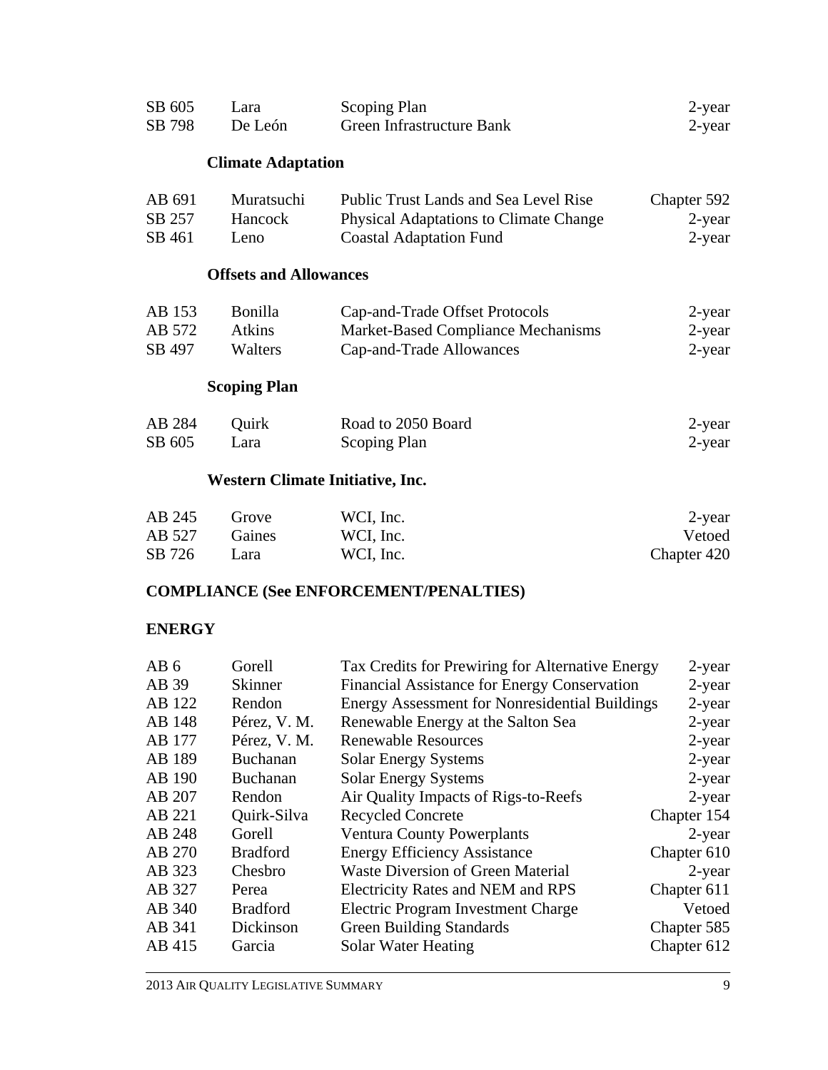| | | | |
|---|---|---|---|
| SB 605 | Lara | Scoping Plan | 2-year |
| SB 798 | De León | Green Infrastructure Bank | 2-year |

### Climate Adaptation

| | | | |
|---|---|---|---|
| AB 691 | Muratsuchi | Public Trust Lands and Sea Level Rise | Chapter 592 |
| SB 257 | Hancock | Physical Adaptations to Climate Change | 2-year |
| SB 461 | Leno | Coastal Adaptation Fund | 2-year |

### Offsets and Allowances

| | | | |
|---|---|---|---|
| AB 153 | Bonilla | Cap-and-Trade Offset Protocols | 2-year |
| AB 572 | Atkins | Market-Based Compliance Mechanisms | 2-year |
| SB 497 | Walters | Cap-and-Trade Allowances | 2-year |

### Scoping Plan

| | | | |
|---|---|---|---|
| AB 284 | Quirk | Road to 2050 Board | 2-year |
| SB 605 | Lara | Scoping Plan | 2-year |

### Western Climate Initiative, Inc.

| | | | |
|---|---|---|---|
| AB 245 | Grove | WCI, Inc. | 2-year |
| AB 527 | Gaines | WCI, Inc. | Vetoed |
| SB 726 | Lara | WCI, Inc. | Chapter 420 |

## COMPLIANCE (See ENFORCEMENT/PENALTIES)

## ENERGY

| | | | |
|---|---|---|---|
| AB 6 | Gorell | Tax Credits for Prewiring for Alternative Energy | 2-year |
| AB 39 | Skinner | Financial Assistance for Energy Conservation | 2-year |
| AB 122 | Rendon | Energy Assessment for Nonresidential Buildings | 2-year |
| AB 148 | Pérez, V. M. | Renewable Energy at the Salton Sea | 2-year |
| AB 177 | Pérez, V. M. | Renewable Resources | 2-year |
| AB 189 | Buchanan | Solar Energy Systems | 2-year |
| AB 190 | Buchanan | Solar Energy Systems | 2-year |
| AB 207 | Rendon | Air Quality Impacts of Rigs-to-Reefs | 2-year |
| AB 221 | Quirk-Silva | Recycled Concrete | Chapter 154 |
| AB 248 | Gorell | Ventura County Powerplants | 2-year |
| AB 270 | Bradford | Energy Efficiency Assistance | Chapter 610 |
| AB 323 | Chesbro | Waste Diversion of Green Material | 2-year |
| AB 327 | Perea | Electricity Rates and NEM and RPS | Chapter 611 |
| AB 340 | Bradford | Electric Program Investment Charge | Vetoed |
| AB 341 | Dickinson | Green Building Standards | Chapter 585 |
| AB 415 | Garcia | Solar Water Heating | Chapter 612 |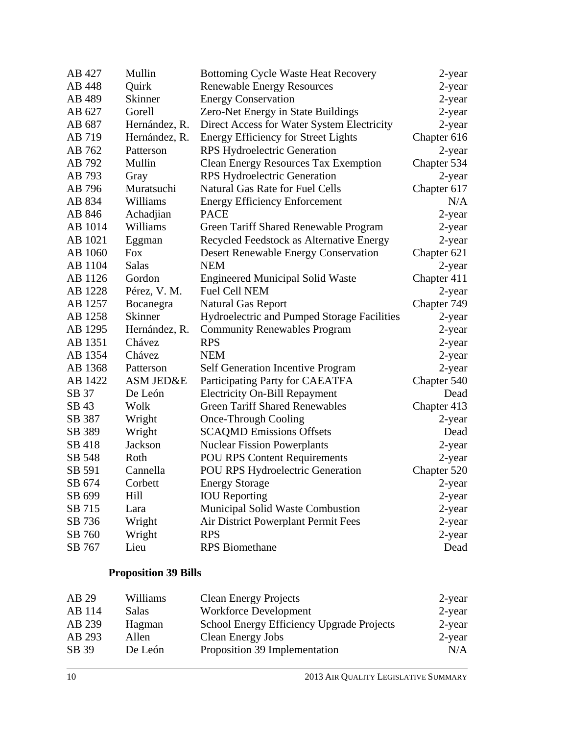| | | | |
|---|---|---|---|
| AB 427 | Mullin | Bottoming Cycle Waste Heat Recovery | 2-year |
| AB 448 | Quirk | Renewable Energy Resources | 2-year |
| AB 489 | Skinner | Energy Conservation | 2-year |
| AB 627 | Gorell | Zero-Net Energy in State Buildings | 2-year |
| AB 687 | Hernández, R. | Direct Access for Water System Electricity | 2-year |
| AB 719 | Hernández, R. | Energy Efficiency for Street Lights | Chapter 616 |
| AB 762 | Patterson | RPS Hydroelectric Generation | 2-year |
| AB 792 | Mullin | Clean Energy Resources Tax Exemption | Chapter 534 |
| AB 793 | Gray | RPS Hydroelectric Generation | 2-year |
| AB 796 | Muratsuchi | Natural Gas Rate for Fuel Cells | Chapter 617 |
| AB 834 | Williams | Energy Efficiency Enforcement | N/A |
| AB 846 | Achadjian | PACE | 2-year |
| AB 1014 | Williams | Green Tariff Shared Renewable Program | 2-year |
| AB 1021 | Eggman | Recycled Feedstock as Alternative Energy | 2-year |
| AB 1060 | Fox | Desert Renewable Energy Conservation | Chapter 621 |
| AB 1104 | Salas | NEM | 2-year |
| AB 1126 | Gordon | Engineered Municipal Solid Waste | Chapter 411 |
| AB 1228 | Pérez, V. M. | Fuel Cell NEM | 2-year |
| AB 1257 | Bocanegra | Natural Gas Report | Chapter 749 |
| AB 1258 | Skinner | Hydroelectric and Pumped Storage Facilities | 2-year |
| AB 1295 | Hernández, R. | Community Renewables Program | 2-year |
| AB 1351 | Chávez | RPS | 2-year |
| AB 1354 | Chávez | NEM | 2-year |
| AB 1368 | Patterson | Self Generation Incentive Program | 2-year |
| AB 1422 | ASM JED&E | Participating Party for CAEATFA | Chapter 540 |
| SB 37 | De León | Electricity On-Bill Repayment | Dead |
| SB 43 | Wolk | Green Tariff Shared Renewables | Chapter 413 |
| SB 387 | Wright | Once-Through Cooling | 2-year |
| SB 389 | Wright | SCAQMD Emissions Offsets | Dead |
| SB 418 | Jackson | Nuclear Fission Powerplants | 2-year |
| SB 548 | Roth | POU RPS Content Requirements | 2-year |
| SB 591 | Cannella | POU RPS Hydroelectric Generation | Chapter 520 |
| SB 674 | Corbett | Energy Storage | 2-year |
| SB 699 | Hill | IOU Reporting | 2-year |
| SB 715 | Lara | Municipal Solid Waste Combustion | 2-year |
| SB 736 | Wright | Air District Powerplant Permit Fees | 2-year |
| SB 760 | Wright | RPS | 2-year |
| SB 767 | Lieu | RPS Biomethane | Dead |

**Proposition 39 Bills**

| | | | |
|---|---|---|---|
| AB 29 | Williams | Clean Energy Projects | 2-year |
| AB 114 | Salas | Workforce Development | 2-year |
| AB 239 | Hagman | School Energy Efficiency Upgrade Projects | 2-year |
| AB 293 | Allen | Clean Energy Jobs | 2-year |
| SB 39 | De León | Proposition 39 Implementation | N/A |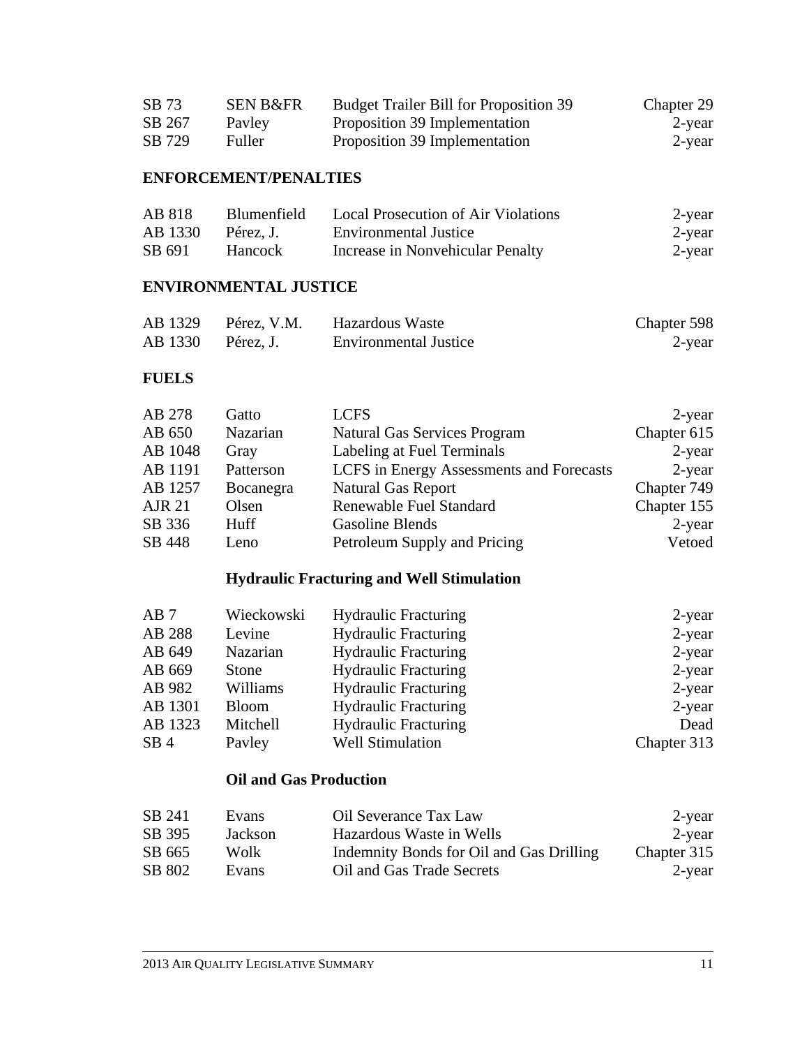| | | | |
|---|---|---|---|
| SB 73 | SEN B&FR | Budget Trailer Bill for Proposition 39 | Chapter 29 |
| SB 267 | Pavley | Proposition 39 Implementation | 2-year |
| SB 729 | Fuller | Proposition 39 Implementation | 2-year |

**ENFORCEMENT/PENALTIES**

| | | | |
|---|---|---|---|
| AB 818 | Blumenfield | Local Prosecution of Air Violations | 2-year |
| AB 1330 | Pérez, J. | Environmental Justice | 2-year |
| SB 691 | Hancock | Increase in Nonvehicular Penalty | 2-year |

**ENVIRONMENTAL JUSTICE**

| | | | |
|---|---|---|---|
| AB 1329 | Pérez, V.M. | Hazardous Waste | Chapter 598 |
| AB 1330 | Pérez, J. | Environmental Justice | 2-year |

**FUELS**

| | | | |
|---|---|---|---|
| AB 278 | Gatto | LCFS | 2-year |
| AB 650 | Nazarian | Natural Gas Services Program | Chapter 615 |
| AB 1048 | Gray | Labeling at Fuel Terminals | 2-year |
| AB 1191 | Patterson | LCFS in Energy Assessments and Forecasts | 2-year |
| AB 1257 | Bocanegra | Natural Gas Report | Chapter 749 |
| AJR 21 | Olsen | Renewable Fuel Standard | Chapter 155 |
| SB 336 | Huff | Gasoline Blends | 2-year |
| SB 448 | Leno | Petroleum Supply and Pricing | Vetoed |

**Hydraulic Fracturing and Well Stimulation**

| | | | |
|---|---|---|---|
| AB 7 | Wieckowski | Hydraulic Fracturing | 2-year |
| AB 288 | Levine | Hydraulic Fracturing | 2-year |
| AB 649 | Nazarian | Hydraulic Fracturing | 2-year |
| AB 669 | Stone | Hydraulic Fracturing | 2-year |
| AB 982 | Williams | Hydraulic Fracturing | 2-year |
| AB 1301 | Bloom | Hydraulic Fracturing | 2-year |
| AB 1323 | Mitchell | Hydraulic Fracturing | Dead |
| SB 4 | Pavley | Well Stimulation | Chapter 313 |

**Oil and Gas Production**

| | | | |
|---|---|---|---|
| SB 241 | Evans | Oil Severance Tax Law | 2-year |
| SB 395 | Jackson | Hazardous Waste in Wells | 2-year |
| SB 665 | Wolk | Indemnity Bonds for Oil and Gas Drilling | Chapter 315 |
| SB 802 | Evans | Oil and Gas Trade Secrets | 2-year |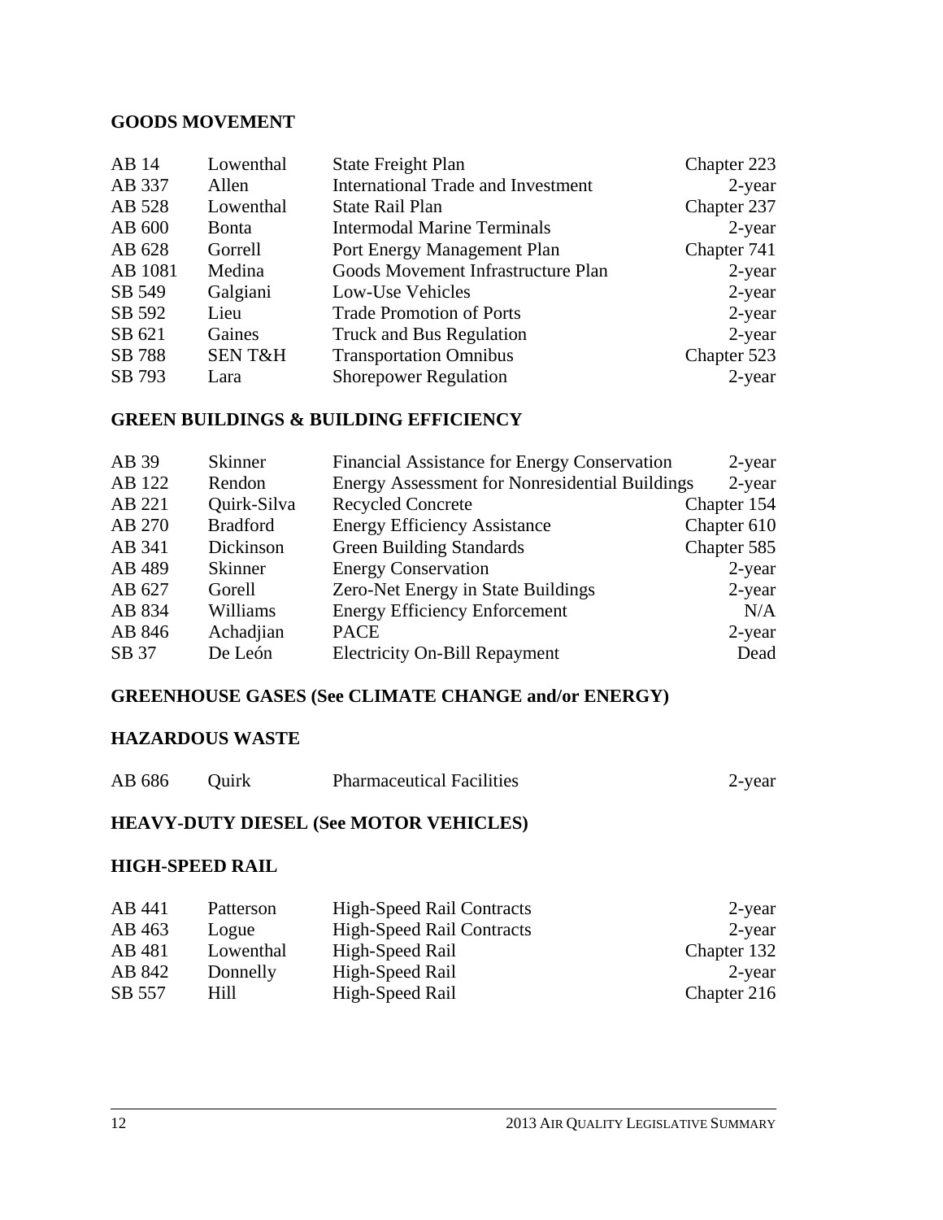## GOODS MOVEMENT

| | | | |
|---|---|---|---|
| AB 14 | Lowenthal | State Freight Plan | Chapter 223 |
| AB 337 | Allen | International Trade and Investment | 2-year |
| AB 528 | Lowenthal | State Rail Plan | Chapter 237 |
| AB 600 | Bonta | Intermodal Marine Terminals | 2-year |
| AB 628 | Gorrell | Port Energy Management Plan | Chapter 741 |
| AB 1081 | Medina | Goods Movement Infrastructure Plan | 2-year |
| SB 549 | Galgiani | Low-Use Vehicles | 2-year |
| SB 592 | Lieu | Trade Promotion of Ports | 2-year |
| SB 621 | Gaines | Truck and Bus Regulation | 2-year |
| SB 788 | SEN T&H | Transportation Omnibus | Chapter 523 |
| SB 793 | Lara | Shorepower Regulation | 2-year |

## GREEN BUILDINGS & BUILDING EFFICIENCY

| | | | |
|---|---|---|---|
| AB 39 | Skinner | Financial Assistance for Energy Conservation | 2-year |
| AB 122 | Rendon | Energy Assessment for Nonresidential Buildings | 2-year |
| AB 221 | Quirk-Silva | Recycled Concrete | Chapter 154 |
| AB 270 | Bradford | Energy Efficiency Assistance | Chapter 610 |
| AB 341 | Dickinson | Green Building Standards | Chapter 585 |
| AB 489 | Skinner | Energy Conservation | 2-year |
| AB 627 | Gorell | Zero-Net Energy in State Buildings | 2-year |
| AB 834 | Williams | Energy Efficiency Enforcement | N/A |
| AB 846 | Achadjian | PACE | 2-year |
| SB 37 | De León | Electricity On-Bill Repayment | Dead |

## GREENHOUSE GASES (See CLIMATE CHANGE and/or ENERGY)

## HAZARDOUS WASTE

| | | | |
|---|---|---|---|
| AB 686 | Quirk | Pharmaceutical Facilities | 2-year |

## HEAVY-DUTY DIESEL (See MOTOR VEHICLES)

## HIGH-SPEED RAIL

| | | | |
|---|---|---|---|
| AB 441 | Patterson | High-Speed Rail Contracts | 2-year |
| AB 463 | Logue | High-Speed Rail Contracts | 2-year |
| AB 481 | Lowenthal | High-Speed Rail | Chapter 132 |
| AB 842 | Donnelly | High-Speed Rail | 2-year |
| SB 557 | Hill | High-Speed Rail | Chapter 216 |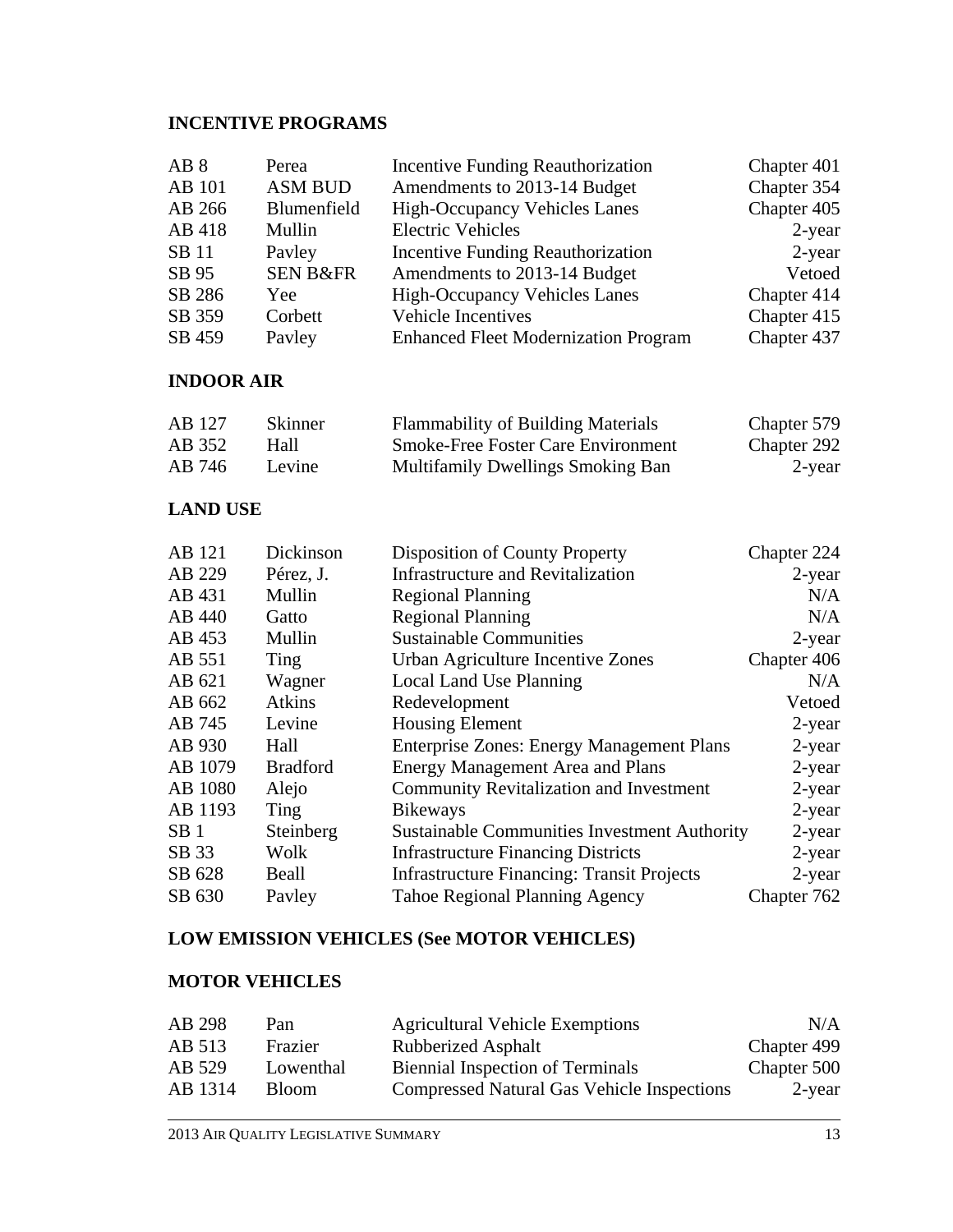## INCENTIVE PROGRAMS

| | | | |
|---|---|---|---|
| AB 8 | Perea | Incentive Funding Reauthorization | Chapter 401 |
| AB 101 | ASM BUD | Amendments to 2013-14 Budget | Chapter 354 |
| AB 266 | Blumenfield | High-Occupancy Vehicles Lanes | Chapter 405 |
| AB 418 | Mullin | Electric Vehicles | 2-year |
| SB 11 | Pavley | Incentive Funding Reauthorization | 2-year |
| SB 95 | SEN B&FR | Amendments to 2013-14 Budget | Vetoed |
| SB 286 | Yee | High-Occupancy Vehicles Lanes | Chapter 414 |
| SB 359 | Corbett | Vehicle Incentives | Chapter 415 |
| SB 459 | Pavley | Enhanced Fleet Modernization Program | Chapter 437 |

## INDOOR AIR

| | | | |
|---|---|---|---|
| AB 127 | Skinner | Flammability of Building Materials | Chapter 579 |
| AB 352 | Hall | Smoke-Free Foster Care Environment | Chapter 292 |
| AB 746 | Levine | Multifamily Dwellings Smoking Ban | 2-year |

## LAND USE

| | | | |
|---|---|---|---|
| AB 121 | Dickinson | Disposition of County Property | Chapter 224 |
| AB 229 | Pérez, J. | Infrastructure and Revitalization | 2-year |
| AB 431 | Mullin | Regional Planning | N/A |
| AB 440 | Gatto | Regional Planning | N/A |
| AB 453 | Mullin | Sustainable Communities | 2-year |
| AB 551 | Ting | Urban Agriculture Incentive Zones | Chapter 406 |
| AB 621 | Wagner | Local Land Use Planning | N/A |
| AB 662 | Atkins | Redevelopment | Vetoed |
| AB 745 | Levine | Housing Element | 2-year |
| AB 930 | Hall | Enterprise Zones: Energy Management Plans | 2-year |
| AB 1079 | Bradford | Energy Management Area and Plans | 2-year |
| AB 1080 | Alejo | Community Revitalization and Investment | 2-year |
| AB 1193 | Ting | Bikeways | 2-year |
| SB 1 | Steinberg | Sustainable Communities Investment Authority | 2-year |
| SB 33 | Wolk | Infrastructure Financing Districts | 2-year |
| SB 628 | Beall | Infrastructure Financing: Transit Projects | 2-year |
| SB 630 | Pavley | Tahoe Regional Planning Agency | Chapter 762 |

## LOW EMISSION VEHICLES (See MOTOR VEHICLES)

## MOTOR VEHICLES

| | | | |
|---|---|---|---|
| AB 298 | Pan | Agricultural Vehicle Exemptions | N/A |
| AB 513 | Frazier | Rubberized Asphalt | Chapter 499 |
| AB 529 | Lowenthal | Biennial Inspection of Terminals | Chapter 500 |
| AB 1314 | Bloom | Compressed Natural Gas Vehicle Inspections | 2-year |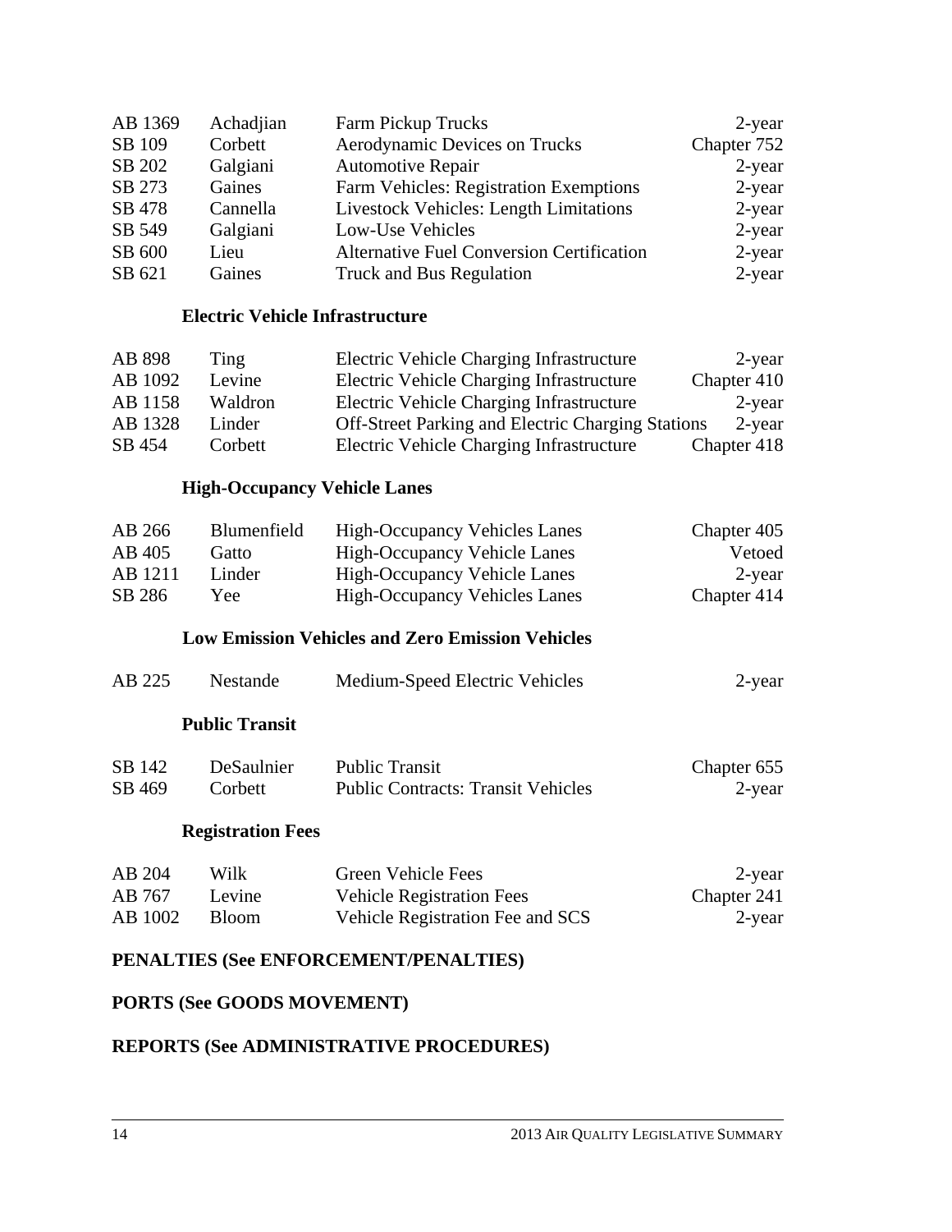| | | | |
|---|---|---|---|
| AB 1369 | Achadjian | Farm Pickup Trucks | 2-year |
| SB 109 | Corbett | Aerodynamic Devices on Trucks | Chapter 752 |
| SB 202 | Galgiani | Automotive Repair | 2-year |
| SB 273 | Gaines | Farm Vehicles: Registration Exemptions | 2-year |
| SB 478 | Cannella | Livestock Vehicles: Length Limitations | 2-year |
| SB 549 | Galgiani | Low-Use Vehicles | 2-year |
| SB 600 | Lieu | Alternative Fuel Conversion Certification | 2-year |
| SB 621 | Gaines | Truck and Bus Regulation | 2-year |

### Electric Vehicle Infrastructure

| | | | |
|---|---|---|---|
| AB 898 | Ting | Electric Vehicle Charging Infrastructure | 2-year |
| AB 1092 | Levine | Electric Vehicle Charging Infrastructure | Chapter 410 |
| AB 1158 | Waldron | Electric Vehicle Charging Infrastructure | 2-year |
| AB 1328 | Linder | Off-Street Parking and Electric Charging Stations | 2-year |
| SB 454 | Corbett | Electric Vehicle Charging Infrastructure | Chapter 418 |

### High-Occupancy Vehicle Lanes

| | | | |
|---|---|---|---|
| AB 266 | Blumenfield | High-Occupancy Vehicles Lanes | Chapter 405 |
| AB 405 | Gatto | High-Occupancy Vehicle Lanes | Vetoed |
| AB 1211 | Linder | High-Occupancy Vehicle Lanes | 2-year |
| SB 286 | Yee | High-Occupancy Vehicles Lanes | Chapter 414 |

### Low Emission Vehicles and Zero Emission Vehicles

| | | | |
|---|---|---|---|
| AB 225 | Nestande | Medium-Speed Electric Vehicles | 2-year |

### Public Transit

| | | | |
|---|---|---|---|
| SB 142 | DeSaulnier | Public Transit | Chapter 655 |
| SB 469 | Corbett | Public Contracts: Transit Vehicles | 2-year |

### Registration Fees

| | | | |
|---|---|---|---|
| AB 204 | Wilk | Green Vehicle Fees | 2-year |
| AB 767 | Levine | Vehicle Registration Fees | Chapter 241 |
| AB 1002 | Bloom | Vehicle Registration Fee and SCS | 2-year |

## PENALTIES (See ENFORCEMENT/PENALTIES)

## PORTS (See GOODS MOVEMENT)

## REPORTS (See ADMINISTRATIVE PROCEDURES)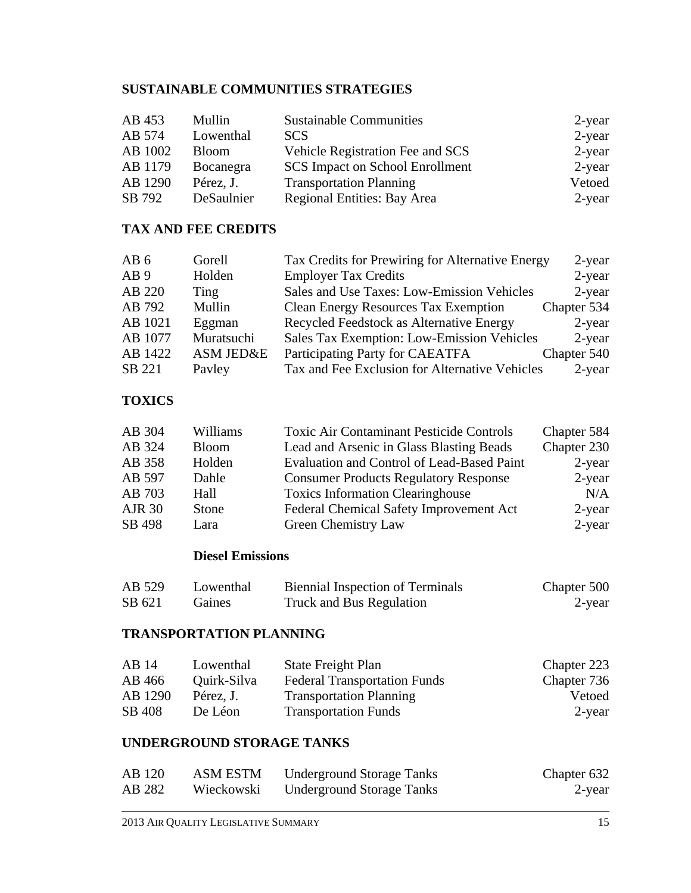## SUSTAINABLE COMMUNITIES STRATEGIES

| | | | |
|---|---|---|---|
| AB 453 | Mullin | Sustainable Communities | 2-year |
| AB 574 | Lowenthal | SCS | 2-year |
| AB 1002 | Bloom | Vehicle Registration Fee and SCS | 2-year |
| AB 1179 | Bocanegra | SCS Impact on School Enrollment | 2-year |
| AB 1290 | Pérez, J. | Transportation Planning | Vetoed |
| SB 792 | DeSaulnier | Regional Entities: Bay Area | 2-year |

## TAX AND FEE CREDITS

| | | | |
|---|---|---|---|
| AB 6 | Gorell | Tax Credits for Prewiring for Alternative Energy | 2-year |
| AB 9 | Holden | Employer Tax Credits | 2-year |
| AB 220 | Ting | Sales and Use Taxes: Low-Emission Vehicles | 2-year |
| AB 792 | Mullin | Clean Energy Resources Tax Exemption | Chapter 534 |
| AB 1021 | Eggman | Recycled Feedstock as Alternative Energy | 2-year |
| AB 1077 | Muratsuchi | Sales Tax Exemption: Low-Emission Vehicles | 2-year |
| AB 1422 | ASM JED&E | Participating Party for CAEATFA | Chapter 540 |
| SB 221 | Pavley | Tax and Fee Exclusion for Alternative Vehicles | 2-year |

## TOXICS

| | | | |
|---|---|---|---|
| AB 304 | Williams | Toxic Air Contaminant Pesticide Controls | Chapter 584 |
| AB 324 | Bloom | Lead and Arsenic in Glass Blasting Beads | Chapter 230 |
| AB 358 | Holden | Evaluation and Control of Lead-Based Paint | 2-year |
| AB 597 | Dahle | Consumer Products Regulatory Response | 2-year |
| AB 703 | Hall | Toxics Information Clearinghouse | N/A |
| AJR 30 | Stone | Federal Chemical Safety Improvement Act | 2-year |
| SB 498 | Lara | Green Chemistry Law | 2-year |

### Diesel Emissions

| | | | |
|---|---|---|---|
| AB 529 | Lowenthal | Biennial Inspection of Terminals | Chapter 500 |
| SB 621 | Gaines | Truck and Bus Regulation | 2-year |

## TRANSPORTATION PLANNING

| | | | |
|---|---|---|---|
| AB 14 | Lowenthal | State Freight Plan | Chapter 223 |
| AB 466 | Quirk-Silva | Federal Transportation Funds | Chapter 736 |
| AB 1290 | Pérez, J. | Transportation Planning | Vetoed |
| SB 408 | De Léon | Transportation Funds | 2-year |

## UNDERGROUND STORAGE TANKS

| | | | |
|---|---|---|---|
| AB 120 | ASM ESTM | Underground Storage Tanks | Chapter 632 |
| AB 282 | Wieckowski | Underground Storage Tanks | 2-year |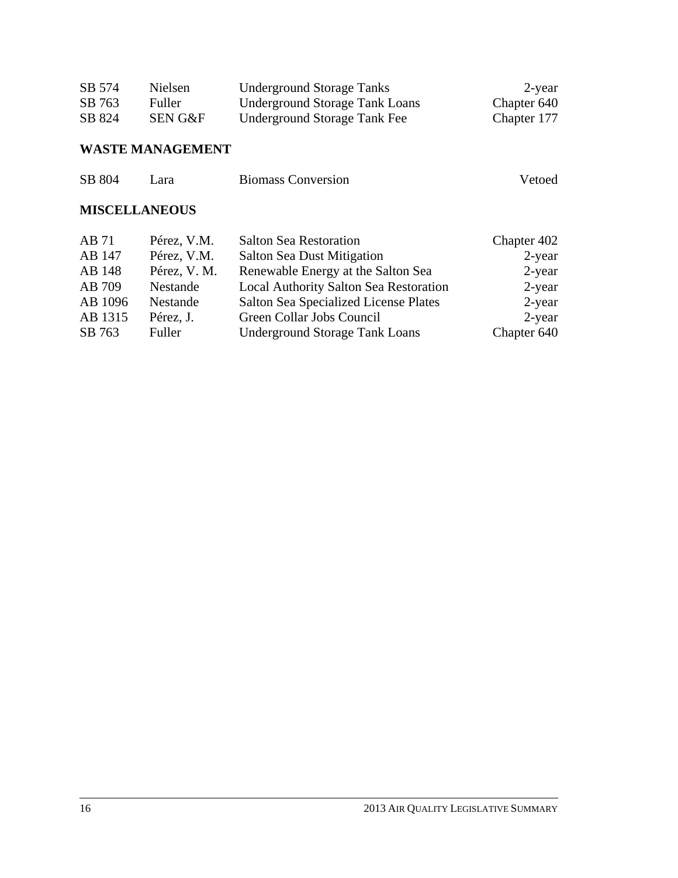| | | | |
|---|---|---|---|
| SB 574 | Nielsen | Underground Storage Tanks | 2-year |
| SB 763 | Fuller | Underground Storage Tank Loans | Chapter 640 |
| SB 824 | SEN G&F | Underground Storage Tank Fee | Chapter 177 |

## WASTE MANAGEMENT

| | | | |
|---|---|---|---|
| SB 804 | Lara | Biomass Conversion | Vetoed |

## MISCELLANEOUS

| | | | |
|---|---|---|---|
| AB 71 | Pérez, V.M. | Salton Sea Restoration | Chapter 402 |
| AB 147 | Pérez, V.M. | Salton Sea Dust Mitigation | 2-year |
| AB 148 | Pérez, V. M. | Renewable Energy at the Salton Sea | 2-year |
| AB 709 | Nestande | Local Authority Salton Sea Restoration | 2-year |
| AB 1096 | Nestande | Salton Sea Specialized License Plates | 2-year |
| AB 1315 | Pérez, J. | Green Collar Jobs Council | 2-year |
| SB 763 | Fuller | Underground Storage Tank Loans | Chapter 640 |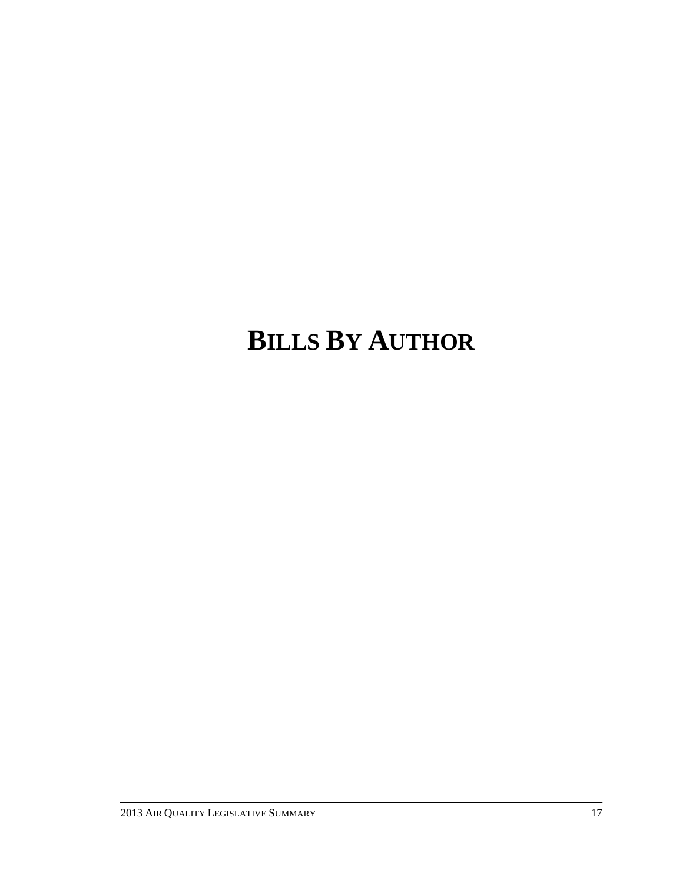# BILLS BY AUTHOR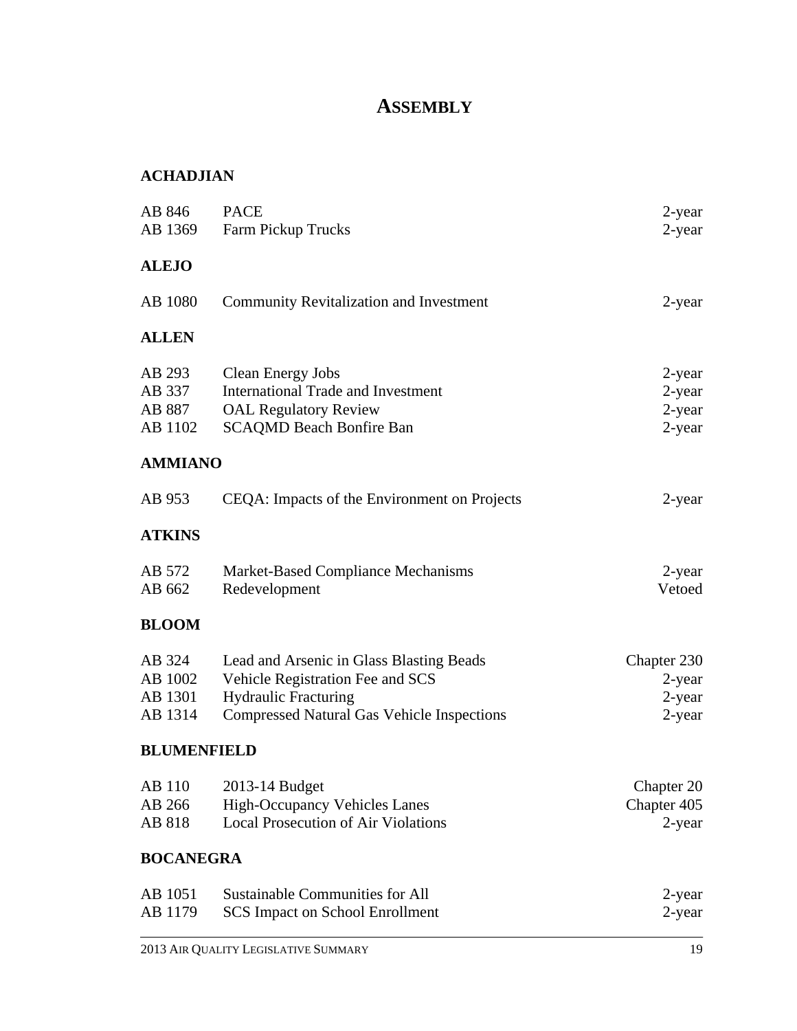# ASSEMBLY

## ACHADJIAN

| | | |
|---|---|---|
| AB 846 | PACE | 2-year |
| AB 1369 | Farm Pickup Trucks | 2-year |

## ALEJO

| | | |
|---|---|---|
| AB 1080 | Community Revitalization and Investment | 2-year |

## ALLEN

| | | |
|---|---|---|
| AB 293 | Clean Energy Jobs | 2-year |
| AB 337 | International Trade and Investment | 2-year |
| AB 887 | OAL Regulatory Review | 2-year |
| AB 1102 | SCAQMD Beach Bonfire Ban | 2-year |

## AMMIANO

| | | |
|---|---|---|
| AB 953 | CEQA: Impacts of the Environment on Projects | 2-year |

## ATKINS

| | | |
|---|---|---|
| AB 572 | Market-Based Compliance Mechanisms | 2-year |
| AB 662 | Redevelopment | Vetoed |

## BLOOM

| | | |
|---|---|---|
| AB 324 | Lead and Arsenic in Glass Blasting Beads | Chapter 230 |
| AB 1002 | Vehicle Registration Fee and SCS | 2-year |
| AB 1301 | Hydraulic Fracturing | 2-year |
| AB 1314 | Compressed Natural Gas Vehicle Inspections | 2-year |

## BLUMENFIELD

| | | |
|---|---|---|
| AB 110 | 2013-14 Budget | Chapter 20 |
| AB 266 | High-Occupancy Vehicles Lanes | Chapter 405 |
| AB 818 | Local Prosecution of Air Violations | 2-year |

## BOCANEGRA

| | | |
|---|---|---|
| AB 1051 | Sustainable Communities for All | 2-year |
| AB 1179 | SCS Impact on School Enrollment | 2-year |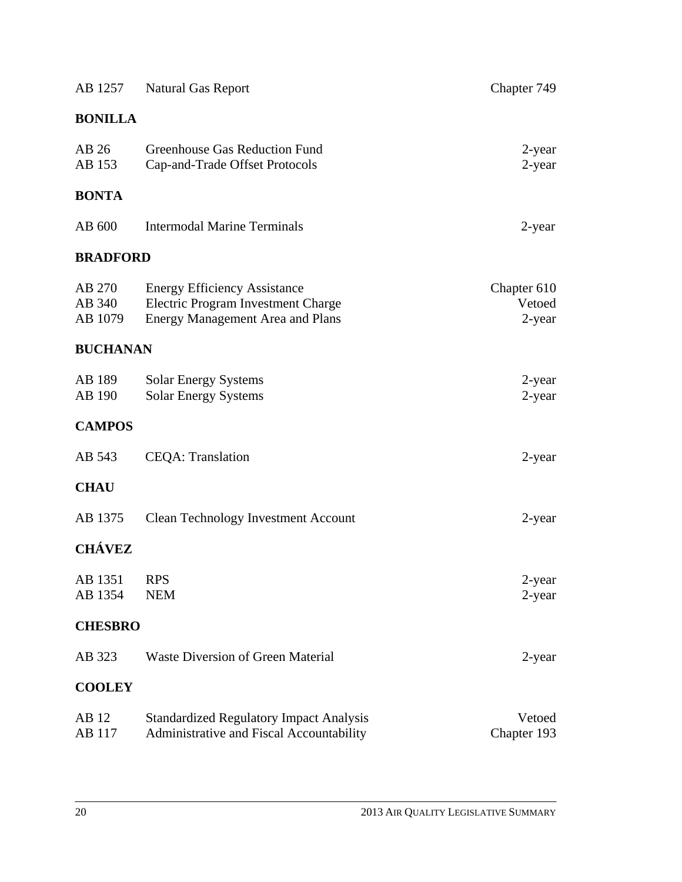| | | |
|---|---|---|
| AB 1257 | Natural Gas Report | Chapter 749 |

**BONILLA**

| | | |
|---|---|---|
| AB 26 | Greenhouse Gas Reduction Fund | 2-year |
| AB 153 | Cap-and-Trade Offset Protocols | 2-year |

**BONTA**

| | | |
|---|---|---|
| AB 600 | Intermodal Marine Terminals | 2-year |

**BRADFORD**

| | | |
|---|---|---|
| AB 270 | Energy Efficiency Assistance | Chapter 610 |
| AB 340 | Electric Program Investment Charge | Vetoed |
| AB 1079 | Energy Management Area and Plans | 2-year |

**BUCHANAN**

| | | |
|---|---|---|
| AB 189 | Solar Energy Systems | 2-year |
| AB 190 | Solar Energy Systems | 2-year |

**CAMPOS**

| | | |
|---|---|---|
| AB 543 | CEQA: Translation | 2-year |

**CHAU**

| | | |
|---|---|---|
| AB 1375 | Clean Technology Investment Account | 2-year |

**CHÁVEZ**

| | | |
|---|---|---|
| AB 1351 | RPS | 2-year |
| AB 1354 | NEM | 2-year |

**CHESBRO**

| | | |
|---|---|---|
| AB 323 | Waste Diversion of Green Material | 2-year |

**COOLEY**

| | | |
|---|---|---|
| AB 12 | Standardized Regulatory Impact Analysis | Vetoed |
| AB 117 | Administrative and Fiscal Accountability | Chapter 193 |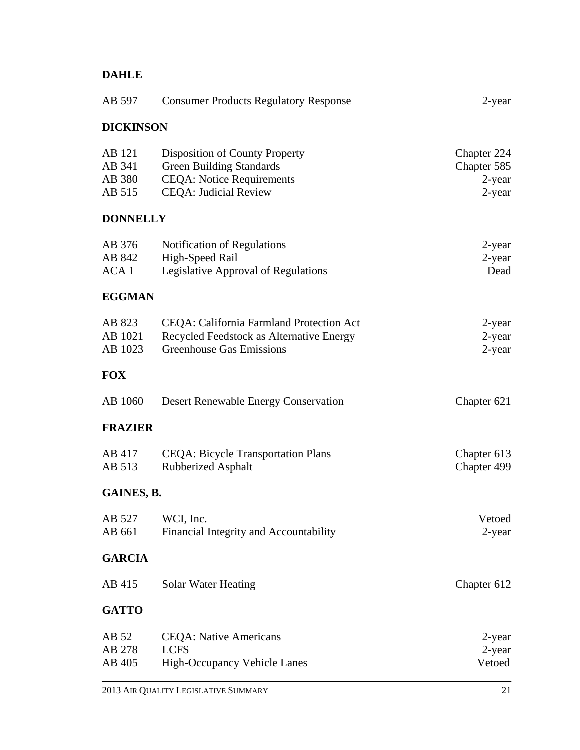**DAHLE**

| | | |
|---|---|---|
| AB 597 | Consumer Products Regulatory Response | 2-year |

**DICKINSON**

| | | |
|---|---|---|
| AB 121 | Disposition of County Property | Chapter 224 |
| AB 341 | Green Building Standards | Chapter 585 |
| AB 380 | CEQA: Notice Requirements | 2-year |
| AB 515 | CEQA: Judicial Review | 2-year |

**DONNELLY**

| | | |
|---|---|---|
| AB 376 | Notification of Regulations | 2-year |
| AB 842 | High-Speed Rail | 2-year |
| ACA 1 | Legislative Approval of Regulations | Dead |

**EGGMAN**

| | | |
|---|---|---|
| AB 823 | CEQA: California Farmland Protection Act | 2-year |
| AB 1021 | Recycled Feedstock as Alternative Energy | 2-year |
| AB 1023 | Greenhouse Gas Emissions | 2-year |

**FOX**

| | | |
|---|---|---|
| AB 1060 | Desert Renewable Energy Conservation | Chapter 621 |

**FRAZIER**

| | | |
|---|---|---|
| AB 417 | CEQA: Bicycle Transportation Plans | Chapter 613 |
| AB 513 | Rubberized Asphalt | Chapter 499 |

**GAINES, B.**

| | | |
|---|---|---|
| AB 527 | WCI, Inc. | Vetoed |
| AB 661 | Financial Integrity and Accountability | 2-year |

**GARCIA**

| | | |
|---|---|---|
| AB 415 | Solar Water Heating | Chapter 612 |

**GATTO**

| | | |
|---|---|---|
| AB 52 | CEQA: Native Americans | 2-year |
| AB 278 | LCFS | 2-year |
| AB 405 | High-Occupancy Vehicle Lanes | Vetoed |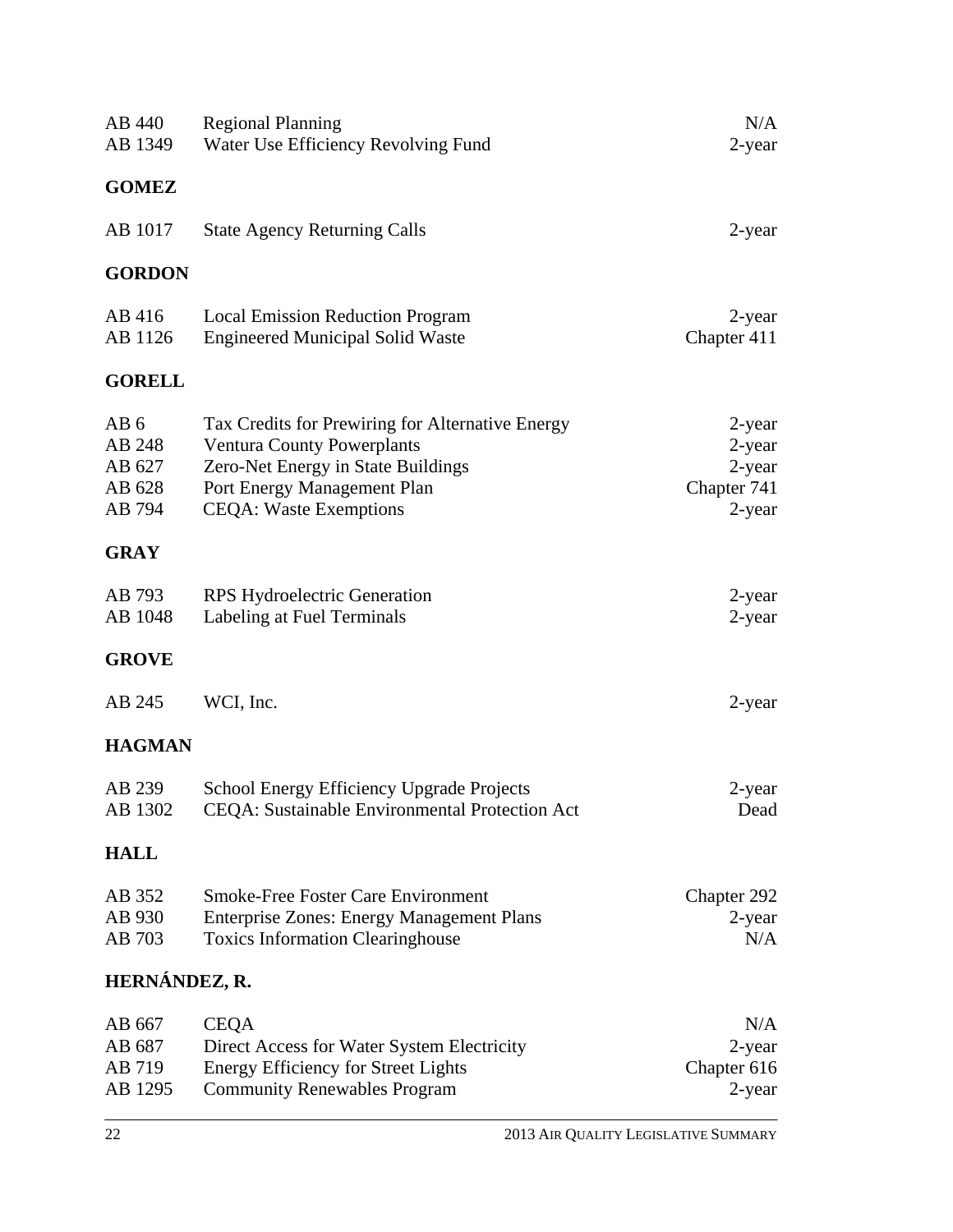| | | |
|---|---|---|
| AB 440 | Regional Planning | N/A |
| AB 1349 | Water Use Efficiency Revolving Fund | 2-year |

**GOMEZ**

| | | |
|---|---|---|
| AB 1017 | State Agency Returning Calls | 2-year |

**GORDON**

| | | |
|---|---|---|
| AB 416 | Local Emission Reduction Program | 2-year |
| AB 1126 | Engineered Municipal Solid Waste | Chapter 411 |

**GORELL**

| | | |
|---|---|---|
| AB 6 | Tax Credits for Prewiring for Alternative Energy | 2-year |
| AB 248 | Ventura County Powerplants | 2-year |
| AB 627 | Zero-Net Energy in State Buildings | 2-year |
| AB 628 | Port Energy Management Plan | Chapter 741 |
| AB 794 | CEQA: Waste Exemptions | 2-year |

**GRAY**

| | | |
|---|---|---|
| AB 793 | RPS Hydroelectric Generation | 2-year |
| AB 1048 | Labeling at Fuel Terminals | 2-year |

**GROVE**

| | | |
|---|---|---|
| AB 245 | WCI, Inc. | 2-year |

**HAGMAN**

| | | |
|---|---|---|
| AB 239 | School Energy Efficiency Upgrade Projects | 2-year |
| AB 1302 | CEQA: Sustainable Environmental Protection Act | Dead |

**HALL**

| | | |
|---|---|---|
| AB 352 | Smoke-Free Foster Care Environment | Chapter 292 |
| AB 930 | Enterprise Zones: Energy Management Plans | 2-year |
| AB 703 | Toxics Information Clearinghouse | N/A |

**HERNÁNDEZ, R.**

| | | |
|---|---|---|
| AB 667 | CEQA | N/A |
| AB 687 | Direct Access for Water System Electricity | 2-year |
| AB 719 | Energy Efficiency for Street Lights | Chapter 616 |
| AB 1295 | Community Renewables Program | 2-year |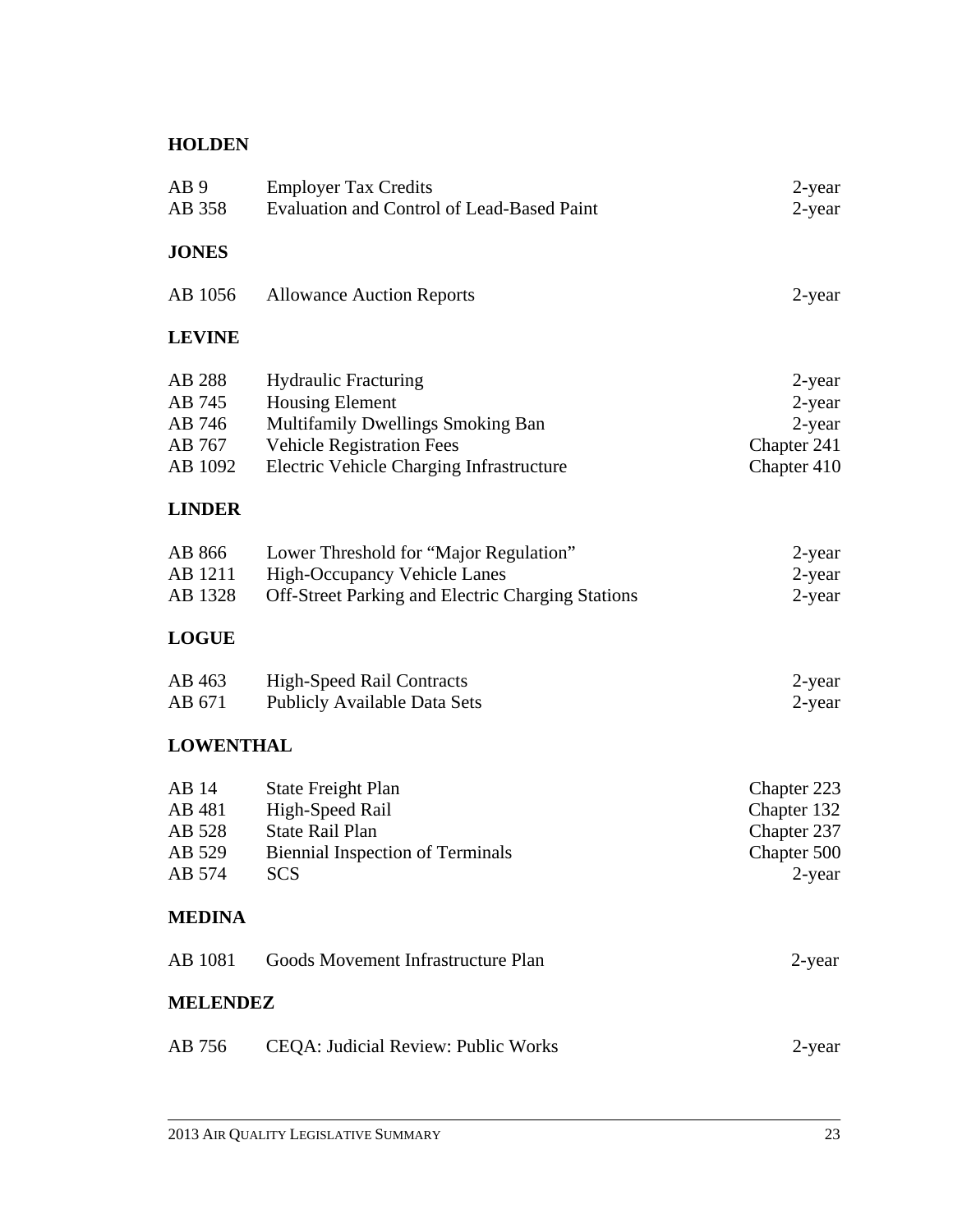**HOLDEN**

| | | |
|---|---|---|
| AB 9 | Employer Tax Credits | 2-year |
| AB 358 | Evaluation and Control of Lead-Based Paint | 2-year |

**JONES**

| | | |
|---|---|---|
| AB 1056 | Allowance Auction Reports | 2-year |

**LEVINE**

| | | |
|---|---|---|
| AB 288 | Hydraulic Fracturing | 2-year |
| AB 745 | Housing Element | 2-year |
| AB 746 | Multifamily Dwellings Smoking Ban | 2-year |
| AB 767 | Vehicle Registration Fees | Chapter 241 |
| AB 1092 | Electric Vehicle Charging Infrastructure | Chapter 410 |

**LINDER**

| | | |
|---|---|---|
| AB 866 | Lower Threshold for "Major Regulation" | 2-year |
| AB 1211 | High-Occupancy Vehicle Lanes | 2-year |
| AB 1328 | Off-Street Parking and Electric Charging Stations | 2-year |

**LOGUE**

| | | |
|---|---|---|
| AB 463 | High-Speed Rail Contracts | 2-year |
| AB 671 | Publicly Available Data Sets | 2-year |

**LOWENTHAL**

| | | |
|---|---|---|
| AB 14 | State Freight Plan | Chapter 223 |
| AB 481 | High-Speed Rail | Chapter 132 |
| AB 528 | State Rail Plan | Chapter 237 |
| AB 529 | Biennial Inspection of Terminals | Chapter 500 |
| AB 574 | SCS | 2-year |

**MEDINA**

| | | |
|---|---|---|
| AB 1081 | Goods Movement Infrastructure Plan | 2-year |

**MELENDEZ**

| | | |
|---|---|---|
| AB 756 | CEQA: Judicial Review: Public Works | 2-year |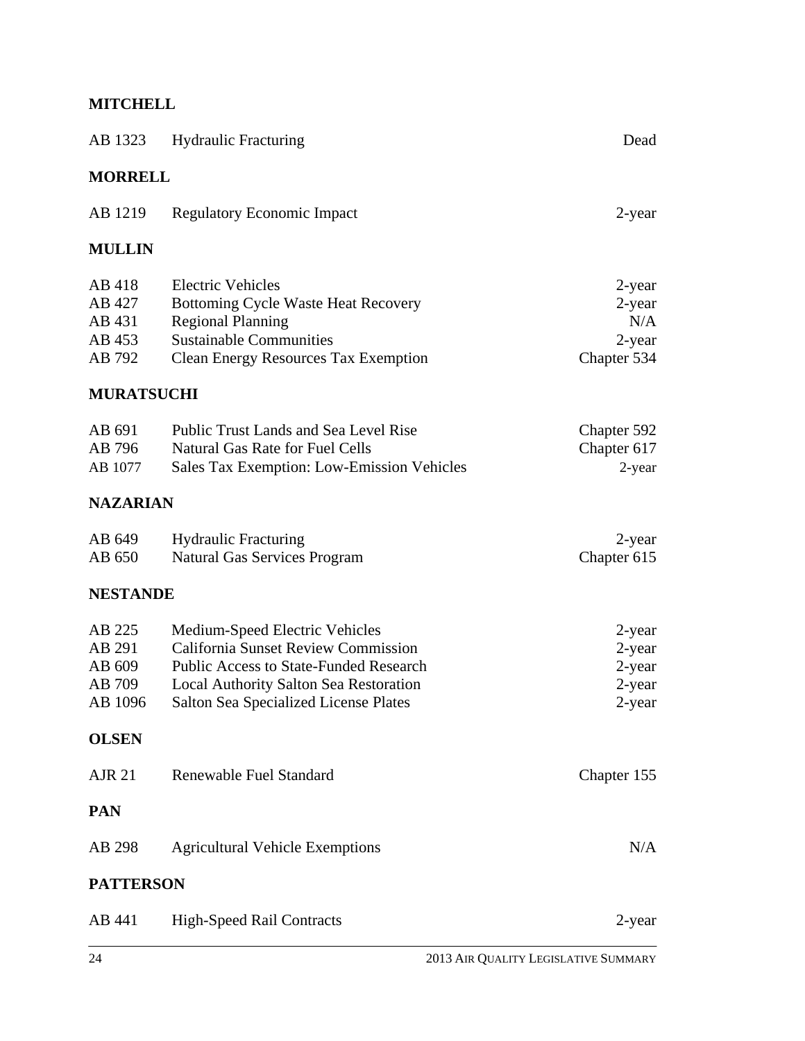**MITCHELL**

| | | |
|---|---|---|
| AB 1323 | Hydraulic Fracturing | Dead |

**MORRELL**

| | | |
|---|---|---|
| AB 1219 | Regulatory Economic Impact | 2-year |

**MULLIN**

| | | |
|---|---|---|
| AB 418 | Electric Vehicles | 2-year |
| AB 427 | Bottoming Cycle Waste Heat Recovery | 2-year |
| AB 431 | Regional Planning | N/A |
| AB 453 | Sustainable Communities | 2-year |
| AB 792 | Clean Energy Resources Tax Exemption | Chapter 534 |

**MURATSUCHI**

| | | |
|---|---|---|
| AB 691 | Public Trust Lands and Sea Level Rise | Chapter 592 |
| AB 796 | Natural Gas Rate for Fuel Cells | Chapter 617 |
| AB 1077 | Sales Tax Exemption: Low-Emission Vehicles | 2-year |

**NAZARIAN**

| | | |
|---|---|---|
| AB 649 | Hydraulic Fracturing | 2-year |
| AB 650 | Natural Gas Services Program | Chapter 615 |

**NESTANDE**

| | | |
|---|---|---|
| AB 225 | Medium-Speed Electric Vehicles | 2-year |
| AB 291 | California Sunset Review Commission | 2-year |
| AB 609 | Public Access to State-Funded Research | 2-year |
| AB 709 | Local Authority Salton Sea Restoration | 2-year |
| AB 1096 | Salton Sea Specialized License Plates | 2-year |

**OLSEN**

| | | |
|---|---|---|
| AJR 21 | Renewable Fuel Standard | Chapter 155 |

**PAN**

| | | |
|---|---|---|
| AB 298 | Agricultural Vehicle Exemptions | N/A |

**PATTERSON**

| | | |
|---|---|---|
| AB 441 | High-Speed Rail Contracts | 2-year |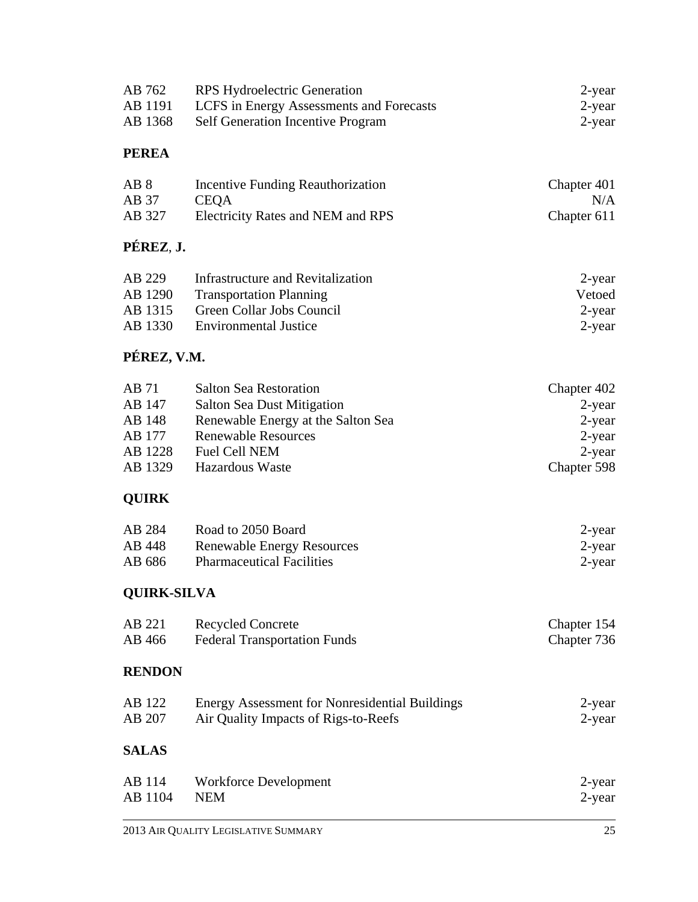| | | |
|---|---|---|
| AB 762 | RPS Hydroelectric Generation | 2-year |
| AB 1191 | LCFS in Energy Assessments and Forecasts | 2-year |
| AB 1368 | Self Generation Incentive Program | 2-year |

**PEREA**

| | | |
|---|---|---|
| AB 8 | Incentive Funding Reauthorization | Chapter 401 |
| AB 37 | CEQA | N/A |
| AB 327 | Electricity Rates and NEM and RPS | Chapter 611 |

**PÉREZ, J.**

| | | |
|---|---|---|
| AB 229 | Infrastructure and Revitalization | 2-year |
| AB 1290 | Transportation Planning | Vetoed |
| AB 1315 | Green Collar Jobs Council | 2-year |
| AB 1330 | Environmental Justice | 2-year |

**PÉREZ, V.M.**

| | | |
|---|---|---|
| AB 71 | Salton Sea Restoration | Chapter 402 |
| AB 147 | Salton Sea Dust Mitigation | 2-year |
| AB 148 | Renewable Energy at the Salton Sea | 2-year |
| AB 177 | Renewable Resources | 2-year |
| AB 1228 | Fuel Cell NEM | 2-year |
| AB 1329 | Hazardous Waste | Chapter 598 |

**QUIRK**

| | | |
|---|---|---|
| AB 284 | Road to 2050 Board | 2-year |
| AB 448 | Renewable Energy Resources | 2-year |
| AB 686 | Pharmaceutical Facilities | 2-year |

**QUIRK-SILVA**

| | | |
|---|---|---|
| AB 221 | Recycled Concrete | Chapter 154 |
| AB 466 | Federal Transportation Funds | Chapter 736 |

**RENDON**

| | | |
|---|---|---|
| AB 122 | Energy Assessment for Nonresidential Buildings | 2-year |
| AB 207 | Air Quality Impacts of Rigs-to-Reefs | 2-year |

**SALAS**

| | | |
|---|---|---|
| AB 114 | Workforce Development | 2-year |
| AB 1104 | NEM | 2-year |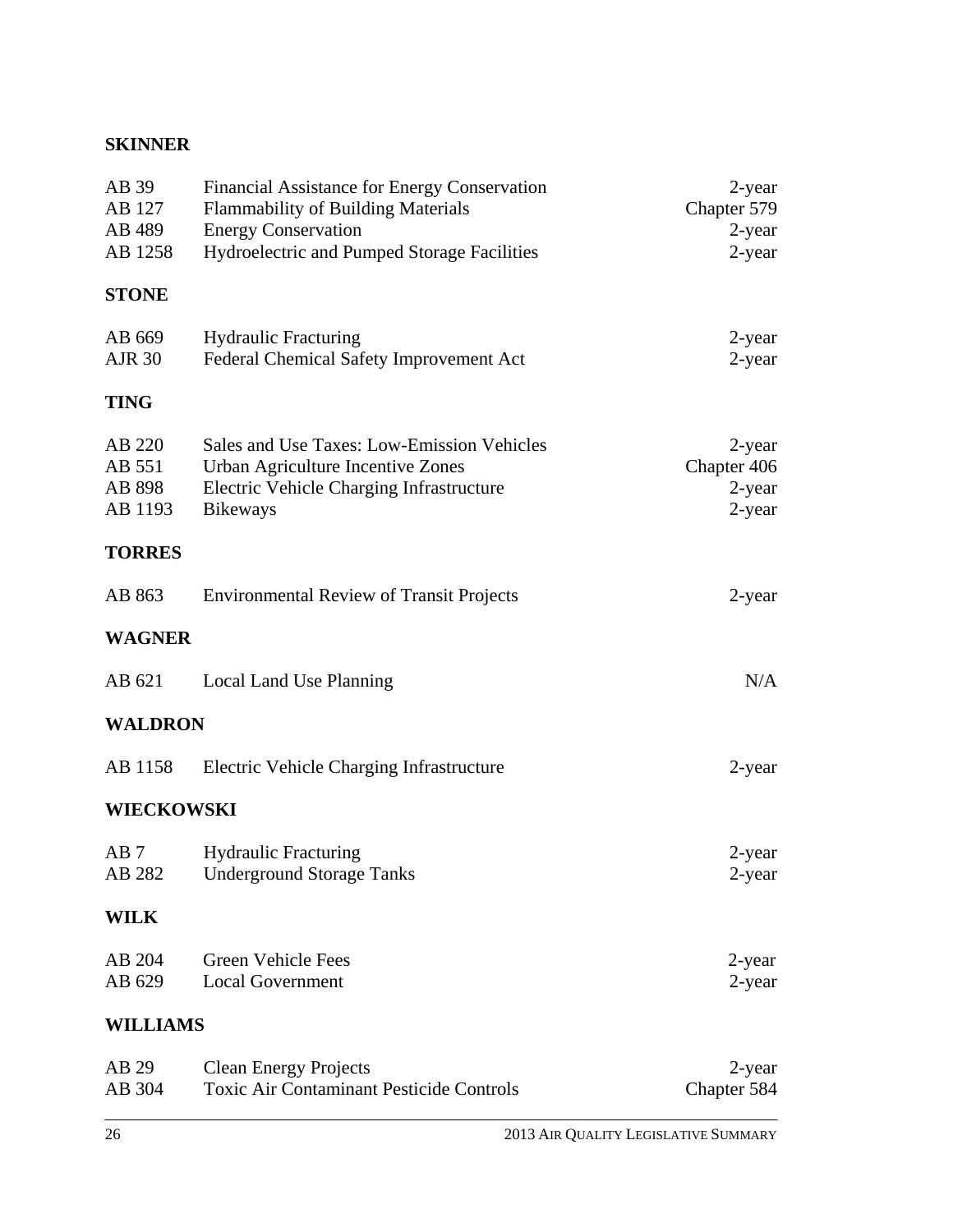**SKINNER**

| | | |
|---|---|---|
| AB 39 | Financial Assistance for Energy Conservation | 2-year |
| AB 127 | Flammability of Building Materials | Chapter 579 |
| AB 489 | Energy Conservation | 2-year |
| AB 1258 | Hydroelectric and Pumped Storage Facilities | 2-year |

**STONE**

| | | |
|---|---|---|
| AB 669 | Hydraulic Fracturing | 2-year |
| AJR 30 | Federal Chemical Safety Improvement Act | 2-year |

**TING**

| | | |
|---|---|---|
| AB 220 | Sales and Use Taxes: Low-Emission Vehicles | 2-year |
| AB 551 | Urban Agriculture Incentive Zones | Chapter 406 |
| AB 898 | Electric Vehicle Charging Infrastructure | 2-year |
| AB 1193 | Bikeways | 2-year |

**TORRES**

| | | |
|---|---|---|
| AB 863 | Environmental Review of Transit Projects | 2-year |

**WAGNER**

| | | |
|---|---|---|
| AB 621 | Local Land Use Planning | N/A |

**WALDRON**

| | | |
|---|---|---|
| AB 1158 | Electric Vehicle Charging Infrastructure | 2-year |

**WIECKOWSKI**

| | | |
|---|---|---|
| AB 7 | Hydraulic Fracturing | 2-year |
| AB 282 | Underground Storage Tanks | 2-year |

**WILK**

| | | |
|---|---|---|
| AB 204 | Green Vehicle Fees | 2-year |
| AB 629 | Local Government | 2-year |

**WILLIAMS**

| | | |
|---|---|---|
| AB 29 | Clean Energy Projects | 2-year |
| AB 304 | Toxic Air Contaminant Pesticide Controls | Chapter 584 |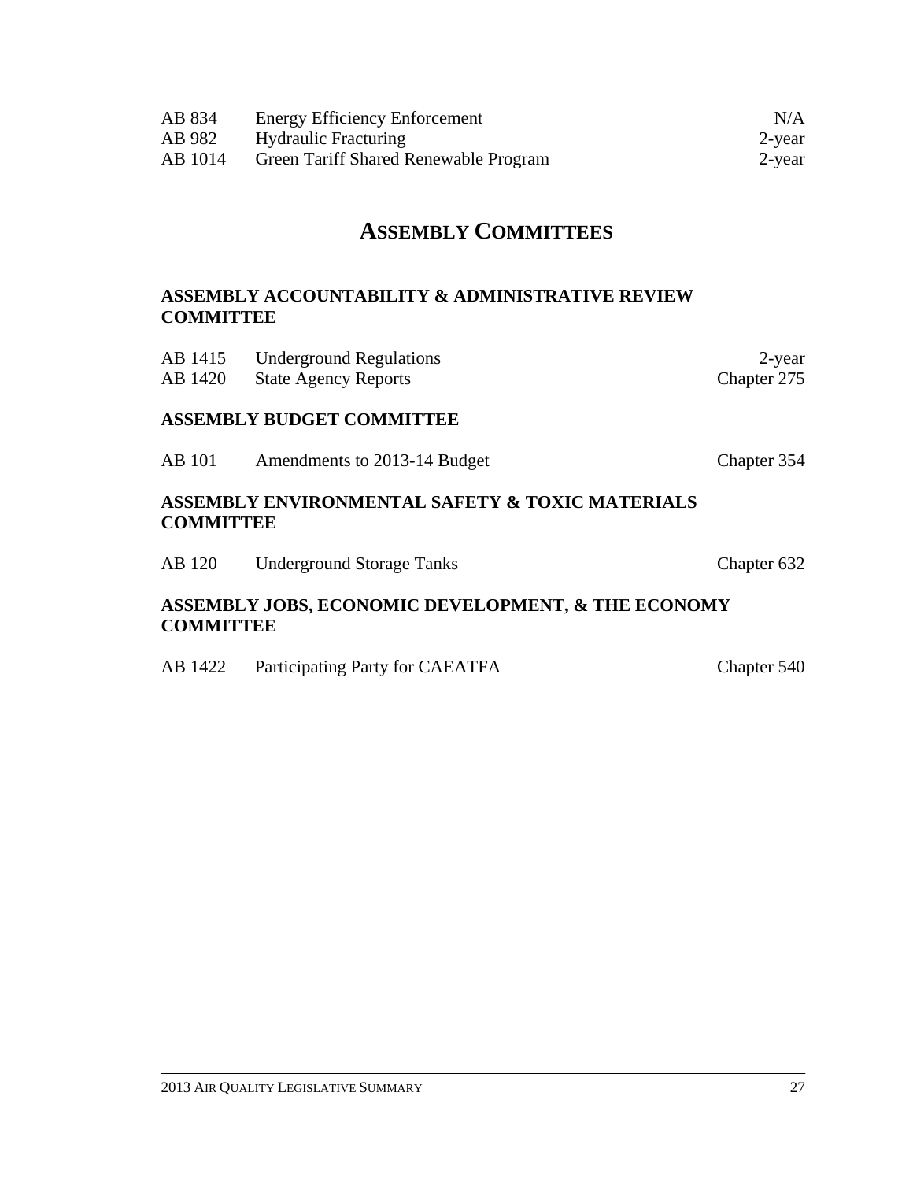| | | |
|---|---|---|
| AB 834 | Energy Efficiency Enforcement | N/A |
| AB 982 | Hydraulic Fracturing | 2-year |
| AB 1014 | Green Tariff Shared Renewable Program | 2-year |

# ASSEMBLY COMMITTEES

### ASSEMBLY ACCOUNTABILITY & ADMINISTRATIVE REVIEW COMMITTEE

| | | |
|---|---|---|
| AB 1415 | Underground Regulations | 2-year |
| AB 1420 | State Agency Reports | Chapter 275 |

### ASSEMBLY BUDGET COMMITTEE

| | | |
|---|---|---|
| AB 101 | Amendments to 2013-14 Budget | Chapter 354 |

### ASSEMBLY ENVIRONMENTAL SAFETY & TOXIC MATERIALS COMMITTEE

| | | |
|---|---|---|
| AB 120 | Underground Storage Tanks | Chapter 632 |

### ASSEMBLY JOBS, ECONOMIC DEVELOPMENT, & THE ECONOMY COMMITTEE

| | | |
|---|---|---|
| AB 1422 | Participating Party for CAEATFA | Chapter 540 |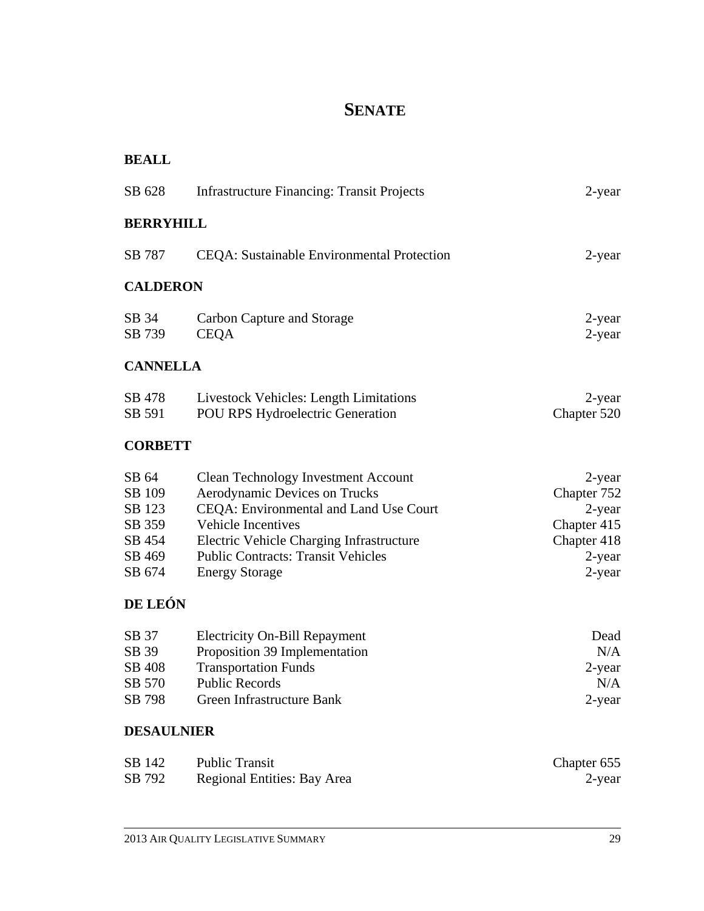# SENATE

**BEALL**

| | | |
|---|---|---|
| SB 628 | Infrastructure Financing: Transit Projects | 2-year |

**BERRYHILL**

| | | |
|---|---|---|
| SB 787 | CEQA: Sustainable Environmental Protection | 2-year |

**CALDERON**

| | | |
|---|---|---|
| SB 34 | Carbon Capture and Storage | 2-year |
| SB 739 | CEQA | 2-year |

**CANNELLA**

| | | |
|---|---|---|
| SB 478 | Livestock Vehicles: Length Limitations | 2-year |
| SB 591 | POU RPS Hydroelectric Generation | Chapter 520 |

**CORBETT**

| | | |
|---|---|---|
| SB 64 | Clean Technology Investment Account | 2-year |
| SB 109 | Aerodynamic Devices on Trucks | Chapter 752 |
| SB 123 | CEQA: Environmental and Land Use Court | 2-year |
| SB 359 | Vehicle Incentives | Chapter 415 |
| SB 454 | Electric Vehicle Charging Infrastructure | Chapter 418 |
| SB 469 | Public Contracts: Transit Vehicles | 2-year |
| SB 674 | Energy Storage | 2-year |

**DE LEÓN**

| | | |
|---|---|---|
| SB 37 | Electricity On-Bill Repayment | Dead |
| SB 39 | Proposition 39 Implementation | N/A |
| SB 408 | Transportation Funds | 2-year |
| SB 570 | Public Records | N/A |
| SB 798 | Green Infrastructure Bank | 2-year |

**DESAULNIER**

| | | |
|---|---|---|
| SB 142 | Public Transit | Chapter 655 |
| SB 792 | Regional Entities: Bay Area | 2-year |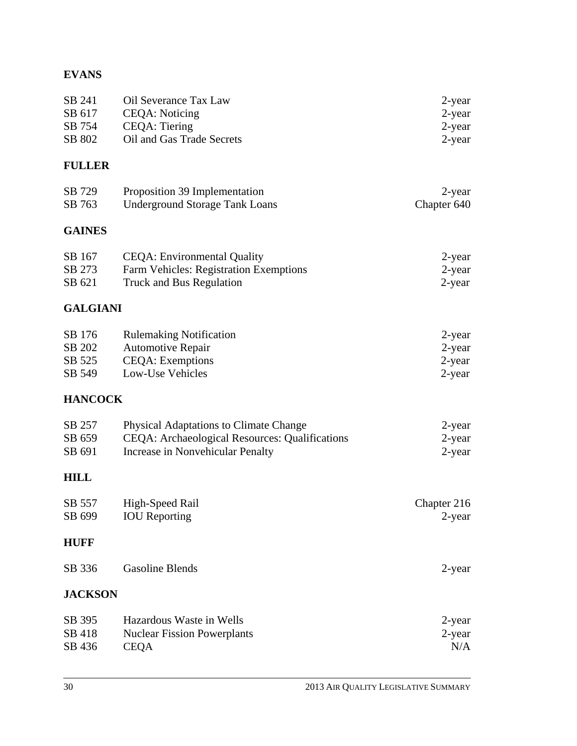**EVANS**

| | | |
|---|---|---|
| SB 241 | Oil Severance Tax Law | 2-year |
| SB 617 | CEQA: Noticing | 2-year |
| SB 754 | CEQA: Tiering | 2-year |
| SB 802 | Oil and Gas Trade Secrets | 2-year |

**FULLER**

| | | |
|---|---|---|
| SB 729 | Proposition 39 Implementation | 2-year |
| SB 763 | Underground Storage Tank Loans | Chapter 640 |

**GAINES**

| | | |
|---|---|---|
| SB 167 | CEQA: Environmental Quality | 2-year |
| SB 273 | Farm Vehicles: Registration Exemptions | 2-year |
| SB 621 | Truck and Bus Regulation | 2-year |

**GALGIANI**

| | | |
|---|---|---|
| SB 176 | Rulemaking Notification | 2-year |
| SB 202 | Automotive Repair | 2-year |
| SB 525 | CEQA: Exemptions | 2-year |
| SB 549 | Low-Use Vehicles | 2-year |

**HANCOCK**

| | | |
|---|---|---|
| SB 257 | Physical Adaptations to Climate Change | 2-year |
| SB 659 | CEQA: Archaeological Resources: Qualifications | 2-year |
| SB 691 | Increase in Nonvehicular Penalty | 2-year |

**HILL**

| | | |
|---|---|---|
| SB 557 | High-Speed Rail | Chapter 216 |
| SB 699 | IOU Reporting | 2-year |

**HUFF**

| | | |
|---|---|---|
| SB 336 | Gasoline Blends | 2-year |

**JACKSON**

| | | |
|---|---|---|
| SB 395 | Hazardous Waste in Wells | 2-year |
| SB 418 | Nuclear Fission Powerplants | 2-year |
| SB 436 | CEQA | N/A |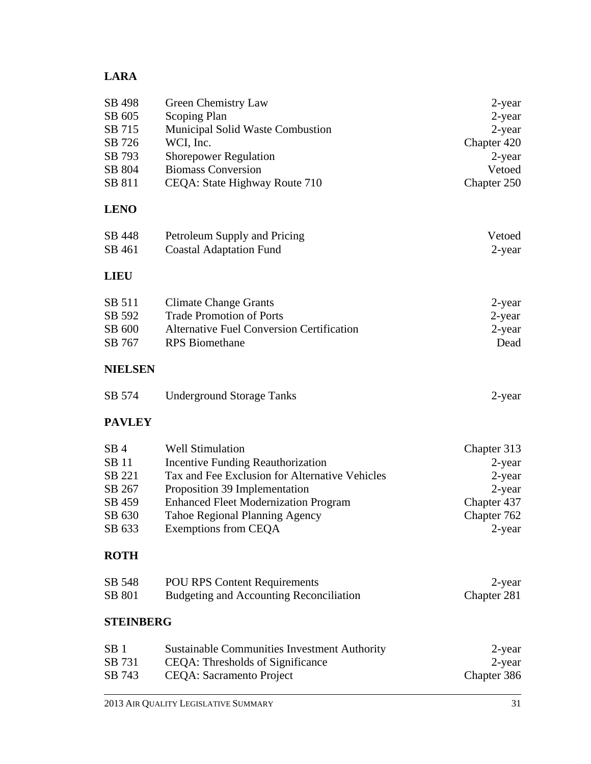**LARA**

| | | |
|---|---|---|
| SB 498 | Green Chemistry Law | 2-year |
| SB 605 | Scoping Plan | 2-year |
| SB 715 | Municipal Solid Waste Combustion | 2-year |
| SB 726 | WCI, Inc. | Chapter 420 |
| SB 793 | Shorepower Regulation | 2-year |
| SB 804 | Biomass Conversion | Vetoed |
| SB 811 | CEQA: State Highway Route 710 | Chapter 250 |

**LENO**

| | | |
|---|---|---|
| SB 448 | Petroleum Supply and Pricing | Vetoed |
| SB 461 | Coastal Adaptation Fund | 2-year |

**LIEU**

| | | |
|---|---|---|
| SB 511 | Climate Change Grants | 2-year |
| SB 592 | Trade Promotion of Ports | 2-year |
| SB 600 | Alternative Fuel Conversion Certification | 2-year |
| SB 767 | RPS Biomethane | Dead |

**NIELSEN**

| | | |
|---|---|---|
| SB 574 | Underground Storage Tanks | 2-year |

**PAVLEY**

| | | |
|---|---|---|
| SB 4 | Well Stimulation | Chapter 313 |
| SB 11 | Incentive Funding Reauthorization | 2-year |
| SB 221 | Tax and Fee Exclusion for Alternative Vehicles | 2-year |
| SB 267 | Proposition 39 Implementation | 2-year |
| SB 459 | Enhanced Fleet Modernization Program | Chapter 437 |
| SB 630 | Tahoe Regional Planning Agency | Chapter 762 |
| SB 633 | Exemptions from CEQA | 2-year |

**ROTH**

| | | |
|---|---|---|
| SB 548 | POU RPS Content Requirements | 2-year |
| SB 801 | Budgeting and Accounting Reconciliation | Chapter 281 |

**STEINBERG**

| | | |
|---|---|---|
| SB 1 | Sustainable Communities Investment Authority | 2-year |
| SB 731 | CEQA: Thresholds of Significance | 2-year |
| SB 743 | CEQA: Sacramento Project | Chapter 386 |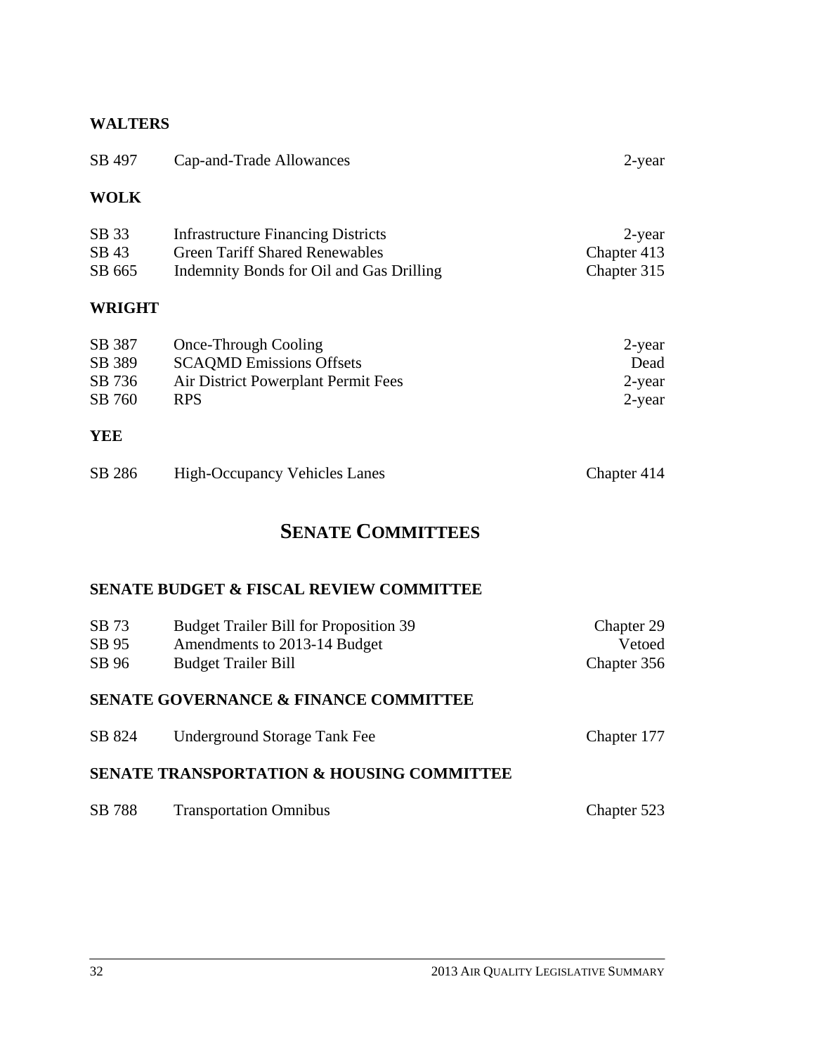**WALTERS**

| | | |
|---|---|---|
| SB 497 | Cap-and-Trade Allowances | 2-year |

**WOLK**

| | | |
|---|---|---|
| SB 33 | Infrastructure Financing Districts | 2-year |
| SB 43 | Green Tariff Shared Renewables | Chapter 413 |
| SB 665 | Indemnity Bonds for Oil and Gas Drilling | Chapter 315 |

**WRIGHT**

| | | |
|---|---|---|
| SB 387 | Once-Through Cooling | 2-year |
| SB 389 | SCAQMD Emissions Offsets | Dead |
| SB 736 | Air District Powerplant Permit Fees | 2-year |
| SB 760 | RPS | 2-year |

**YEE**

| | | |
|---|---|---|
| SB 286 | High-Occupancy Vehicles Lanes | Chapter 414 |

## SENATE COMMITTEES

**SENATE BUDGET & FISCAL REVIEW COMMITTEE**

| | | |
|---|---|---|
| SB 73 | Budget Trailer Bill for Proposition 39 | Chapter 29 |
| SB 95 | Amendments to 2013-14 Budget | Vetoed |
| SB 96 | Budget Trailer Bill | Chapter 356 |

**SENATE GOVERNANCE & FINANCE COMMITTEE**

| | | |
|---|---|---|
| SB 824 | Underground Storage Tank Fee | Chapter 177 |

**SENATE TRANSPORTATION & HOUSING COMMITTEE**

| | | |
|---|---|---|
| SB 788 | Transportation Omnibus | Chapter 523 |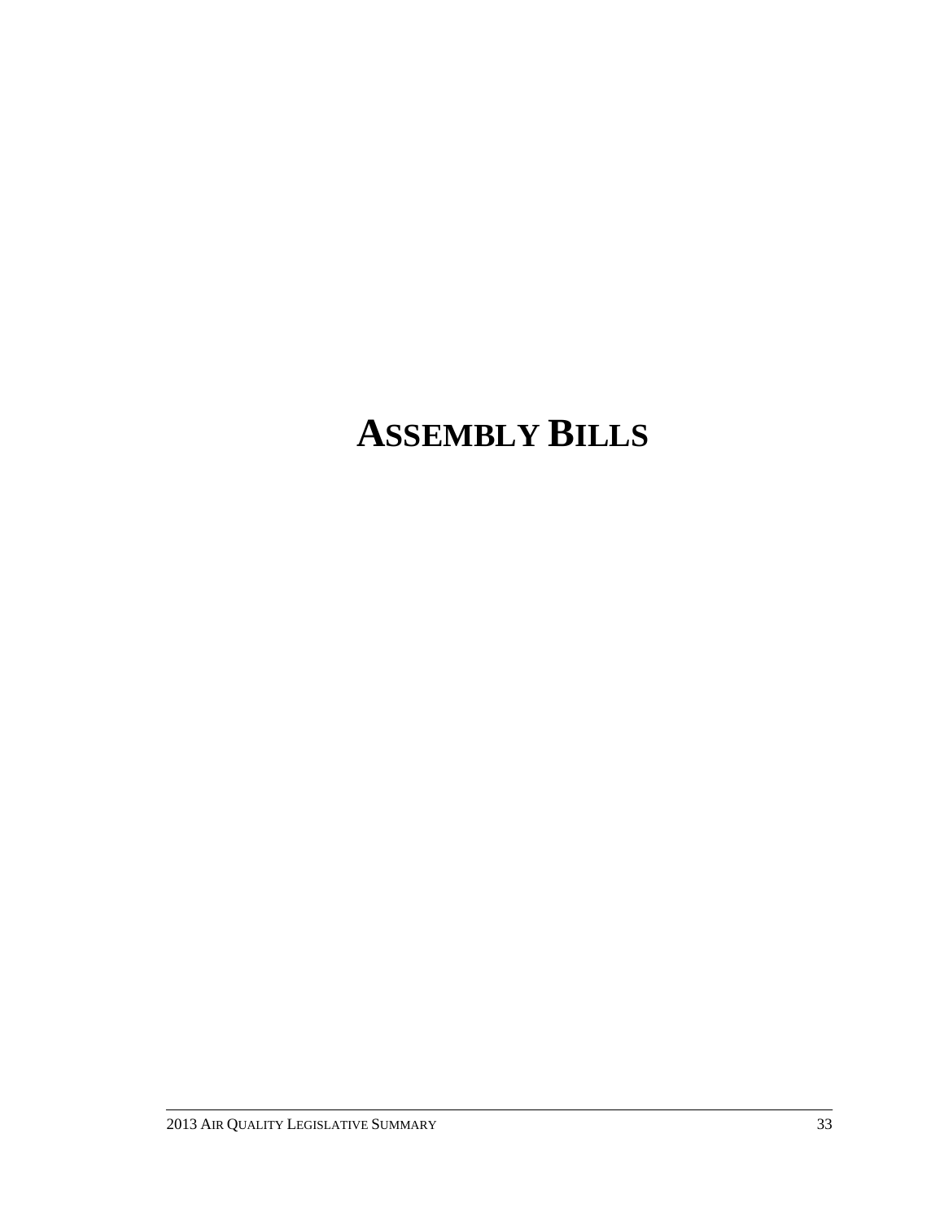# ASSEMBLY BILLS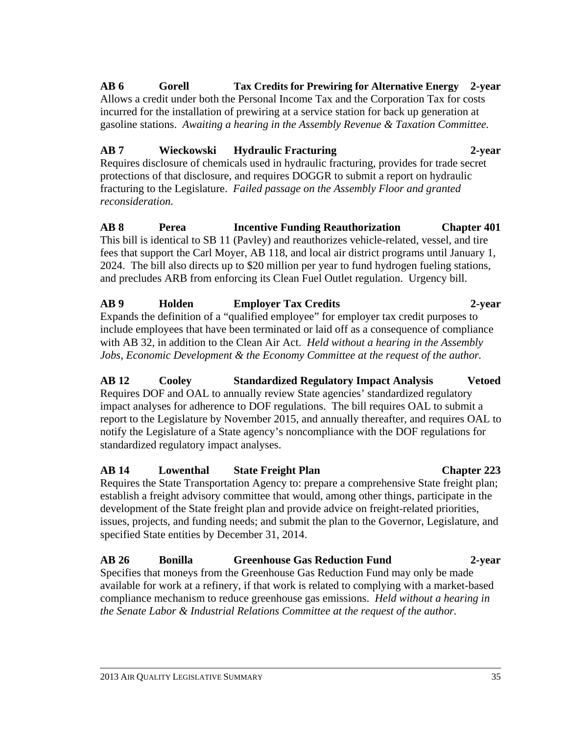**AB 6 Gorell Tax Credits for Prewiring for Alternative Energy 2-year**
Allows a credit under both the Personal Income Tax and the Corporation Tax for costs incurred for the installation of prewiring at a service station for back up generation at gasoline stations. *Awaiting a hearing in the Assembly Revenue & Taxation Committee.*

**AB 7 Wieckowski Hydraulic Fracturing 2-year**
Requires disclosure of chemicals used in hydraulic fracturing, provides for trade secret protections of that disclosure, and requires DOGGR to submit a report on hydraulic fracturing to the Legislature. *Failed passage on the Assembly Floor and granted reconsideration.*

**AB 8 Perea Incentive Funding Reauthorization Chapter 401**
This bill is identical to SB 11 (Pavley) and reauthorizes vehicle-related, vessel, and tire fees that support the Carl Moyer, AB 118, and local air district programs until January 1, 2024. The bill also directs up to $20 million per year to fund hydrogen fueling stations, and precludes ARB from enforcing its Clean Fuel Outlet regulation. Urgency bill.

**AB 9 Holden Employer Tax Credits 2-year**
Expands the definition of a "qualified employee" for employer tax credit purposes to include employees that have been terminated or laid off as a consequence of compliance with AB 32, in addition to the Clean Air Act. *Held without a hearing in the Assembly Jobs, Economic Development & the Economy Committee at the request of the author.*

**AB 12 Cooley Standardized Regulatory Impact Analysis Vetoed**
Requires DOF and OAL to annually review State agencies' standardized regulatory impact analyses for adherence to DOF regulations. The bill requires OAL to submit a report to the Legislature by November 2015, and annually thereafter, and requires OAL to notify the Legislature of a State agency's noncompliance with the DOF regulations for standardized regulatory impact analyses.

**AB 14 Lowenthal State Freight Plan Chapter 223**
Requires the State Transportation Agency to: prepare a comprehensive State freight plan; establish a freight advisory committee that would, among other things, participate in the development of the State freight plan and provide advice on freight-related priorities, issues, projects, and funding needs; and submit the plan to the Governor, Legislature, and specified State entities by December 31, 2014.

**AB 26 Bonilla Greenhouse Gas Reduction Fund 2-year**
Specifies that moneys from the Greenhouse Gas Reduction Fund may only be made available for work at a refinery, if that work is related to complying with a market-based compliance mechanism to reduce greenhouse gas emissions. *Held without a hearing in the Senate Labor & Industrial Relations Committee at the request of the author.*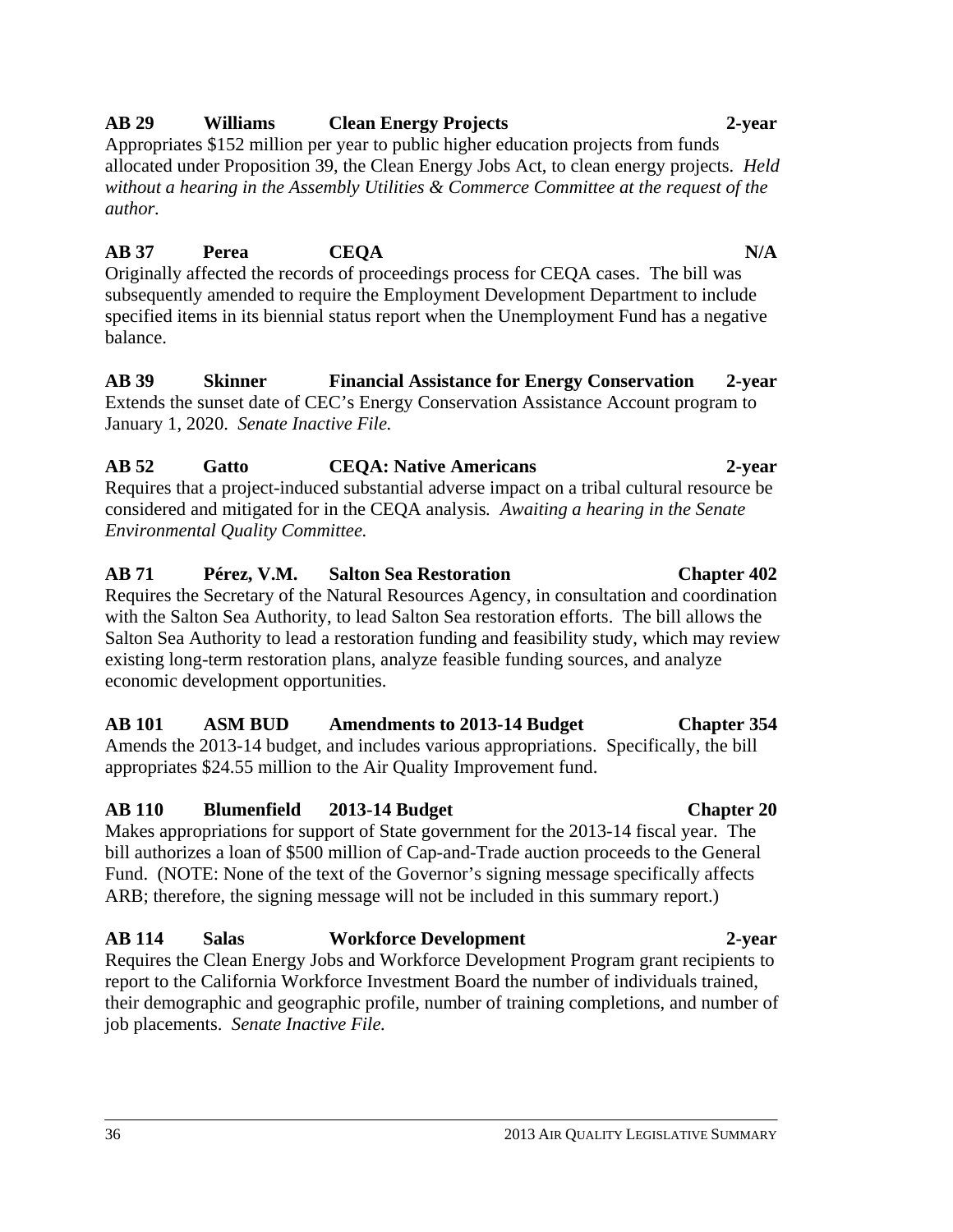**AB 29 Williams Clean Energy Projects 2-year**

Appropriates $152 million per year to public higher education projects from funds allocated under Proposition 39, the Clean Energy Jobs Act, to clean energy projects. *Held without a hearing in the Assembly Utilities & Commerce Committee at the request of the author.*

**AB 37 Perea CEQA N/A**

Originally affected the records of proceedings process for CEQA cases. The bill was subsequently amended to require the Employment Development Department to include specified items in its biennial status report when the Unemployment Fund has a negative balance.

**AB 39 Skinner Financial Assistance for Energy Conservation 2-year**

Extends the sunset date of CEC's Energy Conservation Assistance Account program to January 1, 2020. *Senate Inactive File.*

**AB 52 Gatto CEQA: Native Americans 2-year**

Requires that a project-induced substantial adverse impact on a tribal cultural resource be considered and mitigated for in the CEQA analysis. *Awaiting a hearing in the Senate Environmental Quality Committee.*

**AB 71 Pérez, V.M. Salton Sea Restoration Chapter 402**

Requires the Secretary of the Natural Resources Agency, in consultation and coordination with the Salton Sea Authority, to lead Salton Sea restoration efforts. The bill allows the Salton Sea Authority to lead a restoration funding and feasibility study, which may review existing long-term restoration plans, analyze feasible funding sources, and analyze economic development opportunities.

**AB 101 ASM BUD Amendments to 2013-14 Budget Chapter 354**

Amends the 2013-14 budget, and includes various appropriations. Specifically, the bill appropriates $24.55 million to the Air Quality Improvement fund.

**AB 110 Blumenfield 2013-14 Budget Chapter 20**

Makes appropriations for support of State government for the 2013-14 fiscal year. The bill authorizes a loan of $500 million of Cap-and-Trade auction proceeds to the General Fund. (NOTE: None of the text of the Governor's signing message specifically affects ARB; therefore, the signing message will not be included in this summary report.)

**AB 114 Salas Workforce Development 2-year**

Requires the Clean Energy Jobs and Workforce Development Program grant recipients to report to the California Workforce Investment Board the number of individuals trained, their demographic and geographic profile, number of training completions, and number of job placements. *Senate Inactive File.*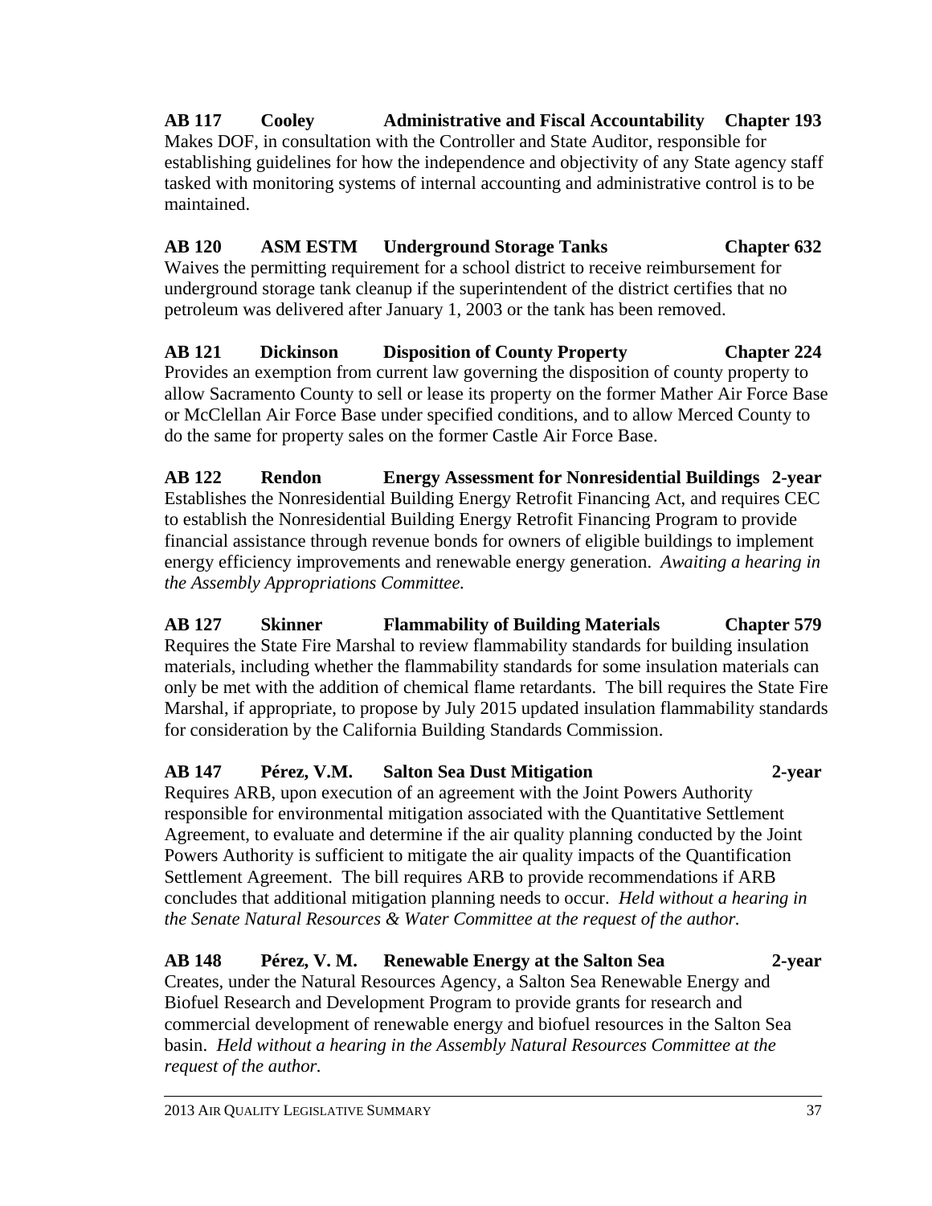**AB 117 Cooley Administrative and Fiscal Accountability Chapter 193**
Makes DOF, in consultation with the Controller and State Auditor, responsible for establishing guidelines for how the independence and objectivity of any State agency staff tasked with monitoring systems of internal accounting and administrative control is to be maintained.

**AB 120 ASM ESTM Underground Storage Tanks Chapter 632**
Waives the permitting requirement for a school district to receive reimbursement for underground storage tank cleanup if the superintendent of the district certifies that no petroleum was delivered after January 1, 2003 or the tank has been removed.

**AB 121 Dickinson Disposition of County Property Chapter 224**
Provides an exemption from current law governing the disposition of county property to allow Sacramento County to sell or lease its property on the former Mather Air Force Base or McClellan Air Force Base under specified conditions, and to allow Merced County to do the same for property sales on the former Castle Air Force Base.

**AB 122 Rendon Energy Assessment for Nonresidential Buildings 2-year**
Establishes the Nonresidential Building Energy Retrofit Financing Act, and requires CEC to establish the Nonresidential Building Energy Retrofit Financing Program to provide financial assistance through revenue bonds for owners of eligible buildings to implement energy efficiency improvements and renewable energy generation. *Awaiting a hearing in the Assembly Appropriations Committee.*

**AB 127 Skinner Flammability of Building Materials Chapter 579**
Requires the State Fire Marshal to review flammability standards for building insulation materials, including whether the flammability standards for some insulation materials can only be met with the addition of chemical flame retardants. The bill requires the State Fire Marshal, if appropriate, to propose by July 2015 updated insulation flammability standards for consideration by the California Building Standards Commission.

**AB 147 Pérez, V.M. Salton Sea Dust Mitigation 2-year**
Requires ARB, upon execution of an agreement with the Joint Powers Authority responsible for environmental mitigation associated with the Quantitative Settlement Agreement, to evaluate and determine if the air quality planning conducted by the Joint Powers Authority is sufficient to mitigate the air quality impacts of the Quantification Settlement Agreement. The bill requires ARB to provide recommendations if ARB concludes that additional mitigation planning needs to occur. *Held without a hearing in the Senate Natural Resources & Water Committee at the request of the author.*

**AB 148 Pérez, V. M. Renewable Energy at the Salton Sea 2-year**
Creates, under the Natural Resources Agency, a Salton Sea Renewable Energy and Biofuel Research and Development Program to provide grants for research and commercial development of renewable energy and biofuel resources in the Salton Sea basin. *Held without a hearing in the Assembly Natural Resources Committee at the request of the author.*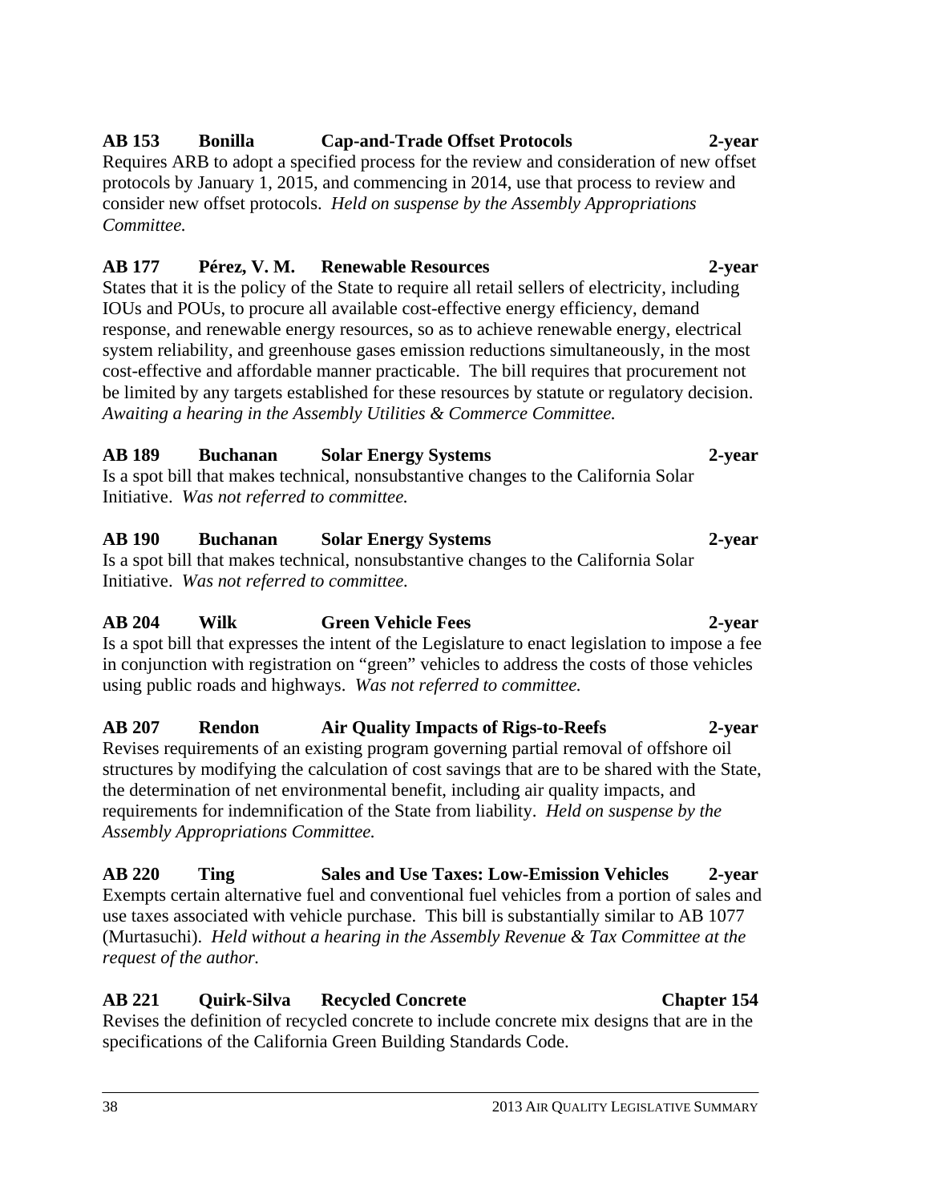**AB 153 Bonilla Cap-and-Trade Offset Protocols 2-year**
Requires ARB to adopt a specified process for the review and consideration of new offset protocols by January 1, 2015, and commencing in 2014, use that process to review and consider new offset protocols. *Held on suspense by the Assembly Appropriations Committee.*

**AB 177 Pérez, V. M. Renewable Resources 2-year**
States that it is the policy of the State to require all retail sellers of electricity, including IOUs and POUs, to procure all available cost-effective energy efficiency, demand response, and renewable energy resources, so as to achieve renewable energy, electrical system reliability, and greenhouse gases emission reductions simultaneously, in the most cost-effective and affordable manner practicable. The bill requires that procurement not be limited by any targets established for these resources by statute or regulatory decision. *Awaiting a hearing in the Assembly Utilities & Commerce Committee.*

**AB 189 Buchanan Solar Energy Systems 2-year**
Is a spot bill that makes technical, nonsubstantive changes to the California Solar Initiative. *Was not referred to committee.*

**AB 190 Buchanan Solar Energy Systems 2-year**
Is a spot bill that makes technical, nonsubstantive changes to the California Solar Initiative. *Was not referred to committee.*

**AB 204 Wilk Green Vehicle Fees 2-year**
Is a spot bill that expresses the intent of the Legislature to enact legislation to impose a fee in conjunction with registration on "green" vehicles to address the costs of those vehicles using public roads and highways. *Was not referred to committee.*

**AB 207 Rendon Air Quality Impacts of Rigs-to-Reefs 2-year**
Revises requirements of an existing program governing partial removal of offshore oil structures by modifying the calculation of cost savings that are to be shared with the State, the determination of net environmental benefit, including air quality impacts, and requirements for indemnification of the State from liability. *Held on suspense by the Assembly Appropriations Committee.*

**AB 220 Ting Sales and Use Taxes: Low-Emission Vehicles 2-year**
Exempts certain alternative fuel and conventional fuel vehicles from a portion of sales and use taxes associated with vehicle purchase. This bill is substantially similar to AB 1077 (Murtasuchi). *Held without a hearing in the Assembly Revenue & Tax Committee at the request of the author.*

**AB 221 Quirk-Silva Recycled Concrete Chapter 154**
Revises the definition of recycled concrete to include concrete mix designs that are in the specifications of the California Green Building Standards Code.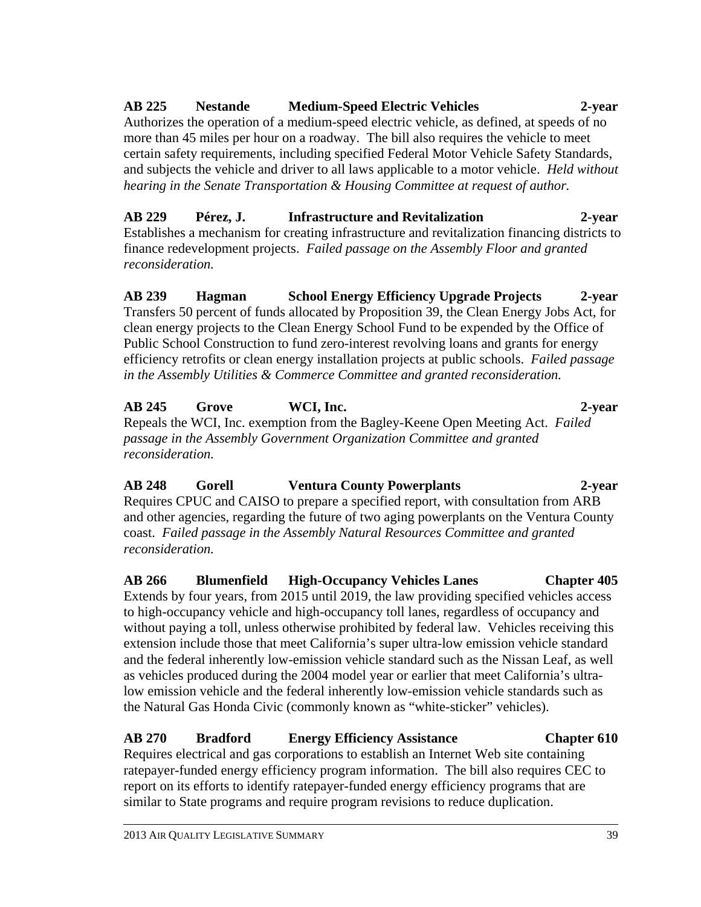**AB 225 Nestande Medium-Speed Electric Vehicles 2-year**

Authorizes the operation of a medium-speed electric vehicle, as defined, at speeds of no more than 45 miles per hour on a roadway. The bill also requires the vehicle to meet certain safety requirements, including specified Federal Motor Vehicle Safety Standards, and subjects the vehicle and driver to all laws applicable to a motor vehicle. *Held without hearing in the Senate Transportation & Housing Committee at request of author.*

**AB 229 Pérez, J. Infrastructure and Revitalization 2-year**

Establishes a mechanism for creating infrastructure and revitalization financing districts to finance redevelopment projects. *Failed passage on the Assembly Floor and granted reconsideration.*

**AB 239 Hagman School Energy Efficiency Upgrade Projects 2-year**

Transfers 50 percent of funds allocated by Proposition 39, the Clean Energy Jobs Act, for clean energy projects to the Clean Energy School Fund to be expended by the Office of Public School Construction to fund zero-interest revolving loans and grants for energy efficiency retrofits or clean energy installation projects at public schools. *Failed passage in the Assembly Utilities & Commerce Committee and granted reconsideration.*

**AB 245 Grove WCI, Inc. 2-year**

Repeals the WCI, Inc. exemption from the Bagley-Keene Open Meeting Act. *Failed passage in the Assembly Government Organization Committee and granted reconsideration.*

**AB 248 Gorell Ventura County Powerplants 2-year**

Requires CPUC and CAISO to prepare a specified report, with consultation from ARB and other agencies, regarding the future of two aging powerplants on the Ventura County coast. *Failed passage in the Assembly Natural Resources Committee and granted reconsideration.*

**AB 266 Blumenfield High-Occupancy Vehicles Lanes Chapter 405**

Extends by four years, from 2015 until 2019, the law providing specified vehicles access to high-occupancy vehicle and high-occupancy toll lanes, regardless of occupancy and without paying a toll, unless otherwise prohibited by federal law. Vehicles receiving this extension include those that meet California's super ultra-low emission vehicle standard and the federal inherently low-emission vehicle standard such as the Nissan Leaf, as well as vehicles produced during the 2004 model year or earlier that meet California's ultra-low emission vehicle and the federal inherently low-emission vehicle standards such as the Natural Gas Honda Civic (commonly known as "white-sticker" vehicles).

**AB 270 Bradford Energy Efficiency Assistance Chapter 610**

Requires electrical and gas corporations to establish an Internet Web site containing ratepayer-funded energy efficiency program information. The bill also requires CEC to report on its efforts to identify ratepayer-funded energy efficiency programs that are similar to State programs and require program revisions to reduce duplication.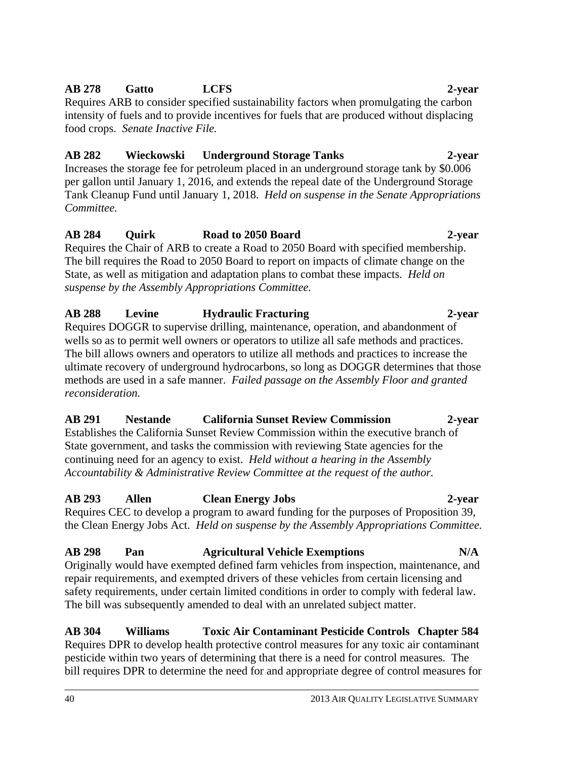**AB 278 Gatto LCFS 2-year**
Requires ARB to consider specified sustainability factors when promulgating the carbon intensity of fuels and to provide incentives for fuels that are produced without displacing food crops. *Senate Inactive File.*

**AB 282 Wieckowski Underground Storage Tanks 2-year**
Increases the storage fee for petroleum placed in an underground storage tank by $0.006 per gallon until January 1, 2016, and extends the repeal date of the Underground Storage Tank Cleanup Fund until January 1, 2018. *Held on suspense in the Senate Appropriations Committee.*

**AB 284 Quirk Road to 2050 Board 2-year**
Requires the Chair of ARB to create a Road to 2050 Board with specified membership. The bill requires the Road to 2050 Board to report on impacts of climate change on the State, as well as mitigation and adaptation plans to combat these impacts. *Held on suspense by the Assembly Appropriations Committee.*

**AB 288 Levine Hydraulic Fracturing 2-year**
Requires DOGGR to supervise drilling, maintenance, operation, and abandonment of wells so as to permit well owners or operators to utilize all safe methods and practices. The bill allows owners and operators to utilize all methods and practices to increase the ultimate recovery of underground hydrocarbons, so long as DOGGR determines that those methods are used in a safe manner. *Failed passage on the Assembly Floor and granted reconsideration.*

**AB 291 Nestande California Sunset Review Commission 2-year**
Establishes the California Sunset Review Commission within the executive branch of State government, and tasks the commission with reviewing State agencies for the continuing need for an agency to exist. *Held without a hearing in the Assembly Accountability & Administrative Review Committee at the request of the author.*

**AB 293 Allen Clean Energy Jobs 2-year**
Requires CEC to develop a program to award funding for the purposes of Proposition 39, the Clean Energy Jobs Act. *Held on suspense by the Assembly Appropriations Committee.*

**AB 298 Pan Agricultural Vehicle Exemptions N/A**
Originally would have exempted defined farm vehicles from inspection, maintenance, and repair requirements, and exempted drivers of these vehicles from certain licensing and safety requirements, under certain limited conditions in order to comply with federal law. The bill was subsequently amended to deal with an unrelated subject matter.

**AB 304 Williams Toxic Air Contaminant Pesticide Controls Chapter 584**
Requires DPR to develop health protective control measures for any toxic air contaminant pesticide within two years of determining that there is a need for control measures. The bill requires DPR to determine the need for and appropriate degree of control measures for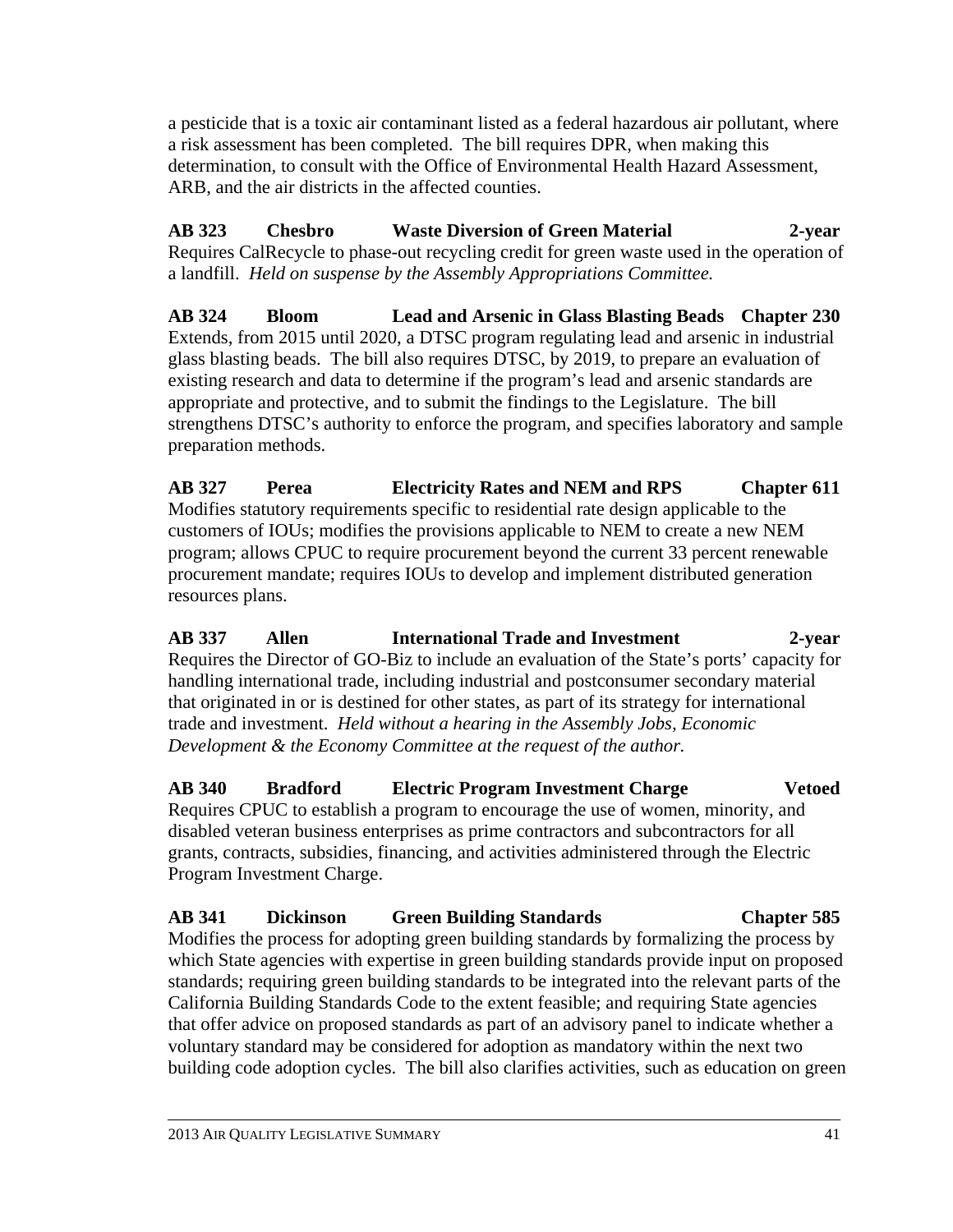a pesticide that is a toxic air contaminant listed as a federal hazardous air pollutant, where a risk assessment has been completed. The bill requires DPR, when making this determination, to consult with the Office of Environmental Health Hazard Assessment, ARB, and the air districts in the affected counties.

**AB 323 Chesbro Waste Diversion of Green Material 2-year**
Requires CalRecycle to phase-out recycling credit for green waste used in the operation of a landfill. *Held on suspense by the Assembly Appropriations Committee.*

**AB 324 Bloom Lead and Arsenic in Glass Blasting Beads Chapter 230**
Extends, from 2015 until 2020, a DTSC program regulating lead and arsenic in industrial glass blasting beads. The bill also requires DTSC, by 2019, to prepare an evaluation of existing research and data to determine if the program's lead and arsenic standards are appropriate and protective, and to submit the findings to the Legislature. The bill strengthens DTSC's authority to enforce the program, and specifies laboratory and sample preparation methods.

**AB 327 Perea Electricity Rates and NEM and RPS Chapter 611**
Modifies statutory requirements specific to residential rate design applicable to the customers of IOUs; modifies the provisions applicable to NEM to create a new NEM program; allows CPUC to require procurement beyond the current 33 percent renewable procurement mandate; requires IOUs to develop and implement distributed generation resources plans.

**AB 337 Allen International Trade and Investment 2-year**
Requires the Director of GO-Biz to include an evaluation of the State's ports' capacity for handling international trade, including industrial and postconsumer secondary material that originated in or is destined for other states, as part of its strategy for international trade and investment. *Held without a hearing in the Assembly Jobs, Economic Development & the Economy Committee at the request of the author.*

**AB 340 Bradford Electric Program Investment Charge Vetoed**
Requires CPUC to establish a program to encourage the use of women, minority, and disabled veteran business enterprises as prime contractors and subcontractors for all grants, contracts, subsidies, financing, and activities administered through the Electric Program Investment Charge.

**AB 341 Dickinson Green Building Standards Chapter 585**
Modifies the process for adopting green building standards by formalizing the process by which State agencies with expertise in green building standards provide input on proposed standards; requiring green building standards to be integrated into the relevant parts of the California Building Standards Code to the extent feasible; and requiring State agencies that offer advice on proposed standards as part of an advisory panel to indicate whether a voluntary standard may be considered for adoption as mandatory within the next two building code adoption cycles. The bill also clarifies activities, such as education on green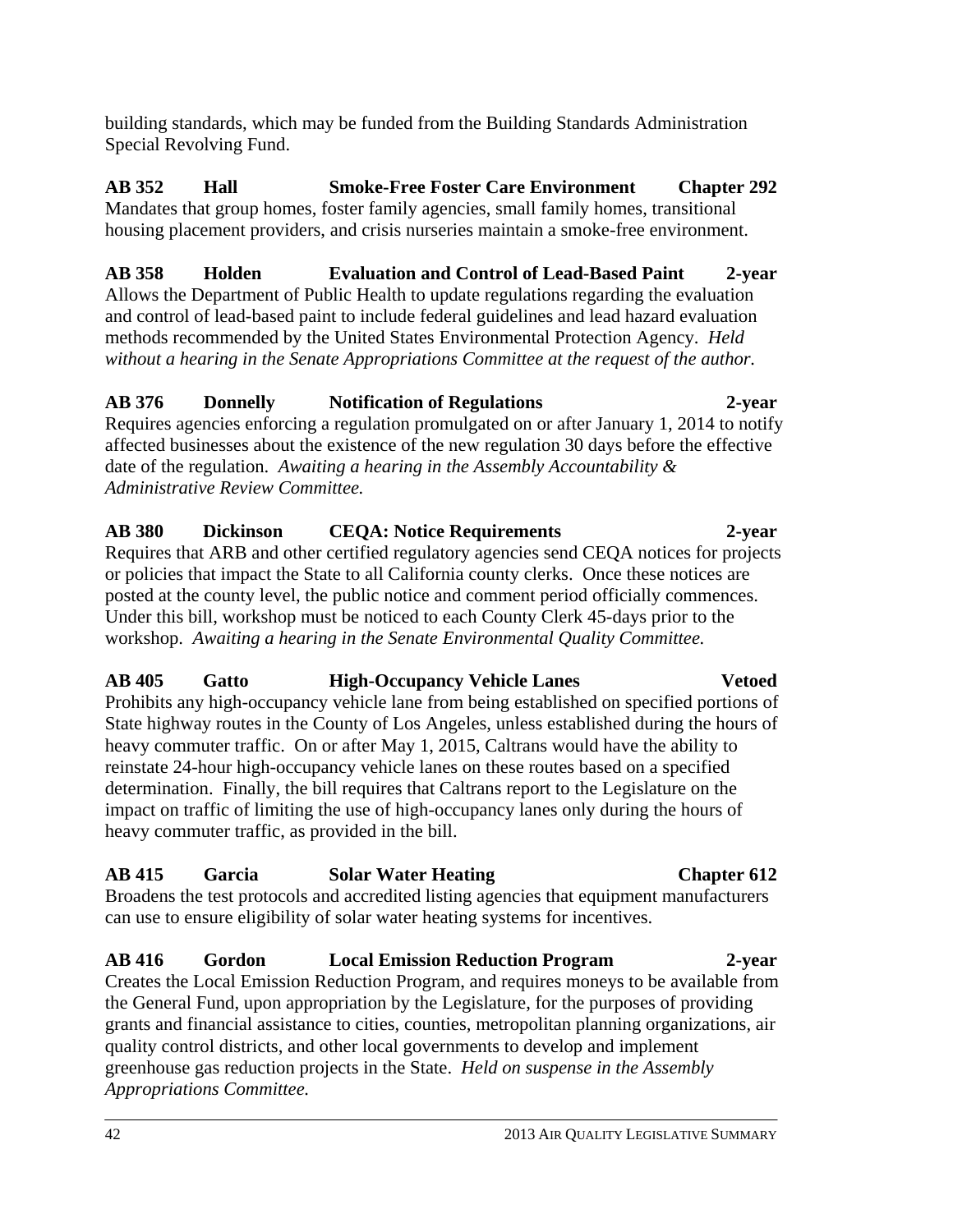building standards, which may be funded from the Building Standards Administration Special Revolving Fund.

**AB 352 Hall Smoke-Free Foster Care Environment Chapter 292**
Mandates that group homes, foster family agencies, small family homes, transitional housing placement providers, and crisis nurseries maintain a smoke-free environment.

**AB 358 Holden Evaluation and Control of Lead-Based Paint 2-year**
Allows the Department of Public Health to update regulations regarding the evaluation and control of lead-based paint to include federal guidelines and lead hazard evaluation methods recommended by the United States Environmental Protection Agency. *Held without a hearing in the Senate Appropriations Committee at the request of the author.*

**AB 376 Donnelly Notification of Regulations 2-year**
Requires agencies enforcing a regulation promulgated on or after January 1, 2014 to notify affected businesses about the existence of the new regulation 30 days before the effective date of the regulation. *Awaiting a hearing in the Assembly Accountability & Administrative Review Committee.*

**AB 380 Dickinson CEQA: Notice Requirements 2-year**
Requires that ARB and other certified regulatory agencies send CEQA notices for projects or policies that impact the State to all California county clerks. Once these notices are posted at the county level, the public notice and comment period officially commences. Under this bill, workshop must be noticed to each County Clerk 45-days prior to the workshop. *Awaiting a hearing in the Senate Environmental Quality Committee.*

**AB 405 Gatto High-Occupancy Vehicle Lanes Vetoed**
Prohibits any high-occupancy vehicle lane from being established on specified portions of State highway routes in the County of Los Angeles, unless established during the hours of heavy commuter traffic. On or after May 1, 2015, Caltrans would have the ability to reinstate 24-hour high-occupancy vehicle lanes on these routes based on a specified determination. Finally, the bill requires that Caltrans report to the Legislature on the impact on traffic of limiting the use of high-occupancy lanes only during the hours of heavy commuter traffic, as provided in the bill.

**AB 415 Garcia Solar Water Heating Chapter 612**
Broadens the test protocols and accredited listing agencies that equipment manufacturers can use to ensure eligibility of solar water heating systems for incentives.

**AB 416 Gordon Local Emission Reduction Program 2-year**
Creates the Local Emission Reduction Program, and requires moneys to be available from the General Fund, upon appropriation by the Legislature, for the purposes of providing grants and financial assistance to cities, counties, metropolitan planning organizations, air quality control districts, and other local governments to develop and implement greenhouse gas reduction projects in the State. *Held on suspense in the Assembly Appropriations Committee.*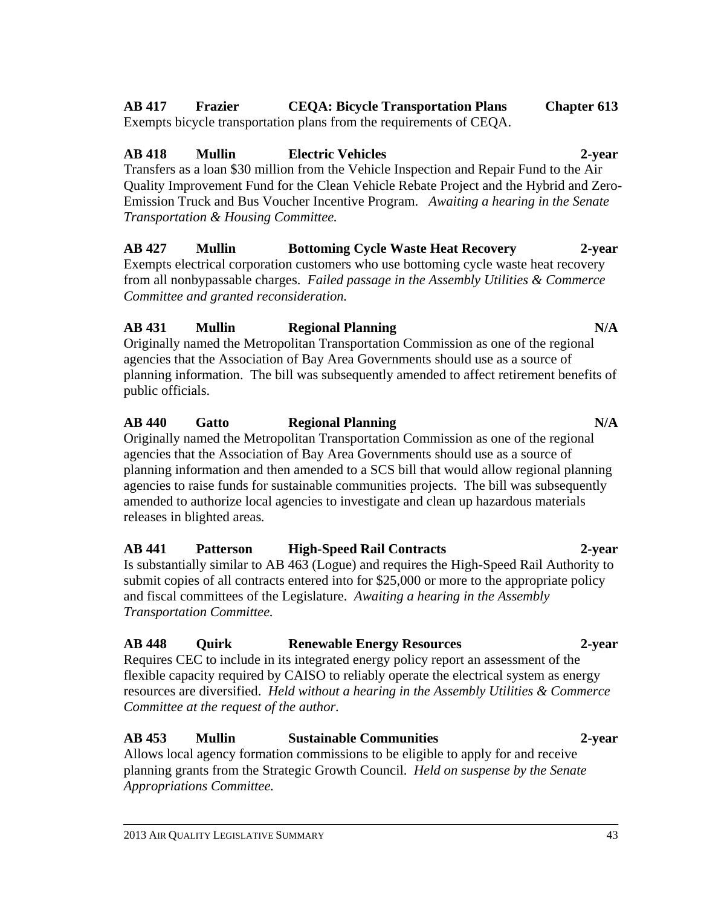**AB 417 Frazier CEQA: Bicycle Transportation Plans Chapter 613**
Exempts bicycle transportation plans from the requirements of CEQA.

**AB 418 Mullin Electric Vehicles 2-year**
Transfers as a loan $30 million from the Vehicle Inspection and Repair Fund to the Air Quality Improvement Fund for the Clean Vehicle Rebate Project and the Hybrid and Zero-Emission Truck and Bus Voucher Incentive Program. *Awaiting a hearing in the Senate Transportation & Housing Committee.*

**AB 427 Mullin Bottoming Cycle Waste Heat Recovery 2-year**
Exempts electrical corporation customers who use bottoming cycle waste heat recovery from all nonbypassable charges. *Failed passage in the Assembly Utilities & Commerce Committee and granted reconsideration.*

**AB 431 Mullin Regional Planning N/A**
Originally named the Metropolitan Transportation Commission as one of the regional agencies that the Association of Bay Area Governments should use as a source of planning information. The bill was subsequently amended to affect retirement benefits of public officials.

**AB 440 Gatto Regional Planning N/A**
Originally named the Metropolitan Transportation Commission as one of the regional agencies that the Association of Bay Area Governments should use as a source of planning information and then amended to a SCS bill that would allow regional planning agencies to raise funds for sustainable communities projects. The bill was subsequently amended to authorize local agencies to investigate and clean up hazardous materials releases in blighted areas.

**AB 441 Patterson High-Speed Rail Contracts 2-year**
Is substantially similar to AB 463 (Logue) and requires the High-Speed Rail Authority to submit copies of all contracts entered into for $25,000 or more to the appropriate policy and fiscal committees of the Legislature. *Awaiting a hearing in the Assembly Transportation Committee.*

**AB 448 Quirk Renewable Energy Resources 2-year**
Requires CEC to include in its integrated energy policy report an assessment of the flexible capacity required by CAISO to reliably operate the electrical system as energy resources are diversified. *Held without a hearing in the Assembly Utilities & Commerce Committee at the request of the author.*

**AB 453 Mullin Sustainable Communities 2-year**
Allows local agency formation commissions to be eligible to apply for and receive planning grants from the Strategic Growth Council. *Held on suspense by the Senate Appropriations Committee.*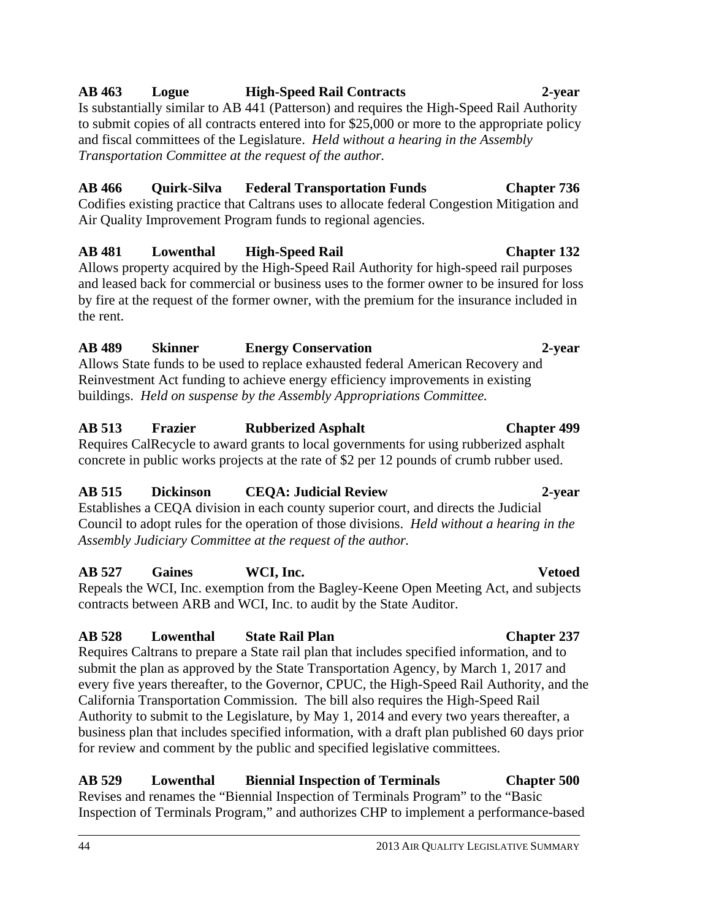**AB 463 Logue High-Speed Rail Contracts 2-year**
Is substantially similar to AB 441 (Patterson) and requires the High-Speed Rail Authority to submit copies of all contracts entered into for $25,000 or more to the appropriate policy and fiscal committees of the Legislature. *Held without a hearing in the Assembly Transportation Committee at the request of the author.*

**AB 466 Quirk-Silva Federal Transportation Funds Chapter 736**
Codifies existing practice that Caltrans uses to allocate federal Congestion Mitigation and Air Quality Improvement Program funds to regional agencies.

**AB 481 Lowenthal High-Speed Rail Chapter 132**
Allows property acquired by the High-Speed Rail Authority for high-speed rail purposes and leased back for commercial or business uses to the former owner to be insured for loss by fire at the request of the former owner, with the premium for the insurance included in the rent.

**AB 489 Skinner Energy Conservation 2-year**
Allows State funds to be used to replace exhausted federal American Recovery and Reinvestment Act funding to achieve energy efficiency improvements in existing buildings. *Held on suspense by the Assembly Appropriations Committee.*

**AB 513 Frazier Rubberized Asphalt Chapter 499**
Requires CalRecycle to award grants to local governments for using rubberized asphalt concrete in public works projects at the rate of $2 per 12 pounds of crumb rubber used.

**AB 515 Dickinson CEQA: Judicial Review 2-year**
Establishes a CEQA division in each county superior court, and directs the Judicial Council to adopt rules for the operation of those divisions. *Held without a hearing in the Assembly Judiciary Committee at the request of the author.*

**AB 527 Gaines WCI, Inc. Vetoed**
Repeals the WCI, Inc. exemption from the Bagley-Keene Open Meeting Act, and subjects contracts between ARB and WCI, Inc. to audit by the State Auditor.

**AB 528 Lowenthal State Rail Plan Chapter 237**
Requires Caltrans to prepare a State rail plan that includes specified information, and to submit the plan as approved by the State Transportation Agency, by March 1, 2017 and every five years thereafter, to the Governor, CPUC, the High-Speed Rail Authority, and the California Transportation Commission. The bill also requires the High-Speed Rail Authority to submit to the Legislature, by May 1, 2014 and every two years thereafter, a business plan that includes specified information, with a draft plan published 60 days prior for review and comment by the public and specified legislative committees.

**AB 529 Lowenthal Biennial Inspection of Terminals Chapter 500**
Revises and renames the "Biennial Inspection of Terminals Program" to the "Basic Inspection of Terminals Program," and authorizes CHP to implement a performance-based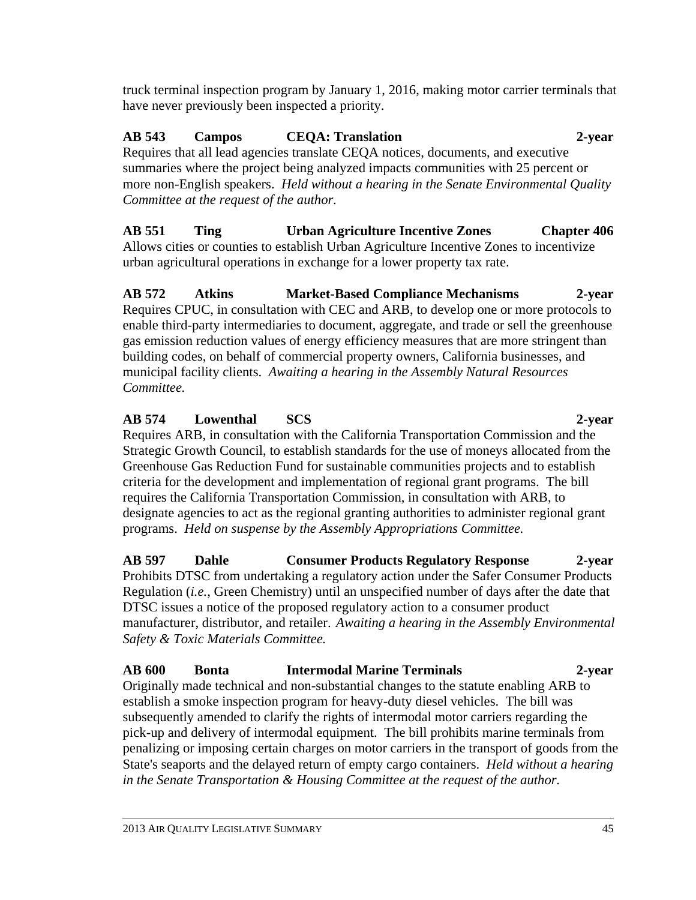truck terminal inspection program by January 1, 2016, making motor carrier terminals that have never previously been inspected a priority.

**AB 543 Campos CEQA: Translation 2-year**
Requires that all lead agencies translate CEQA notices, documents, and executive summaries where the project being analyzed impacts communities with 25 percent or more non-English speakers. *Held without a hearing in the Senate Environmental Quality Committee at the request of the author.*

**AB 551 Ting Urban Agriculture Incentive Zones Chapter 406**
Allows cities or counties to establish Urban Agriculture Incentive Zones to incentivize urban agricultural operations in exchange for a lower property tax rate.

**AB 572 Atkins Market-Based Compliance Mechanisms 2-year**
Requires CPUC, in consultation with CEC and ARB, to develop one or more protocols to enable third-party intermediaries to document, aggregate, and trade or sell the greenhouse gas emission reduction values of energy efficiency measures that are more stringent than building codes, on behalf of commercial property owners, California businesses, and municipal facility clients. *Awaiting a hearing in the Assembly Natural Resources Committee.*

**AB 574 Lowenthal SCS 2-year**
Requires ARB, in consultation with the California Transportation Commission and the Strategic Growth Council, to establish standards for the use of moneys allocated from the Greenhouse Gas Reduction Fund for sustainable communities projects and to establish criteria for the development and implementation of regional grant programs. The bill requires the California Transportation Commission, in consultation with ARB, to designate agencies to act as the regional granting authorities to administer regional grant programs. *Held on suspense by the Assembly Appropriations Committee.*

**AB 597 Dahle Consumer Products Regulatory Response 2-year**
Prohibits DTSC from undertaking a regulatory action under the Safer Consumer Products Regulation (*i.e.*, Green Chemistry) until an unspecified number of days after the date that DTSC issues a notice of the proposed regulatory action to a consumer product manufacturer, distributor, and retailer. *Awaiting a hearing in the Assembly Environmental Safety & Toxic Materials Committee.*

**AB 600 Bonta Intermodal Marine Terminals 2-year**
Originally made technical and non-substantial changes to the statute enabling ARB to establish a smoke inspection program for heavy-duty diesel vehicles. The bill was subsequently amended to clarify the rights of intermodal motor carriers regarding the pick-up and delivery of intermodal equipment. The bill prohibits marine terminals from penalizing or imposing certain charges on motor carriers in the transport of goods from the State's seaports and the delayed return of empty cargo containers. *Held without a hearing in the Senate Transportation & Housing Committee at the request of the author.*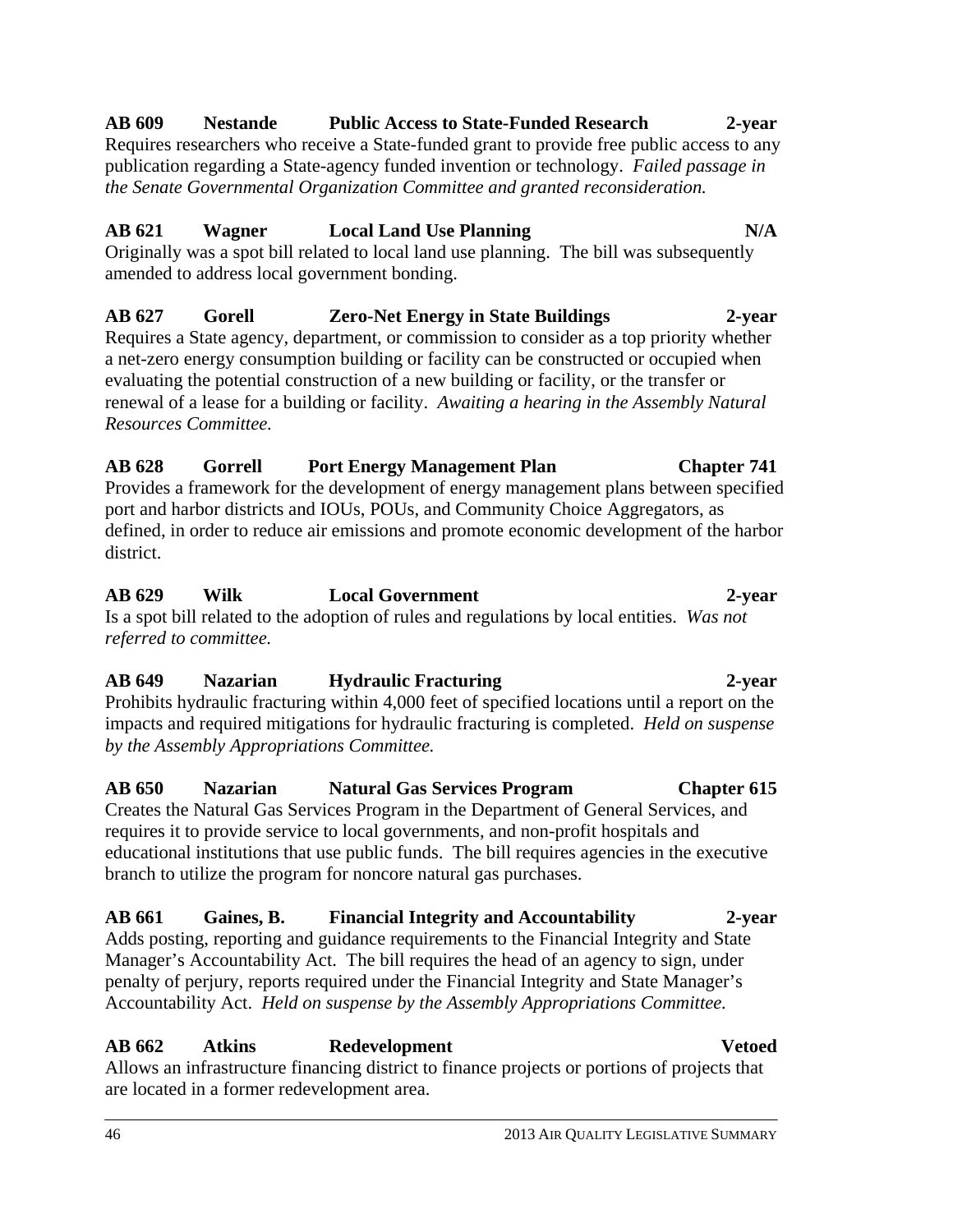**AB 609 Nestande Public Access to State-Funded Research 2-year**
Requires researchers who receive a State-funded grant to provide free public access to any publication regarding a State-agency funded invention or technology. *Failed passage in the Senate Governmental Organization Committee and granted reconsideration.*

**AB 621 Wagner Local Land Use Planning N/A**
Originally was a spot bill related to local land use planning. The bill was subsequently amended to address local government bonding.

**AB 627 Gorell Zero-Net Energy in State Buildings 2-year**
Requires a State agency, department, or commission to consider as a top priority whether a net-zero energy consumption building or facility can be constructed or occupied when evaluating the potential construction of a new building or facility, or the transfer or renewal of a lease for a building or facility. *Awaiting a hearing in the Assembly Natural Resources Committee.*

**AB 628 Gorrell Port Energy Management Plan Chapter 741**
Provides a framework for the development of energy management plans between specified port and harbor districts and IOUs, POUs, and Community Choice Aggregators, as defined, in order to reduce air emissions and promote economic development of the harbor district.

**AB 629 Wilk Local Government 2-year**
Is a spot bill related to the adoption of rules and regulations by local entities. *Was not referred to committee.*

**AB 649 Nazarian Hydraulic Fracturing 2-year**
Prohibits hydraulic fracturing within 4,000 feet of specified locations until a report on the impacts and required mitigations for hydraulic fracturing is completed. *Held on suspense by the Assembly Appropriations Committee.*

**AB 650 Nazarian Natural Gas Services Program Chapter 615**
Creates the Natural Gas Services Program in the Department of General Services, and requires it to provide service to local governments, and non-profit hospitals and educational institutions that use public funds. The bill requires agencies in the executive branch to utilize the program for noncore natural gas purchases.

**AB 661 Gaines, B. Financial Integrity and Accountability 2-year**
Adds posting, reporting and guidance requirements to the Financial Integrity and State Manager's Accountability Act. The bill requires the head of an agency to sign, under penalty of perjury, reports required under the Financial Integrity and State Manager's Accountability Act. *Held on suspense by the Assembly Appropriations Committee.*

**AB 662 Atkins Redevelopment Vetoed**
Allows an infrastructure financing district to finance projects or portions of projects that are located in a former redevelopment area.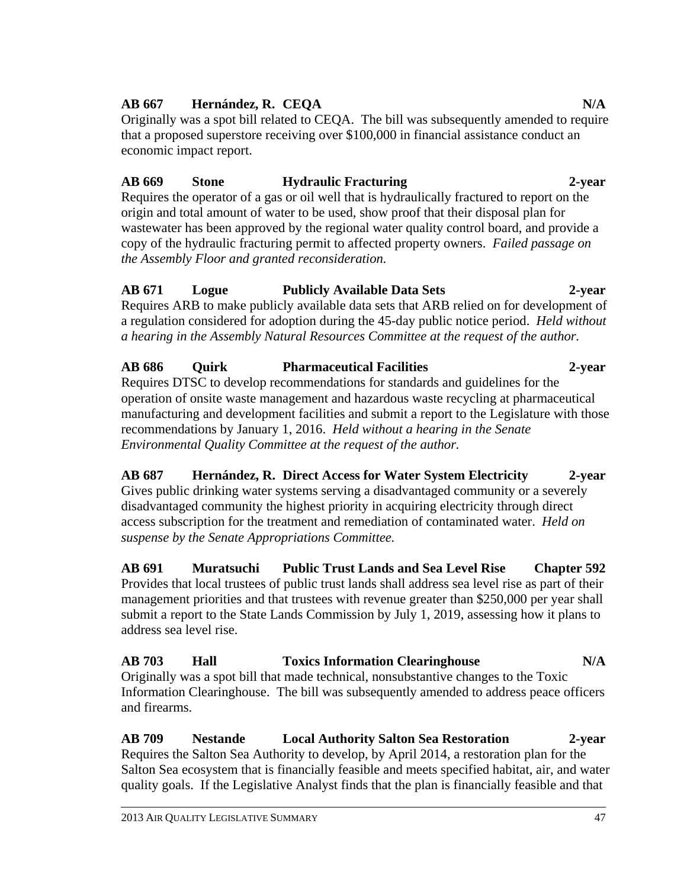**AB 667 Hernández, R. CEQA N/A**

Originally was a spot bill related to CEQA. The bill was subsequently amended to require that a proposed superstore receiving over $100,000 in financial assistance conduct an economic impact report.

**AB 669 Stone Hydraulic Fracturing 2-year**

Requires the operator of a gas or oil well that is hydraulically fractured to report on the origin and total amount of water to be used, show proof that their disposal plan for wastewater has been approved by the regional water quality control board, and provide a copy of the hydraulic fracturing permit to affected property owners. *Failed passage on the Assembly Floor and granted reconsideration.*

**AB 671 Logue Publicly Available Data Sets 2-year**

Requires ARB to make publicly available data sets that ARB relied on for development of a regulation considered for adoption during the 45-day public notice period. *Held without a hearing in the Assembly Natural Resources Committee at the request of the author.*

**AB 686 Quirk Pharmaceutical Facilities 2-year**

Requires DTSC to develop recommendations for standards and guidelines for the operation of onsite waste management and hazardous waste recycling at pharmaceutical manufacturing and development facilities and submit a report to the Legislature with those recommendations by January 1, 2016. *Held without a hearing in the Senate Environmental Quality Committee at the request of the author.*

**AB 687 Hernández, R. Direct Access for Water System Electricity 2-year**

Gives public drinking water systems serving a disadvantaged community or a severely disadvantaged community the highest priority in acquiring electricity through direct access subscription for the treatment and remediation of contaminated water. *Held on suspense by the Senate Appropriations Committee.*

**AB 691 Muratsuchi Public Trust Lands and Sea Level Rise Chapter 592**

Provides that local trustees of public trust lands shall address sea level rise as part of their management priorities and that trustees with revenue greater than $250,000 per year shall submit a report to the State Lands Commission by July 1, 2019, assessing how it plans to address sea level rise.

**AB 703 Hall Toxics Information Clearinghouse N/A**

Originally was a spot bill that made technical, nonsubstantive changes to the Toxic Information Clearinghouse. The bill was subsequently amended to address peace officers and firearms.

**AB 709 Nestande Local Authority Salton Sea Restoration 2-year**

Requires the Salton Sea Authority to develop, by April 2014, a restoration plan for the Salton Sea ecosystem that is financially feasible and meets specified habitat, air, and water quality goals. If the Legislative Analyst finds that the plan is financially feasible and that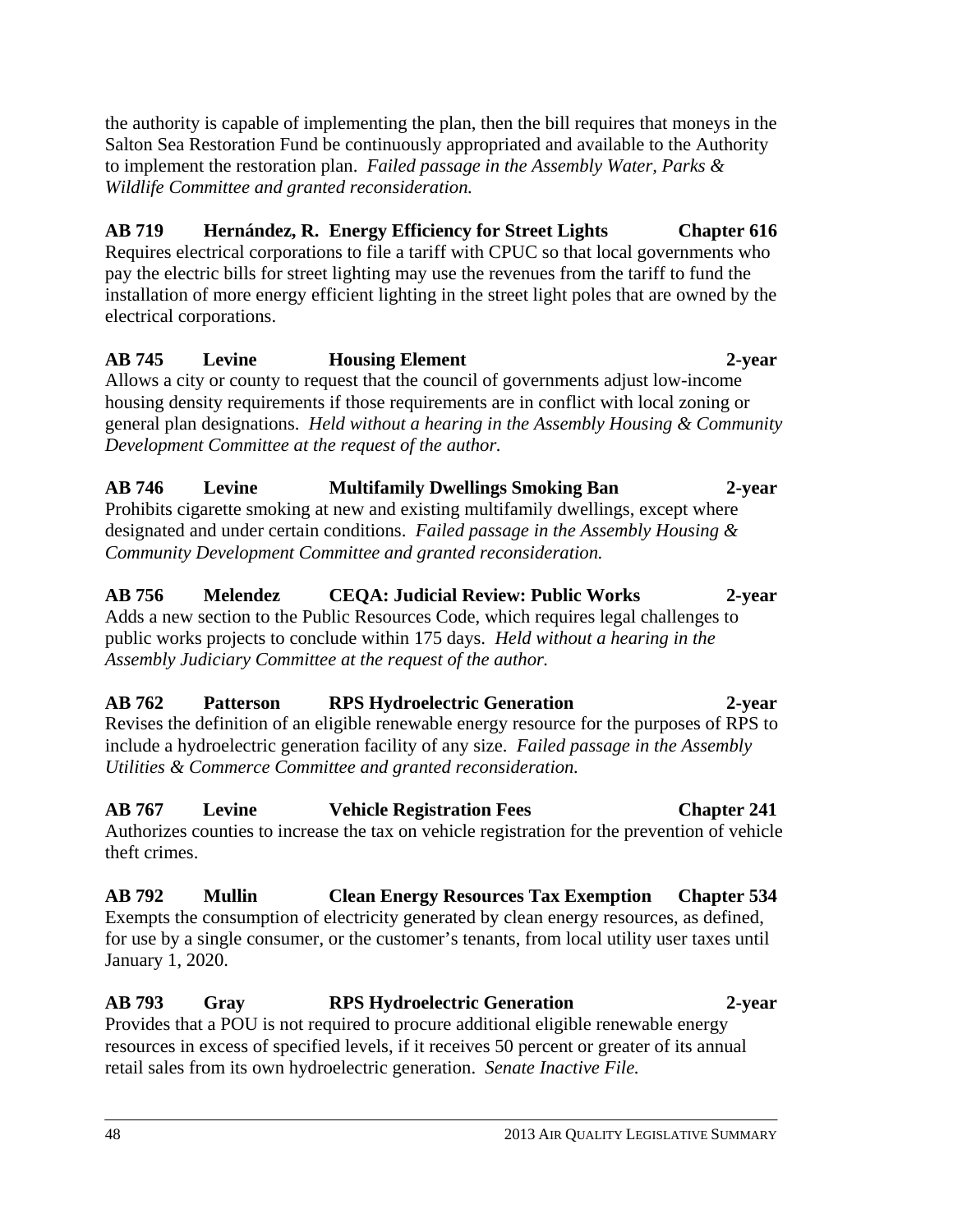the authority is capable of implementing the plan, then the bill requires that moneys in the Salton Sea Restoration Fund be continuously appropriated and available to the Authority to implement the restoration plan. *Failed passage in the Assembly Water, Parks & Wildlife Committee and granted reconsideration.*

**AB 719 Hernández, R. Energy Efficiency for Street Lights Chapter 616**
Requires electrical corporations to file a tariff with CPUC so that local governments who pay the electric bills for street lighting may use the revenues from the tariff to fund the installation of more energy efficient lighting in the street light poles that are owned by the electrical corporations.

**AB 745 Levine Housing Element 2-year**
Allows a city or county to request that the council of governments adjust low-income housing density requirements if those requirements are in conflict with local zoning or general plan designations. *Held without a hearing in the Assembly Housing & Community Development Committee at the request of the author.*

**AB 746 Levine Multifamily Dwellings Smoking Ban 2-year**
Prohibits cigarette smoking at new and existing multifamily dwellings, except where designated and under certain conditions. *Failed passage in the Assembly Housing & Community Development Committee and granted reconsideration.*

**AB 756 Melendez CEQA: Judicial Review: Public Works 2-year**
Adds a new section to the Public Resources Code, which requires legal challenges to public works projects to conclude within 175 days. *Held without a hearing in the Assembly Judiciary Committee at the request of the author.*

**AB 762 Patterson RPS Hydroelectric Generation 2-year**
Revises the definition of an eligible renewable energy resource for the purposes of RPS to include a hydroelectric generation facility of any size. *Failed passage in the Assembly Utilities & Commerce Committee and granted reconsideration.*

**AB 767 Levine Vehicle Registration Fees Chapter 241**
Authorizes counties to increase the tax on vehicle registration for the prevention of vehicle theft crimes.

**AB 792 Mullin Clean Energy Resources Tax Exemption Chapter 534**
Exempts the consumption of electricity generated by clean energy resources, as defined, for use by a single consumer, or the customer's tenants, from local utility user taxes until January 1, 2020.

**AB 793 Gray RPS Hydroelectric Generation 2-year**
Provides that a POU is not required to procure additional eligible renewable energy resources in excess of specified levels, if it receives 50 percent or greater of its annual retail sales from its own hydroelectric generation. *Senate Inactive File.*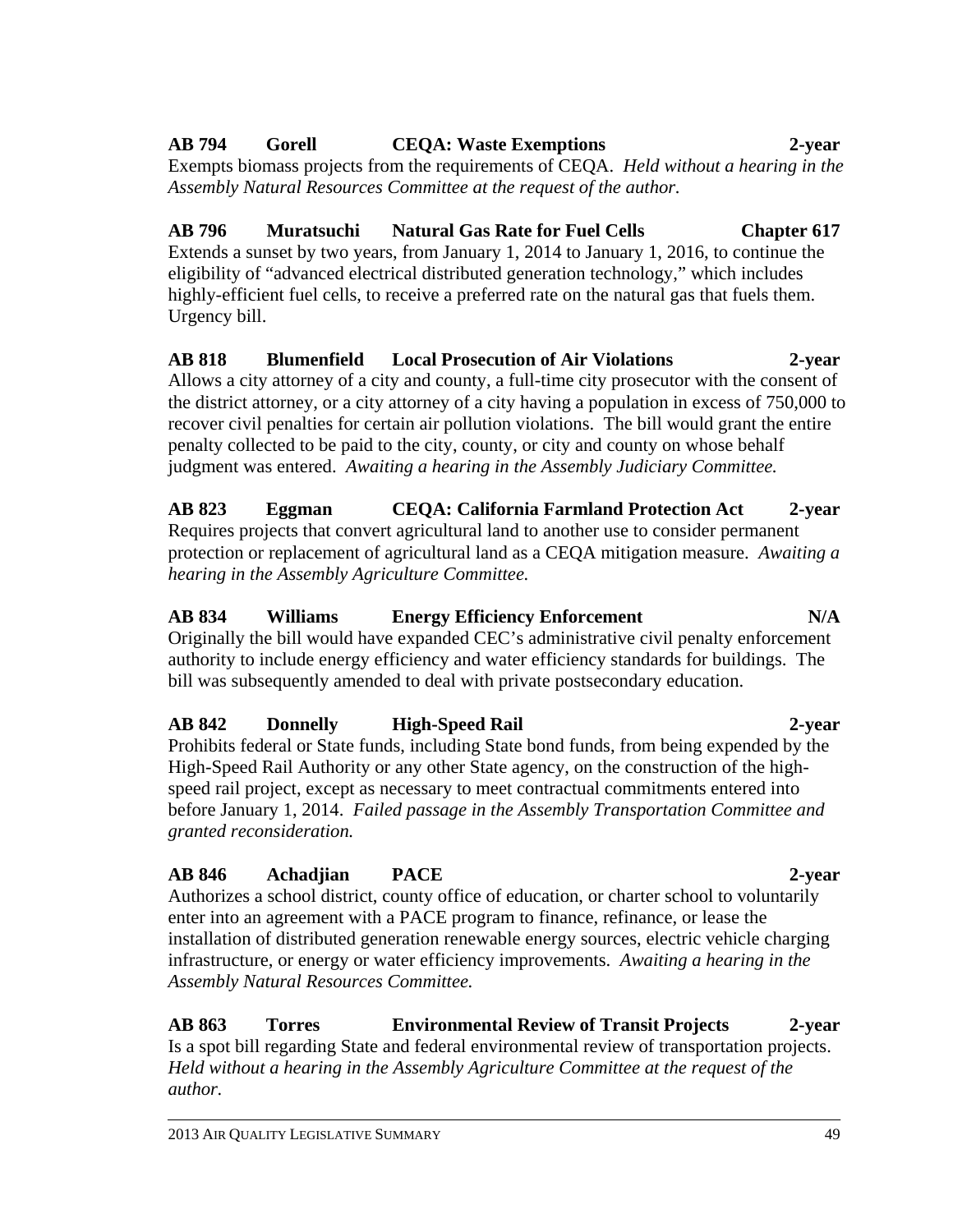**AB 794 Gorell CEQA: Waste Exemptions 2-year**
Exempts biomass projects from the requirements of CEQA. *Held without a hearing in the Assembly Natural Resources Committee at the request of the author.*

**AB 796 Muratsuchi Natural Gas Rate for Fuel Cells Chapter 617**
Extends a sunset by two years, from January 1, 2014 to January 1, 2016, to continue the eligibility of "advanced electrical distributed generation technology," which includes highly-efficient fuel cells, to receive a preferred rate on the natural gas that fuels them. Urgency bill.

**AB 818 Blumenfield Local Prosecution of Air Violations 2-year**
Allows a city attorney of a city and county, a full-time city prosecutor with the consent of the district attorney, or a city attorney of a city having a population in excess of 750,000 to recover civil penalties for certain air pollution violations. The bill would grant the entire penalty collected to be paid to the city, county, or city and county on whose behalf judgment was entered. *Awaiting a hearing in the Assembly Judiciary Committee.*

**AB 823 Eggman CEQA: California Farmland Protection Act 2-year**
Requires projects that convert agricultural land to another use to consider permanent protection or replacement of agricultural land as a CEQA mitigation measure. *Awaiting a hearing in the Assembly Agriculture Committee.*

**AB 834 Williams Energy Efficiency Enforcement N/A**
Originally the bill would have expanded CEC's administrative civil penalty enforcement authority to include energy efficiency and water efficiency standards for buildings. The bill was subsequently amended to deal with private postsecondary education.

**AB 842 Donnelly High-Speed Rail 2-year**
Prohibits federal or State funds, including State bond funds, from being expended by the High-Speed Rail Authority or any other State agency, on the construction of the high-speed rail project, except as necessary to meet contractual commitments entered into before January 1, 2014. *Failed passage in the Assembly Transportation Committee and granted reconsideration.*

**AB 846 Achadjian PACE 2-year**
Authorizes a school district, county office of education, or charter school to voluntarily enter into an agreement with a PACE program to finance, refinance, or lease the installation of distributed generation renewable energy sources, electric vehicle charging infrastructure, or energy or water efficiency improvements. *Awaiting a hearing in the Assembly Natural Resources Committee.*

**AB 863 Torres Environmental Review of Transit Projects 2-year**
Is a spot bill regarding State and federal environmental review of transportation projects. *Held without a hearing in the Assembly Agriculture Committee at the request of the author.*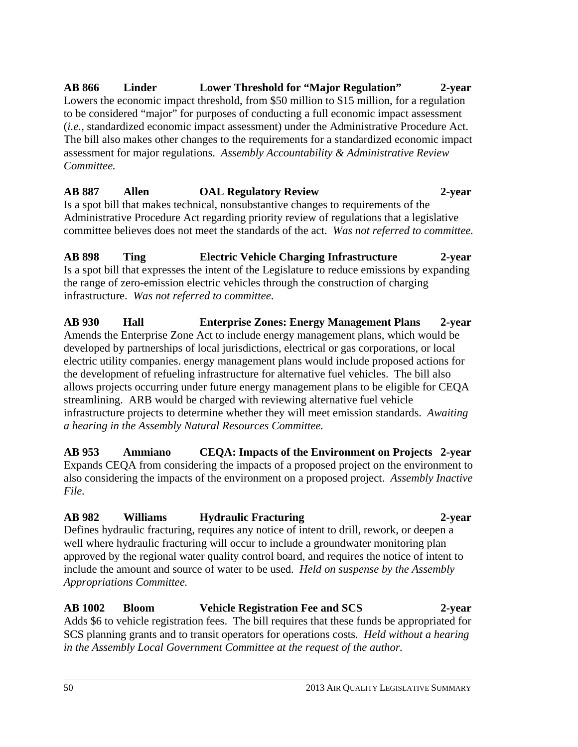**AB 866 Linder Lower Threshold for "Major Regulation" 2-year**
Lowers the economic impact threshold, from $50 million to $15 million, for a regulation to be considered "major" for purposes of conducting a full economic impact assessment (*i.e.*, standardized economic impact assessment) under the Administrative Procedure Act. The bill also makes other changes to the requirements for a standardized economic impact assessment for major regulations. *Assembly Accountability & Administrative Review Committee.*

**AB 887 Allen OAL Regulatory Review 2-year**
Is a spot bill that makes technical, nonsubstantive changes to requirements of the Administrative Procedure Act regarding priority review of regulations that a legislative committee believes does not meet the standards of the act. *Was not referred to committee.*

**AB 898 Ting Electric Vehicle Charging Infrastructure 2-year**
Is a spot bill that expresses the intent of the Legislature to reduce emissions by expanding the range of zero-emission electric vehicles through the construction of charging infrastructure. *Was not referred to committee*.

**AB 930 Hall Enterprise Zones: Energy Management Plans 2-year**
Amends the Enterprise Zone Act to include energy management plans, which would be developed by partnerships of local jurisdictions, electrical or gas corporations, or local electric utility companies. energy management plans would include proposed actions for the development of refueling infrastructure for alternative fuel vehicles. The bill also allows projects occurring under future energy management plans to be eligible for CEQA streamlining. ARB would be charged with reviewing alternative fuel vehicle infrastructure projects to determine whether they will meet emission standards. *Awaiting a hearing in the Assembly Natural Resources Committee.*

**AB 953 Ammiano CEQA: Impacts of the Environment on Projects 2-year**
Expands CEQA from considering the impacts of a proposed project on the environment to also considering the impacts of the environment on a proposed project. *Assembly Inactive File.*

**AB 982 Williams Hydraulic Fracturing 2-year**
Defines hydraulic fracturing, requires any notice of intent to drill, rework, or deepen a well where hydraulic fracturing will occur to include a groundwater monitoring plan approved by the regional water quality control board, and requires the notice of intent to include the amount and source of water to be used. *Held on suspense by the Assembly Appropriations Committee.*

**AB 1002 Bloom Vehicle Registration Fee and SCS 2-year**
Adds $6 to vehicle registration fees. The bill requires that these funds be appropriated for SCS planning grants and to transit operators for operations costs*. Held without a hearing in the Assembly Local Government Committee at the request of the author.*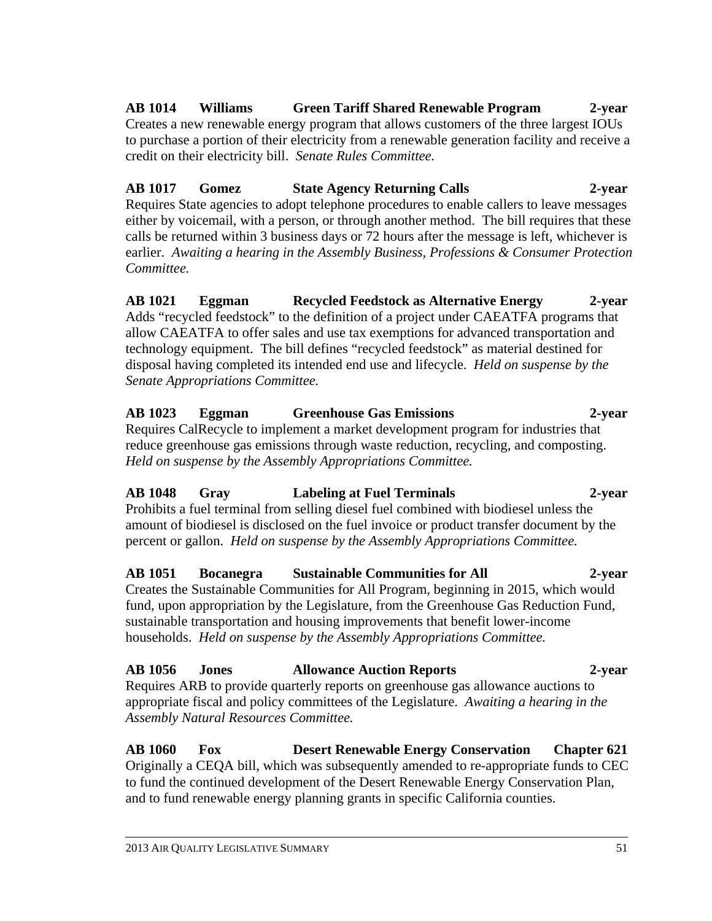**AB 1014 Williams Green Tariff Shared Renewable Program 2-year**
Creates a new renewable energy program that allows customers of the three largest IOUs to purchase a portion of their electricity from a renewable generation facility and receive a credit on their electricity bill. *Senate Rules Committee.*

**AB 1017 Gomez State Agency Returning Calls 2-year**
Requires State agencies to adopt telephone procedures to enable callers to leave messages either by voicemail, with a person, or through another method. The bill requires that these calls be returned within 3 business days or 72 hours after the message is left, whichever is earlier. *Awaiting a hearing in the Assembly Business, Professions & Consumer Protection Committee.*

**AB 1021 Eggman Recycled Feedstock as Alternative Energy 2-year**
Adds "recycled feedstock" to the definition of a project under CAEATFA programs that allow CAEATFA to offer sales and use tax exemptions for advanced transportation and technology equipment. The bill defines "recycled feedstock" as material destined for disposal having completed its intended end use and lifecycle. *Held on suspense by the Senate Appropriations Committee.*

**AB 1023 Eggman Greenhouse Gas Emissions 2-year**
Requires CalRecycle to implement a market development program for industries that reduce greenhouse gas emissions through waste reduction, recycling, and composting. *Held on suspense by the Assembly Appropriations Committee.*

**AB 1048 Gray Labeling at Fuel Terminals 2-year**
Prohibits a fuel terminal from selling diesel fuel combined with biodiesel unless the amount of biodiesel is disclosed on the fuel invoice or product transfer document by the percent or gallon. *Held on suspense by the Assembly Appropriations Committee.*

**AB 1051 Bocanegra Sustainable Communities for All 2-year**
Creates the Sustainable Communities for All Program, beginning in 2015, which would fund, upon appropriation by the Legislature, from the Greenhouse Gas Reduction Fund, sustainable transportation and housing improvements that benefit lower-income households. *Held on suspense by the Assembly Appropriations Committee.*

**AB 1056 Jones Allowance Auction Reports 2-year**
Requires ARB to provide quarterly reports on greenhouse gas allowance auctions to appropriate fiscal and policy committees of the Legislature. *Awaiting a hearing in the Assembly Natural Resources Committee.*

**AB 1060 Fox Desert Renewable Energy Conservation Chapter 621**
Originally a CEQA bill, which was subsequently amended to re-appropriate funds to CEC to fund the continued development of the Desert Renewable Energy Conservation Plan, and to fund renewable energy planning grants in specific California counties.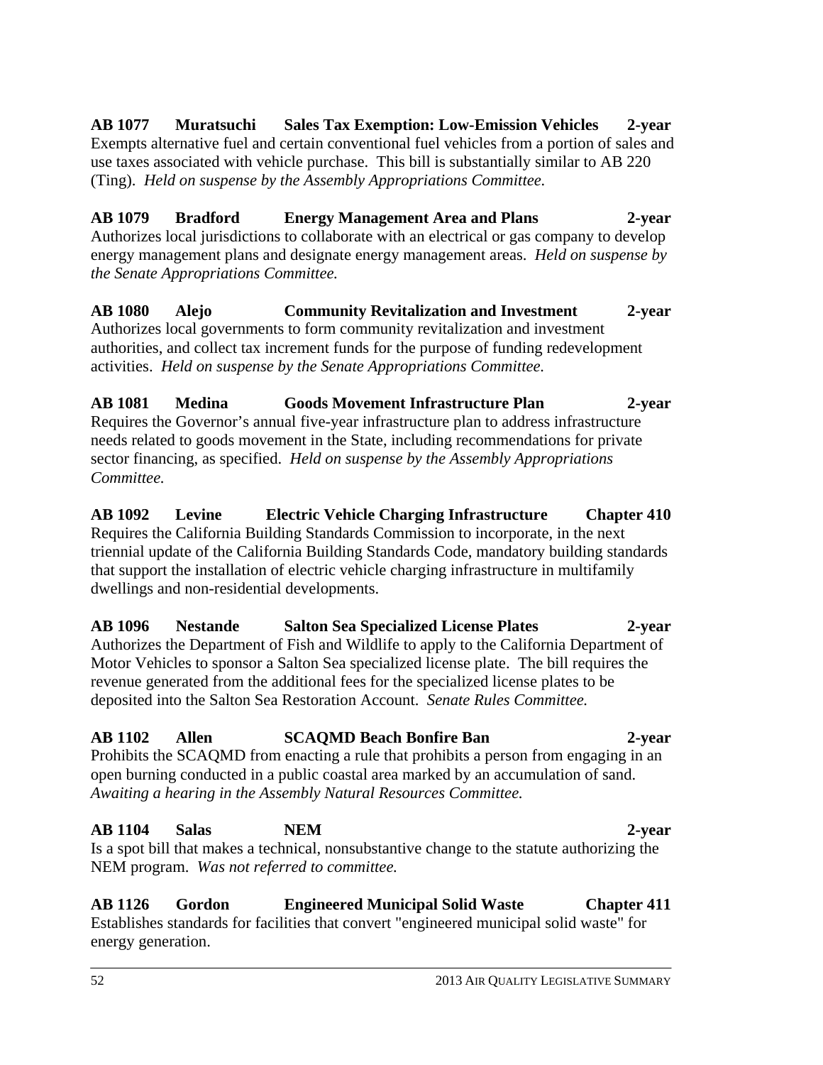**AB 1077 Muratsuchi Sales Tax Exemption: Low-Emission Vehicles 2-year**
Exempts alternative fuel and certain conventional fuel vehicles from a portion of sales and use taxes associated with vehicle purchase. This bill is substantially similar to AB 220 (Ting). *Held on suspense by the Assembly Appropriations Committee.*

**AB 1079 Bradford Energy Management Area and Plans 2-year**
Authorizes local jurisdictions to collaborate with an electrical or gas company to develop energy management plans and designate energy management areas. *Held on suspense by the Senate Appropriations Committee.*

**AB 1080 Alejo Community Revitalization and Investment 2-year**
Authorizes local governments to form community revitalization and investment authorities, and collect tax increment funds for the purpose of funding redevelopment activities. *Held on suspense by the Senate Appropriations Committee.*

**AB 1081 Medina Goods Movement Infrastructure Plan 2-year**
Requires the Governor's annual five-year infrastructure plan to address infrastructure needs related to goods movement in the State, including recommendations for private sector financing, as specified. *Held on suspense by the Assembly Appropriations Committee.*

**AB 1092 Levine Electric Vehicle Charging Infrastructure Chapter 410**
Requires the California Building Standards Commission to incorporate, in the next triennial update of the California Building Standards Code, mandatory building standards that support the installation of electric vehicle charging infrastructure in multifamily dwellings and non-residential developments.

**AB 1096 Nestande Salton Sea Specialized License Plates 2-year**
Authorizes the Department of Fish and Wildlife to apply to the California Department of Motor Vehicles to sponsor a Salton Sea specialized license plate. The bill requires the revenue generated from the additional fees for the specialized license plates to be deposited into the Salton Sea Restoration Account. *Senate Rules Committee.*

**AB 1102 Allen SCAQMD Beach Bonfire Ban 2-year**
Prohibits the SCAQMD from enacting a rule that prohibits a person from engaging in an open burning conducted in a public coastal area marked by an accumulation of sand. *Awaiting a hearing in the Assembly Natural Resources Committee.*

**AB 1104 Salas NEM 2-year**
Is a spot bill that makes a technical, nonsubstantive change to the statute authorizing the NEM program. *Was not referred to committee.*

**AB 1126 Gordon Engineered Municipal Solid Waste Chapter 411**
Establishes standards for facilities that convert "engineered municipal solid waste" for energy generation.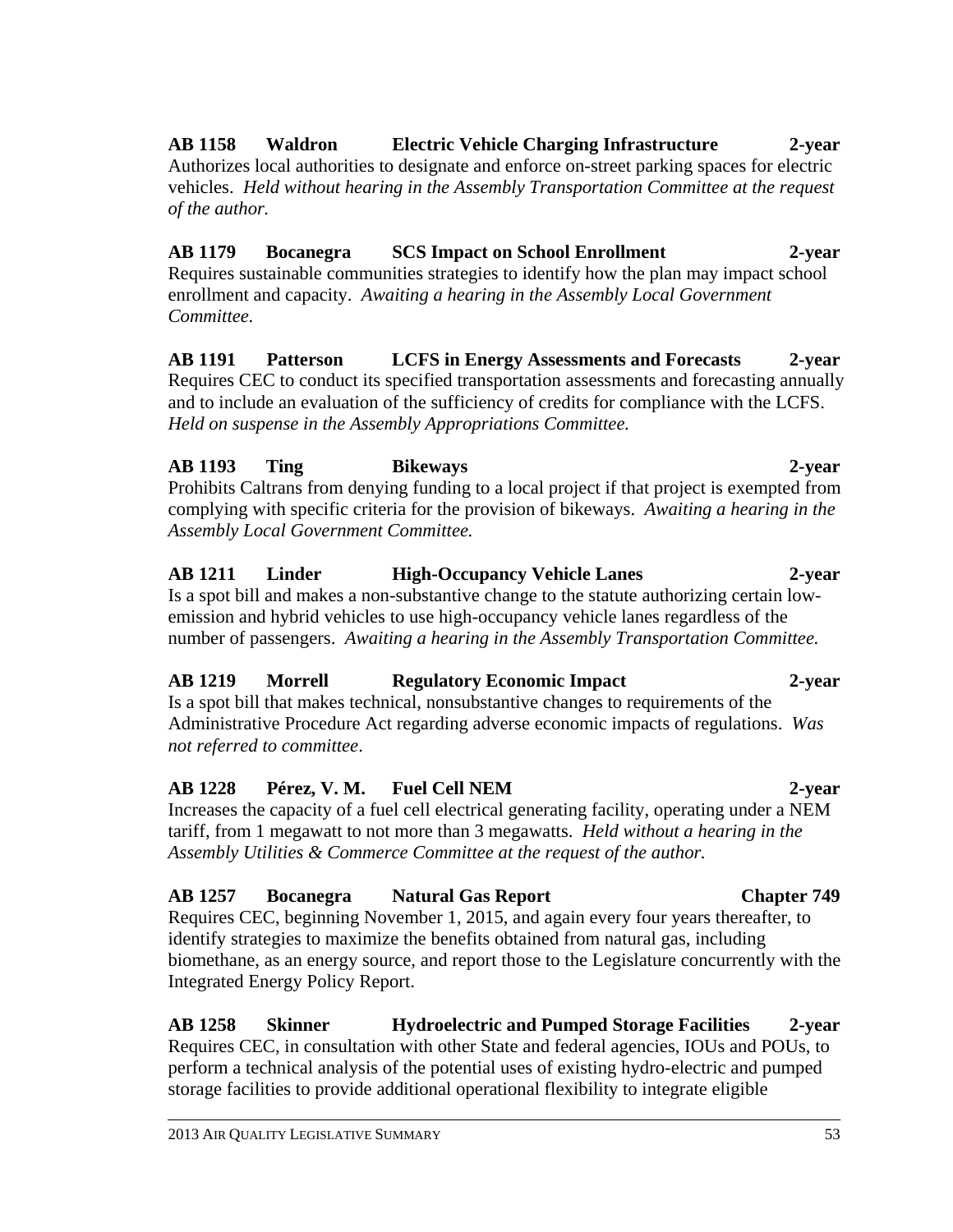**AB 1158 Waldron Electric Vehicle Charging Infrastructure 2-year**
Authorizes local authorities to designate and enforce on-street parking spaces for electric vehicles. *Held without hearing in the Assembly Transportation Committee at the request of the author.*

**AB 1179 Bocanegra SCS Impact on School Enrollment 2-year**
Requires sustainable communities strategies to identify how the plan may impact school enrollment and capacity. *Awaiting a hearing in the Assembly Local Government Committee.*

**AB 1191 Patterson LCFS in Energy Assessments and Forecasts 2-year**
Requires CEC to conduct its specified transportation assessments and forecasting annually and to include an evaluation of the sufficiency of credits for compliance with the LCFS. *Held on suspense in the Assembly Appropriations Committee.*

**AB 1193 Ting Bikeways 2-year**
Prohibits Caltrans from denying funding to a local project if that project is exempted from complying with specific criteria for the provision of bikeways. *Awaiting a hearing in the Assembly Local Government Committee.*

**AB 1211 Linder High-Occupancy Vehicle Lanes 2-year**
Is a spot bill and makes a non-substantive change to the statute authorizing certain low-emission and hybrid vehicles to use high-occupancy vehicle lanes regardless of the number of passengers. *Awaiting a hearing in the Assembly Transportation Committee.*

**AB 1219 Morrell Regulatory Economic Impact 2-year**
Is a spot bill that makes technical, nonsubstantive changes to requirements of the Administrative Procedure Act regarding adverse economic impacts of regulations. *Was not referred to committee*.

**AB 1228 Pérez, V. M. Fuel Cell NEM 2-year**
Increases the capacity of a fuel cell electrical generating facility, operating under a NEM tariff, from 1 megawatt to not more than 3 megawatts. *Held without a hearing in the Assembly Utilities & Commerce Committee at the request of the author.*

**AB 1257 Bocanegra Natural Gas Report Chapter 749**
Requires CEC, beginning November 1, 2015, and again every four years thereafter, to identify strategies to maximize the benefits obtained from natural gas, including biomethane, as an energy source, and report those to the Legislature concurrently with the Integrated Energy Policy Report.

**AB 1258 Skinner Hydroelectric and Pumped Storage Facilities 2-year**
Requires CEC, in consultation with other State and federal agencies, IOUs and POUs, to perform a technical analysis of the potential uses of existing hydro-electric and pumped storage facilities to provide additional operational flexibility to integrate eligible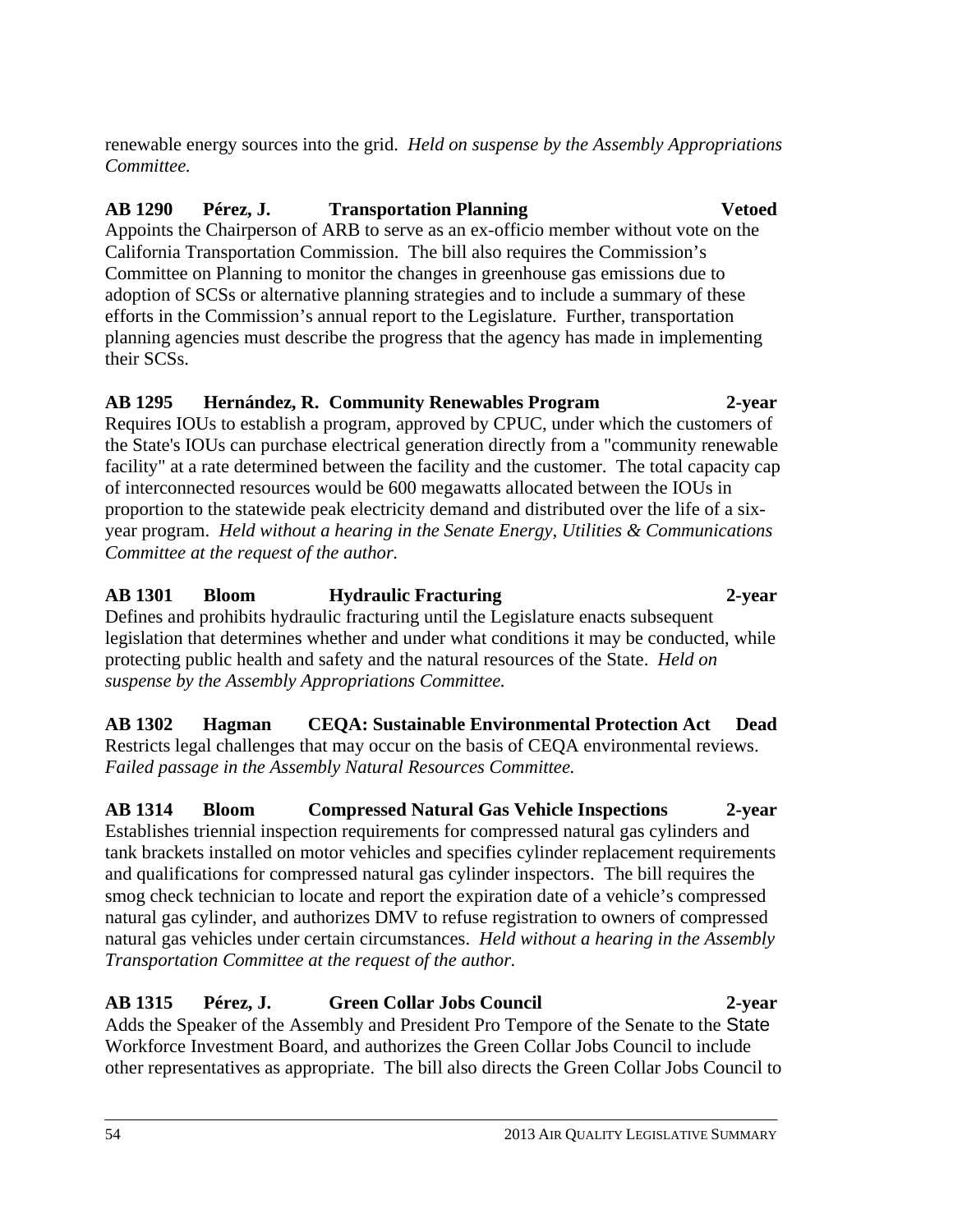renewable energy sources into the grid. *Held on suspense by the Assembly Appropriations Committee.*

**AB 1290 Pérez, J. Transportation Planning Vetoed**

Appoints the Chairperson of ARB to serve as an ex-officio member without vote on the California Transportation Commission. The bill also requires the Commission's Committee on Planning to monitor the changes in greenhouse gas emissions due to adoption of SCSs or alternative planning strategies and to include a summary of these efforts in the Commission's annual report to the Legislature. Further, transportation planning agencies must describe the progress that the agency has made in implementing their SCSs.

**AB 1295 Hernández, R. Community Renewables Program 2-year**

Requires IOUs to establish a program, approved by CPUC, under which the customers of the State's IOUs can purchase electrical generation directly from a "community renewable facility" at a rate determined between the facility and the customer. The total capacity cap of interconnected resources would be 600 megawatts allocated between the IOUs in proportion to the statewide peak electricity demand and distributed over the life of a six-year program. *Held without a hearing in the Senate Energy, Utilities & Communications Committee at the request of the author.*

**AB 1301 Bloom Hydraulic Fracturing 2-year**

Defines and prohibits hydraulic fracturing until the Legislature enacts subsequent legislation that determines whether and under what conditions it may be conducted, while protecting public health and safety and the natural resources of the State. *Held on suspense by the Assembly Appropriations Committee.*

**AB 1302 Hagman CEQA: Sustainable Environmental Protection Act Dead**

Restricts legal challenges that may occur on the basis of CEQA environmental reviews. *Failed passage in the Assembly Natural Resources Committee.*

**AB 1314 Bloom Compressed Natural Gas Vehicle Inspections 2-year**

Establishes triennial inspection requirements for compressed natural gas cylinders and tank brackets installed on motor vehicles and specifies cylinder replacement requirements and qualifications for compressed natural gas cylinder inspectors. The bill requires the smog check technician to locate and report the expiration date of a vehicle's compressed natural gas cylinder, and authorizes DMV to refuse registration to owners of compressed natural gas vehicles under certain circumstances. *Held without a hearing in the Assembly Transportation Committee at the request of the author.*

**AB 1315 Pérez, J. Green Collar Jobs Council 2-year**

Adds the Speaker of the Assembly and President Pro Tempore of the Senate to the State Workforce Investment Board, and authorizes the Green Collar Jobs Council to include other representatives as appropriate. The bill also directs the Green Collar Jobs Council to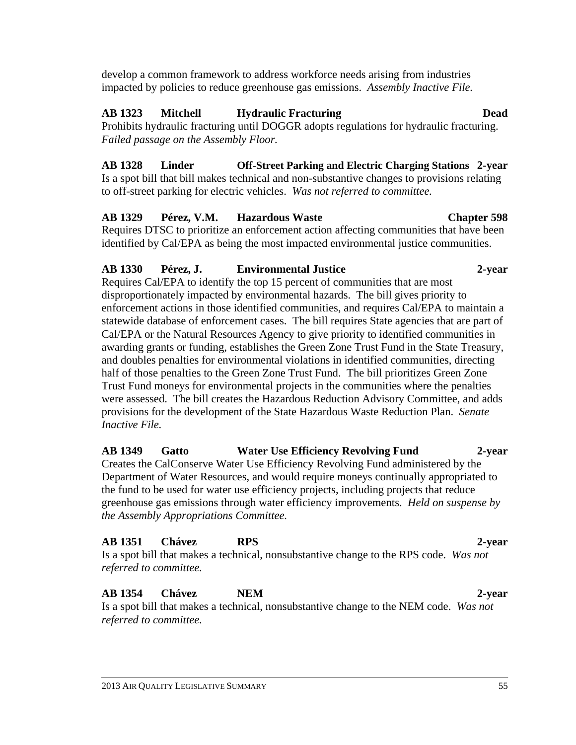develop a common framework to address workforce needs arising from industries impacted by policies to reduce greenhouse gas emissions. *Assembly Inactive File.*

**AB 1323 Mitchell Hydraulic Fracturing Dead**

Prohibits hydraulic fracturing until DOGGR adopts regulations for hydraulic fracturing. *Failed passage on the Assembly Floor.*

**AB 1328 Linder Off-Street Parking and Electric Charging Stations 2-year**

Is a spot bill that bill makes technical and non-substantive changes to provisions relating to off-street parking for electric vehicles. *Was not referred to committee.*

**AB 1329 Pérez, V.M. Hazardous Waste Chapter 598**

Requires DTSC to prioritize an enforcement action affecting communities that have been identified by Cal/EPA as being the most impacted environmental justice communities.

**AB 1330 Pérez, J. Environmental Justice 2-year**

Requires Cal/EPA to identify the top 15 percent of communities that are most disproportionately impacted by environmental hazards. The bill gives priority to enforcement actions in those identified communities, and requires Cal/EPA to maintain a statewide database of enforcement cases. The bill requires State agencies that are part of Cal/EPA or the Natural Resources Agency to give priority to identified communities in awarding grants or funding, establishes the Green Zone Trust Fund in the State Treasury, and doubles penalties for environmental violations in identified communities, directing half of those penalties to the Green Zone Trust Fund. The bill prioritizes Green Zone Trust Fund moneys for environmental projects in the communities where the penalties were assessed. The bill creates the Hazardous Reduction Advisory Committee, and adds provisions for the development of the State Hazardous Waste Reduction Plan. *Senate Inactive File.*

**AB 1349 Gatto Water Use Efficiency Revolving Fund 2-year**

Creates the CalConserve Water Use Efficiency Revolving Fund administered by the Department of Water Resources, and would require moneys continually appropriated to the fund to be used for water use efficiency projects, including projects that reduce greenhouse gas emissions through water efficiency improvements. *Held on suspense by the Assembly Appropriations Committee.*

**AB 1351 Chávez RPS 2-year**

Is a spot bill that makes a technical, nonsubstantive change to the RPS code. *Was not referred to committee.*

**AB 1354 Chávez NEM 2-year**

Is a spot bill that makes a technical, nonsubstantive change to the NEM code. *Was not referred to committee.*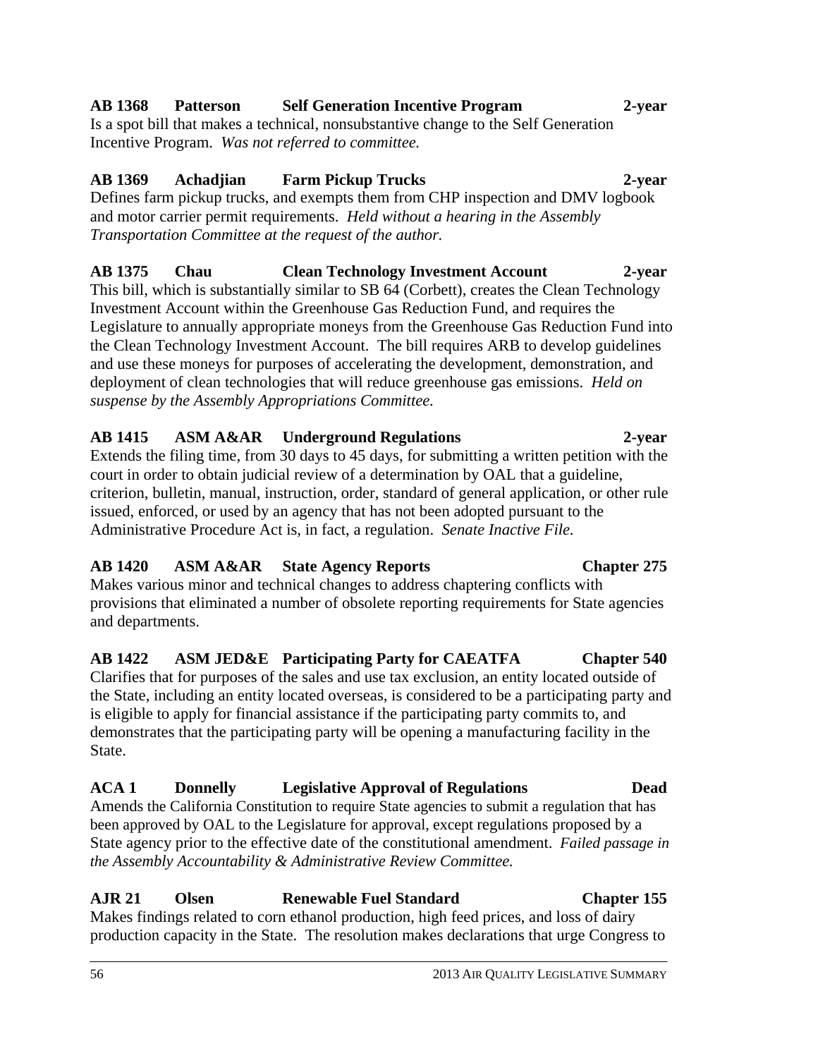**AB 1368 Patterson Self Generation Incentive Program 2-year**
Is a spot bill that makes a technical, nonsubstantive change to the Self Generation Incentive Program. *Was not referred to committee.*

**AB 1369 Achadjian Farm Pickup Trucks 2-year**
Defines farm pickup trucks, and exempts them from CHP inspection and DMV logbook and motor carrier permit requirements. *Held without a hearing in the Assembly Transportation Committee at the request of the author.*

**AB 1375 Chau Clean Technology Investment Account 2-year**
This bill, which is substantially similar to SB 64 (Corbett), creates the Clean Technology Investment Account within the Greenhouse Gas Reduction Fund, and requires the Legislature to annually appropriate moneys from the Greenhouse Gas Reduction Fund into the Clean Technology Investment Account. The bill requires ARB to develop guidelines and use these moneys for purposes of accelerating the development, demonstration, and deployment of clean technologies that will reduce greenhouse gas emissions. *Held on suspense by the Assembly Appropriations Committee.*

**AB 1415 ASM A&AR Underground Regulations 2-year**
Extends the filing time, from 30 days to 45 days, for submitting a written petition with the court in order to obtain judicial review of a determination by OAL that a guideline, criterion, bulletin, manual, instruction, order, standard of general application, or other rule issued, enforced, or used by an agency that has not been adopted pursuant to the Administrative Procedure Act is, in fact, a regulation. *Senate Inactive File.*

**AB 1420 ASM A&AR State Agency Reports Chapter 275**
Makes various minor and technical changes to address chaptering conflicts with provisions that eliminated a number of obsolete reporting requirements for State agencies and departments.

**AB 1422 ASM JED&E Participating Party for CAEATFA Chapter 540**
Clarifies that for purposes of the sales and use tax exclusion, an entity located outside of the State, including an entity located overseas, is considered to be a participating party and is eligible to apply for financial assistance if the participating party commits to, and demonstrates that the participating party will be opening a manufacturing facility in the State.

**ACA 1 Donnelly Legislative Approval of Regulations Dead**
Amends the California Constitution to require State agencies to submit a regulation that has been approved by OAL to the Legislature for approval, except regulations proposed by a State agency prior to the effective date of the constitutional amendment. *Failed passage in the Assembly Accountability & Administrative Review Committee.*

**AJR 21 Olsen Renewable Fuel Standard Chapter 155**
Makes findings related to corn ethanol production, high feed prices, and loss of dairy production capacity in the State. The resolution makes declarations that urge Congress to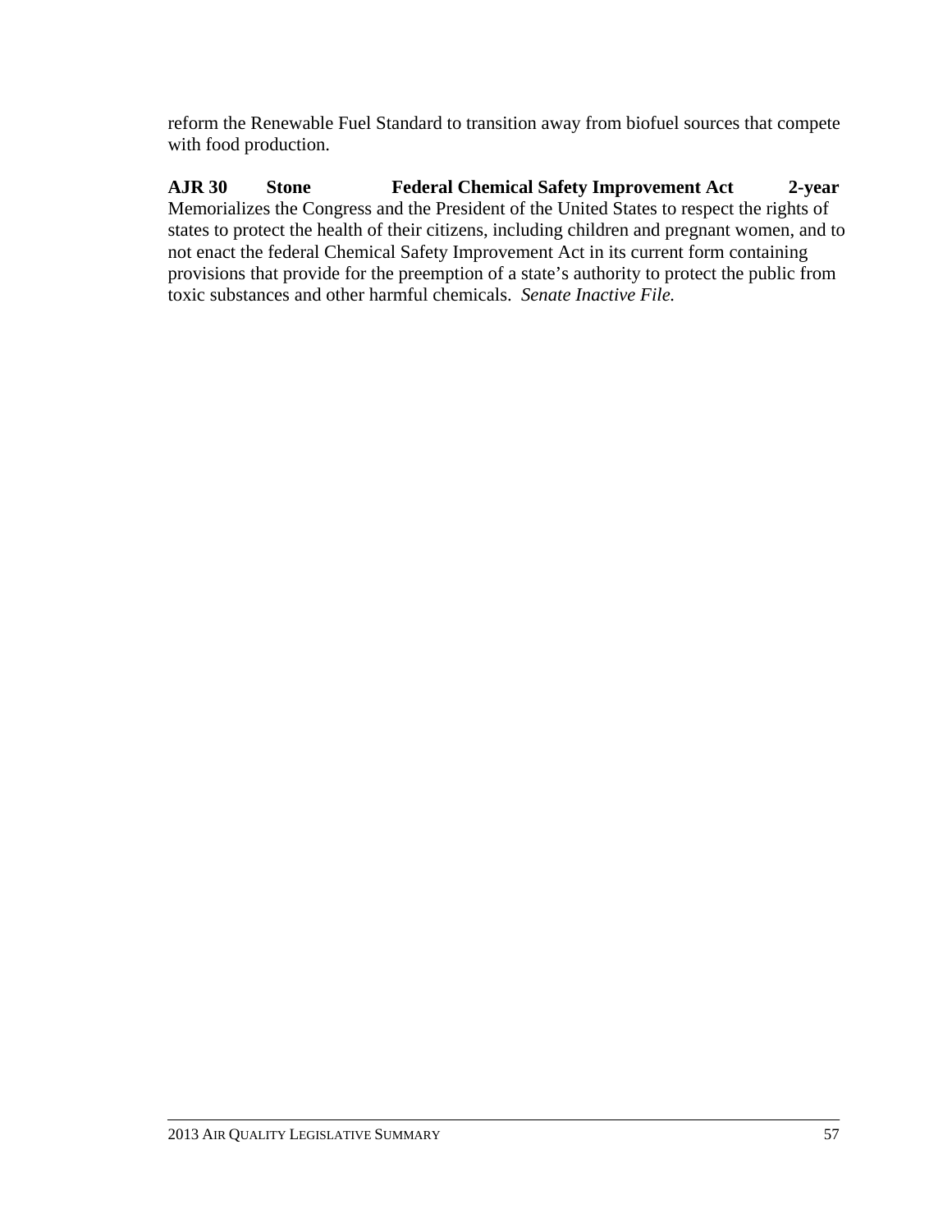reform the Renewable Fuel Standard to transition away from biofuel sources that compete with food production.

**AJR 30 Stone Federal Chemical Safety Improvement Act 2-year**
Memorializes the Congress and the President of the United States to respect the rights of states to protect the health of their citizens, including children and pregnant women, and to not enact the federal Chemical Safety Improvement Act in its current form containing provisions that provide for the preemption of a state's authority to protect the public from toxic substances and other harmful chemicals. *Senate Inactive File.*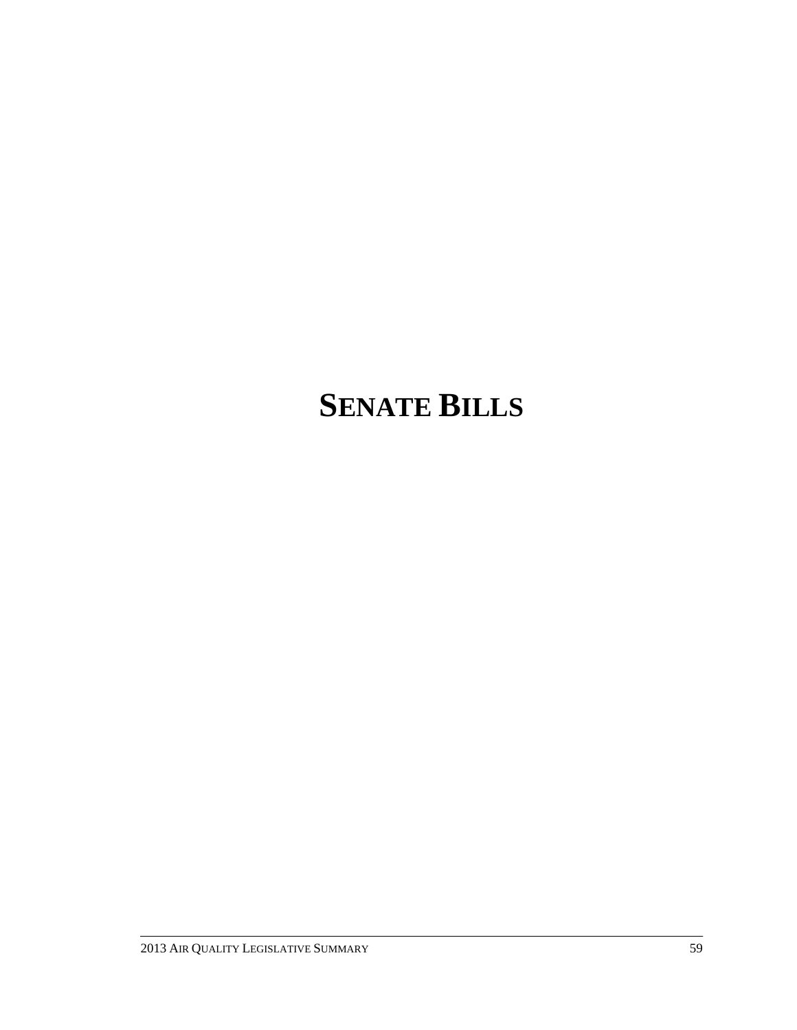# SENATE BILLS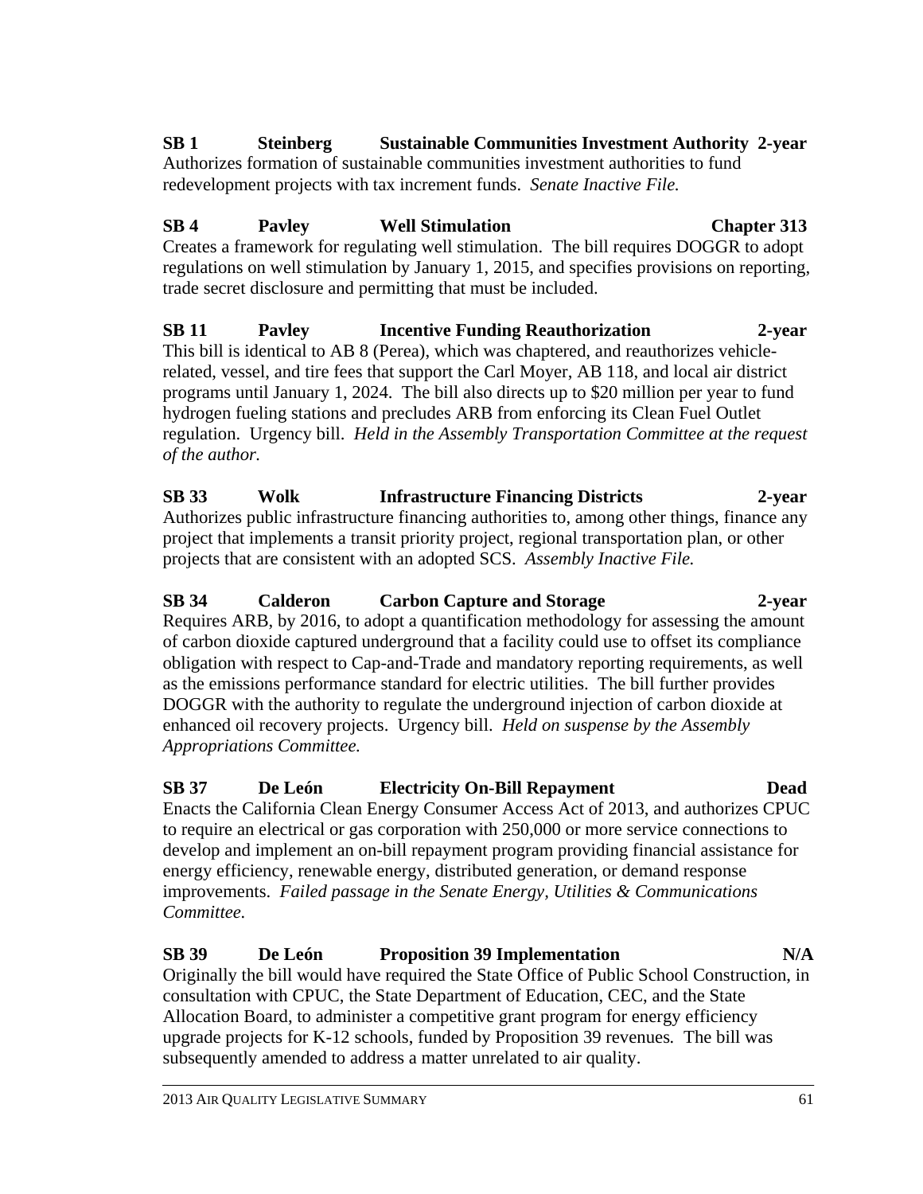**SB 1 Steinberg Sustainable Communities Investment Authority 2-year**
Authorizes formation of sustainable communities investment authorities to fund redevelopment projects with tax increment funds. *Senate Inactive File.*

**SB 4 Pavley Well Stimulation Chapter 313**
Creates a framework for regulating well stimulation. The bill requires DOGGR to adopt regulations on well stimulation by January 1, 2015, and specifies provisions on reporting, trade secret disclosure and permitting that must be included.

**SB 11 Pavley Incentive Funding Reauthorization 2-year**
This bill is identical to AB 8 (Perea), which was chaptered, and reauthorizes vehicle-related, vessel, and tire fees that support the Carl Moyer, AB 118, and local air district programs until January 1, 2024. The bill also directs up to $20 million per year to fund hydrogen fueling stations and precludes ARB from enforcing its Clean Fuel Outlet regulation. Urgency bill. *Held in the Assembly Transportation Committee at the request of the author.*

**SB 33 Wolk Infrastructure Financing Districts 2-year**
Authorizes public infrastructure financing authorities to, among other things, finance any project that implements a transit priority project, regional transportation plan, or other projects that are consistent with an adopted SCS. *Assembly Inactive File.*

**SB 34 Calderon Carbon Capture and Storage 2-year**
Requires ARB, by 2016, to adopt a quantification methodology for assessing the amount of carbon dioxide captured underground that a facility could use to offset its compliance obligation with respect to Cap-and-Trade and mandatory reporting requirements, as well as the emissions performance standard for electric utilities. The bill further provides DOGGR with the authority to regulate the underground injection of carbon dioxide at enhanced oil recovery projects. Urgency bill. *Held on suspense by the Assembly Appropriations Committee.*

**SB 37 De León Electricity On-Bill Repayment Dead**
Enacts the California Clean Energy Consumer Access Act of 2013, and authorizes CPUC to require an electrical or gas corporation with 250,000 or more service connections to develop and implement an on-bill repayment program providing financial assistance for energy efficiency, renewable energy, distributed generation, or demand response improvements. *Failed passage in the Senate Energy, Utilities & Communications Committee.*

**SB 39 De León Proposition 39 Implementation N/A**
Originally the bill would have required the State Office of Public School Construction, in consultation with CPUC, the State Department of Education, CEC, and the State Allocation Board, to administer a competitive grant program for energy efficiency upgrade projects for K-12 schools, funded by Proposition 39 revenues. The bill was subsequently amended to address a matter unrelated to air quality.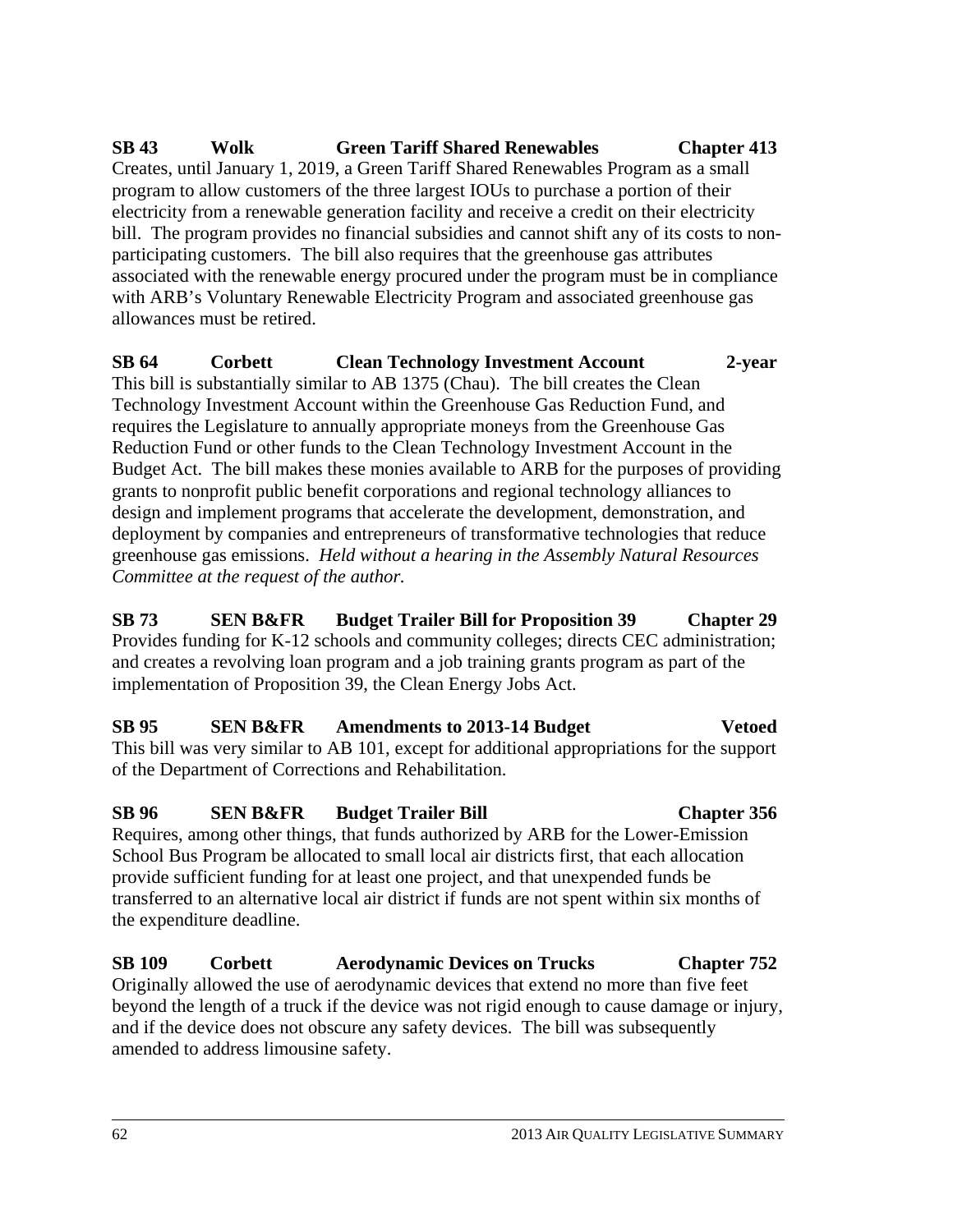**SB 43 Wolk Green Tariff Shared Renewables Chapter 413**

Creates, until January 1, 2019, a Green Tariff Shared Renewables Program as a small program to allow customers of the three largest IOUs to purchase a portion of their electricity from a renewable generation facility and receive a credit on their electricity bill. The program provides no financial subsidies and cannot shift any of its costs to non-participating customers. The bill also requires that the greenhouse gas attributes associated with the renewable energy procured under the program must be in compliance with ARB's Voluntary Renewable Electricity Program and associated greenhouse gas allowances must be retired.

**SB 64 Corbett Clean Technology Investment Account 2-year**

This bill is substantially similar to AB 1375 (Chau). The bill creates the Clean Technology Investment Account within the Greenhouse Gas Reduction Fund, and requires the Legislature to annually appropriate moneys from the Greenhouse Gas Reduction Fund or other funds to the Clean Technology Investment Account in the Budget Act. The bill makes these monies available to ARB for the purposes of providing grants to nonprofit public benefit corporations and regional technology alliances to design and implement programs that accelerate the development, demonstration, and deployment by companies and entrepreneurs of transformative technologies that reduce greenhouse gas emissions. *Held without a hearing in the Assembly Natural Resources Committee at the request of the author.*

**SB 73 SEN B&FR Budget Trailer Bill for Proposition 39 Chapter 29**

Provides funding for K-12 schools and community colleges; directs CEC administration; and creates a revolving loan program and a job training grants program as part of the implementation of Proposition 39, the Clean Energy Jobs Act.

**SB 95 SEN B&FR Amendments to 2013-14 Budget Vetoed**

This bill was very similar to AB 101, except for additional appropriations for the support of the Department of Corrections and Rehabilitation.

**SB 96 SEN B&FR Budget Trailer Bill Chapter 356**

Requires, among other things, that funds authorized by ARB for the Lower-Emission School Bus Program be allocated to small local air districts first, that each allocation provide sufficient funding for at least one project, and that unexpended funds be transferred to an alternative local air district if funds are not spent within six months of the expenditure deadline.

**SB 109 Corbett Aerodynamic Devices on Trucks Chapter 752**

Originally allowed the use of aerodynamic devices that extend no more than five feet beyond the length of a truck if the device was not rigid enough to cause damage or injury, and if the device does not obscure any safety devices. The bill was subsequently amended to address limousine safety.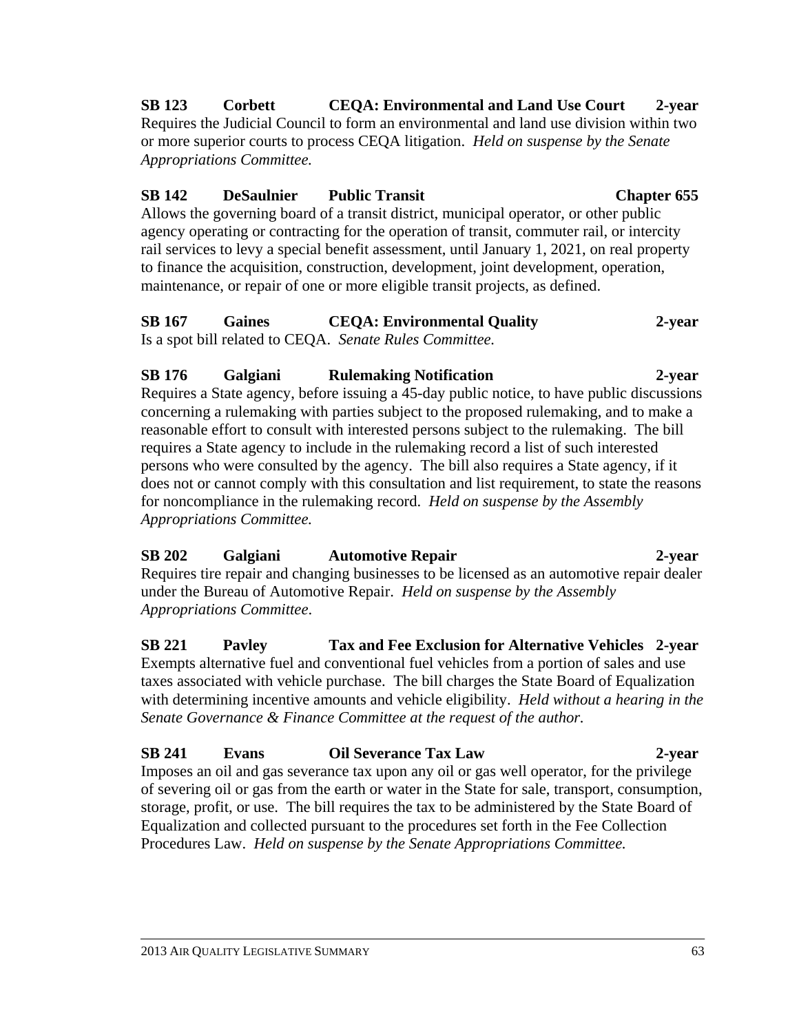**SB 123 Corbett CEQA: Environmental and Land Use Court 2-year**

Requires the Judicial Council to form an environmental and land use division within two or more superior courts to process CEQA litigation. *Held on suspense by the Senate Appropriations Committee.*

**SB 142 DeSaulnier Public Transit Chapter 655**

Allows the governing board of a transit district, municipal operator, or other public agency operating or contracting for the operation of transit, commuter rail, or intercity rail services to levy a special benefit assessment, until January 1, 2021, on real property to finance the acquisition, construction, development, joint development, operation, maintenance, or repair of one or more eligible transit projects, as defined.

**SB 167 Gaines CEQA: Environmental Quality 2-year**

Is a spot bill related to CEQA. *Senate Rules Committee.*

**SB 176 Galgiani Rulemaking Notification 2-year**

Requires a State agency, before issuing a 45-day public notice, to have public discussions concerning a rulemaking with parties subject to the proposed rulemaking, and to make a reasonable effort to consult with interested persons subject to the rulemaking. The bill requires a State agency to include in the rulemaking record a list of such interested persons who were consulted by the agency. The bill also requires a State agency, if it does not or cannot comply with this consultation and list requirement, to state the reasons for noncompliance in the rulemaking record. *Held on suspense by the Assembly Appropriations Committee.*

**SB 202 Galgiani Automotive Repair 2-year**

Requires tire repair and changing businesses to be licensed as an automotive repair dealer under the Bureau of Automotive Repair. *Held on suspense by the Assembly Appropriations Committee*.

**SB 221 Pavley Tax and Fee Exclusion for Alternative Vehicles 2-year**

Exempts alternative fuel and conventional fuel vehicles from a portion of sales and use taxes associated with vehicle purchase. The bill charges the State Board of Equalization with determining incentive amounts and vehicle eligibility. *Held without a hearing in the Senate Governance & Finance Committee at the request of the author.*

**SB 241 Evans Oil Severance Tax Law 2-year**

Imposes an oil and gas severance tax upon any oil or gas well operator, for the privilege of severing oil or gas from the earth or water in the State for sale, transport, consumption, storage, profit, or use. The bill requires the tax to be administered by the State Board of Equalization and collected pursuant to the procedures set forth in the Fee Collection Procedures Law. *Held on suspense by the Senate Appropriations Committee.*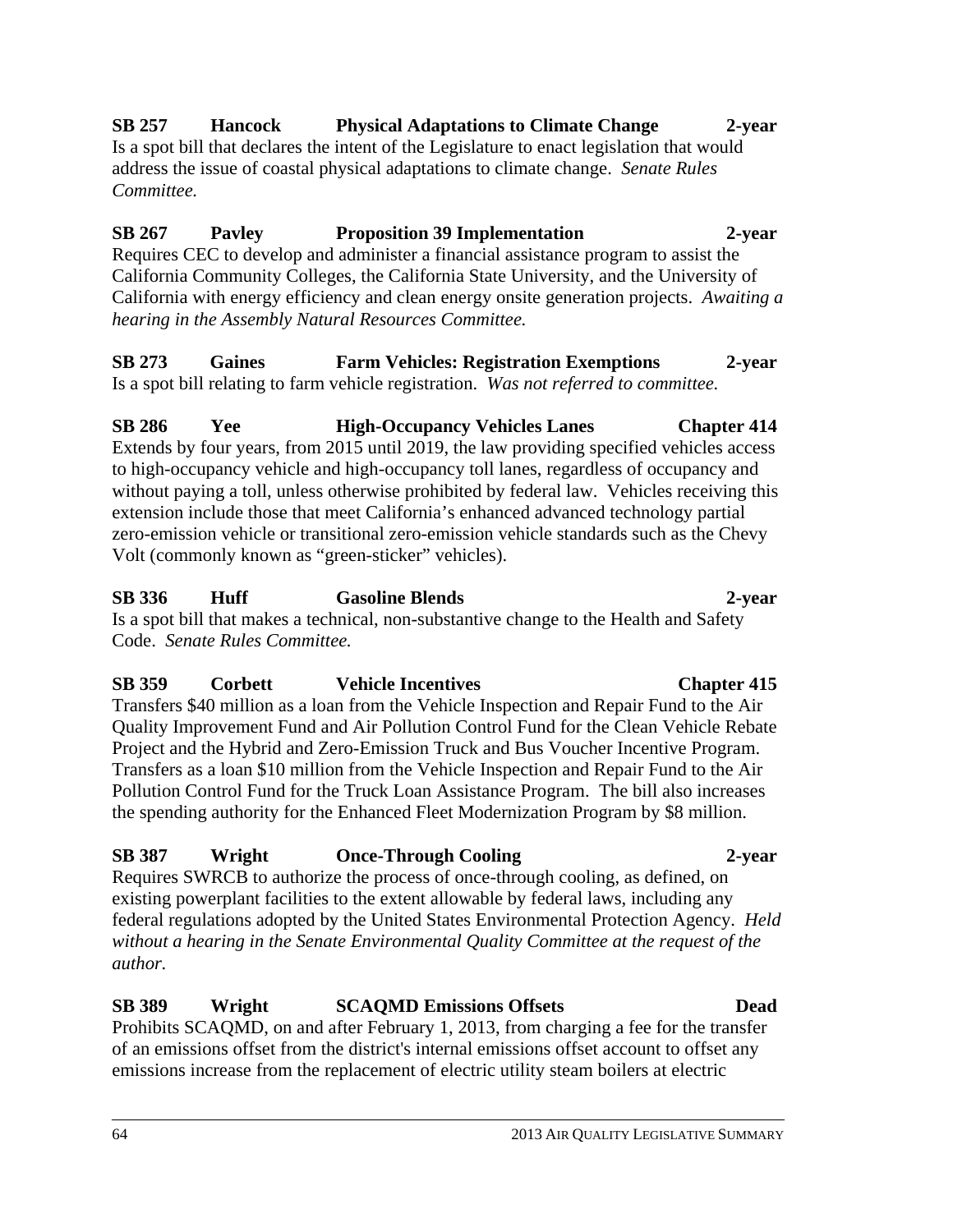**SB 257 Hancock Physical Adaptations to Climate Change 2-year**

Is a spot bill that declares the intent of the Legislature to enact legislation that would address the issue of coastal physical adaptations to climate change. *Senate Rules Committee.*

**SB 267 Pavley Proposition 39 Implementation 2-year**

Requires CEC to develop and administer a financial assistance program to assist the California Community Colleges, the California State University, and the University of California with energy efficiency and clean energy onsite generation projects. *Awaiting a hearing in the Assembly Natural Resources Committee.*

**SB 273 Gaines Farm Vehicles: Registration Exemptions 2-year**

Is a spot bill relating to farm vehicle registration. *Was not referred to committee.*

**SB 286 Yee High-Occupancy Vehicles Lanes Chapter 414**

Extends by four years, from 2015 until 2019, the law providing specified vehicles access to high-occupancy vehicle and high-occupancy toll lanes, regardless of occupancy and without paying a toll, unless otherwise prohibited by federal law. Vehicles receiving this extension include those that meet California's enhanced advanced technology partial zero-emission vehicle or transitional zero-emission vehicle standards such as the Chevy Volt (commonly known as "green-sticker" vehicles).

**SB 336 Huff Gasoline Blends 2-year**

Is a spot bill that makes a technical, non-substantive change to the Health and Safety Code. *Senate Rules Committee.*

**SB 359 Corbett Vehicle Incentives Chapter 415**

Transfers $40 million as a loan from the Vehicle Inspection and Repair Fund to the Air Quality Improvement Fund and Air Pollution Control Fund for the Clean Vehicle Rebate Project and the Hybrid and Zero-Emission Truck and Bus Voucher Incentive Program. Transfers as a loan $10 million from the Vehicle Inspection and Repair Fund to the Air Pollution Control Fund for the Truck Loan Assistance Program. The bill also increases the spending authority for the Enhanced Fleet Modernization Program by $8 million.

**SB 387 Wright Once-Through Cooling 2-year**

Requires SWRCB to authorize the process of once-through cooling, as defined, on existing powerplant facilities to the extent allowable by federal laws, including any federal regulations adopted by the United States Environmental Protection Agency. *Held without a hearing in the Senate Environmental Quality Committee at the request of the author.*

**SB 389 Wright SCAQMD Emissions Offsets Dead**

Prohibits SCAQMD, on and after February 1, 2013, from charging a fee for the transfer of an emissions offset from the district's internal emissions offset account to offset any emissions increase from the replacement of electric utility steam boilers at electric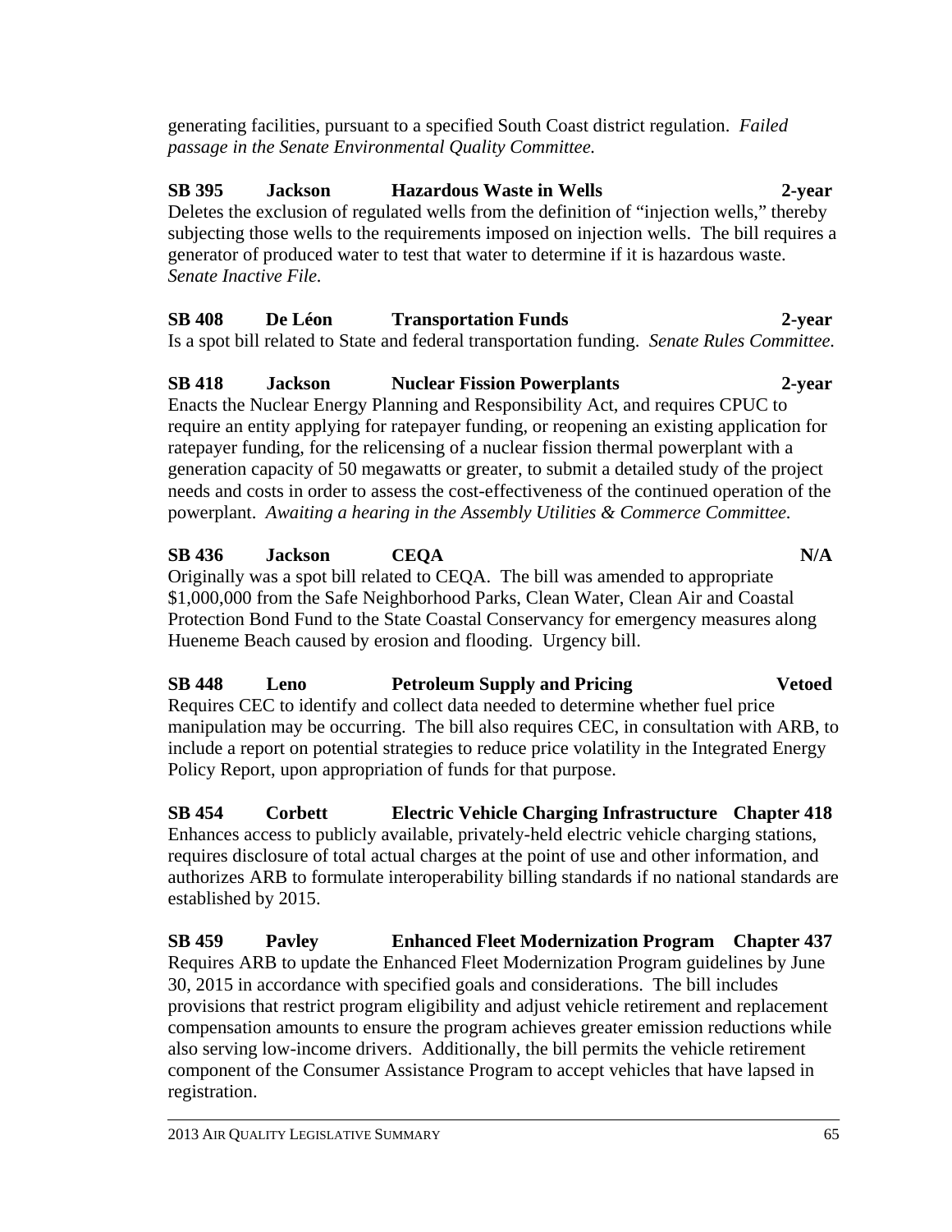generating facilities, pursuant to a specified South Coast district regulation. *Failed passage in the Senate Environmental Quality Committee.*

**SB 395 Jackson Hazardous Waste in Wells 2-year**
Deletes the exclusion of regulated wells from the definition of “injection wells,” thereby subjecting those wells to the requirements imposed on injection wells. The bill requires a generator of produced water to test that water to determine if it is hazardous waste. *Senate Inactive File.*

**SB 408 De Léon Transportation Funds 2-year**
Is a spot bill related to State and federal transportation funding. *Senate Rules Committee.*

**SB 418 Jackson Nuclear Fission Powerplants 2-year**
Enacts the Nuclear Energy Planning and Responsibility Act, and requires CPUC to require an entity applying for ratepayer funding, or reopening an existing application for ratepayer funding, for the relicensing of a nuclear fission thermal powerplant with a generation capacity of 50 megawatts or greater, to submit a detailed study of the project needs and costs in order to assess the cost-effectiveness of the continued operation of the powerplant. *Awaiting a hearing in the Assembly Utilities & Commerce Committee.*

**SB 436 Jackson CEQA N/A**
Originally was a spot bill related to CEQA. The bill was amended to appropriate $1,000,000 from the Safe Neighborhood Parks, Clean Water, Clean Air and Coastal Protection Bond Fund to the State Coastal Conservancy for emergency measures along Hueneme Beach caused by erosion and flooding. Urgency bill.

**SB 448 Leno Petroleum Supply and Pricing Vetoed**
Requires CEC to identify and collect data needed to determine whether fuel price manipulation may be occurring. The bill also requires CEC, in consultation with ARB, to include a report on potential strategies to reduce price volatility in the Integrated Energy Policy Report, upon appropriation of funds for that purpose.

**SB 454 Corbett Electric Vehicle Charging Infrastructure Chapter 418**
Enhances access to publicly available, privately-held electric vehicle charging stations, requires disclosure of total actual charges at the point of use and other information, and authorizes ARB to formulate interoperability billing standards if no national standards are established by 2015.

**SB 459 Pavley Enhanced Fleet Modernization Program Chapter 437**
Requires ARB to update the Enhanced Fleet Modernization Program guidelines by June 30, 2015 in accordance with specified goals and considerations. The bill includes provisions that restrict program eligibility and adjust vehicle retirement and replacement compensation amounts to ensure the program achieves greater emission reductions while also serving low-income drivers. Additionally, the bill permits the vehicle retirement component of the Consumer Assistance Program to accept vehicles that have lapsed in registration.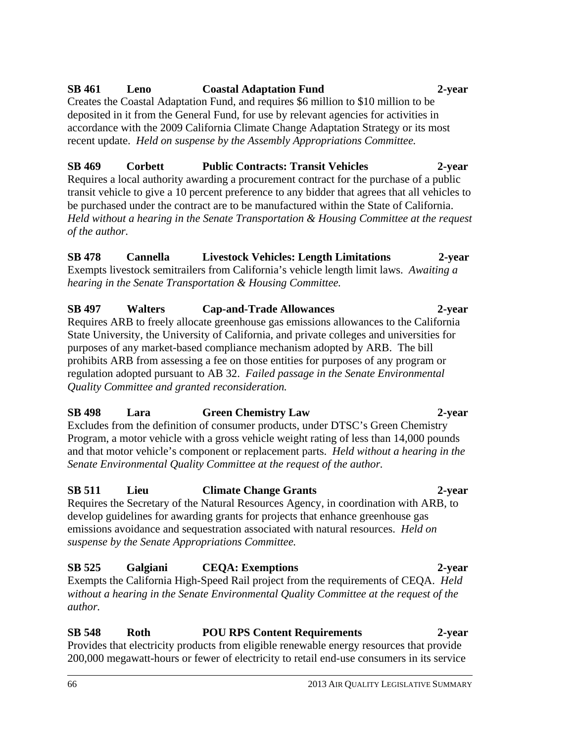**SB 461 Leno Coastal Adaptation Fund 2-year**
Creates the Coastal Adaptation Fund, and requires \$6 million to \$10 million to be deposited in it from the General Fund, for use by relevant agencies for activities in accordance with the 2009 California Climate Change Adaptation Strategy or its most recent update. *Held on suspense by the Assembly Appropriations Committee.*

**SB 469 Corbett Public Contracts: Transit Vehicles 2-year**
Requires a local authority awarding a procurement contract for the purchase of a public transit vehicle to give a 10 percent preference to any bidder that agrees that all vehicles to be purchased under the contract are to be manufactured within the State of California. *Held without a hearing in the Senate Transportation & Housing Committee at the request of the author.*

**SB 478 Cannella Livestock Vehicles: Length Limitations 2-year**
Exempts livestock semitrailers from California's vehicle length limit laws. *Awaiting a hearing in the Senate Transportation & Housing Committee.*

**SB 497 Walters Cap-and-Trade Allowances 2-year**
Requires ARB to freely allocate greenhouse gas emissions allowances to the California State University, the University of California, and private colleges and universities for purposes of any market-based compliance mechanism adopted by ARB. The bill prohibits ARB from assessing a fee on those entities for purposes of any program or regulation adopted pursuant to AB 32. *Failed passage in the Senate Environmental Quality Committee and granted reconsideration.*

**SB 498 Lara Green Chemistry Law 2-year**
Excludes from the definition of consumer products, under DTSC's Green Chemistry Program, a motor vehicle with a gross vehicle weight rating of less than 14,000 pounds and that motor vehicle's component or replacement parts. *Held without a hearing in the Senate Environmental Quality Committee at the request of the author.*

**SB 511 Lieu Climate Change Grants 2-year**
Requires the Secretary of the Natural Resources Agency, in coordination with ARB, to develop guidelines for awarding grants for projects that enhance greenhouse gas emissions avoidance and sequestration associated with natural resources. *Held on suspense by the Senate Appropriations Committee.*

**SB 525 Galgiani CEQA: Exemptions 2-year**
Exempts the California High-Speed Rail project from the requirements of CEQA. *Held without a hearing in the Senate Environmental Quality Committee at the request of the author.*

**SB 548 Roth POU RPS Content Requirements 2-year**
Provides that electricity products from eligible renewable energy resources that provide 200,000 megawatt-hours or fewer of electricity to retail end-use consumers in its service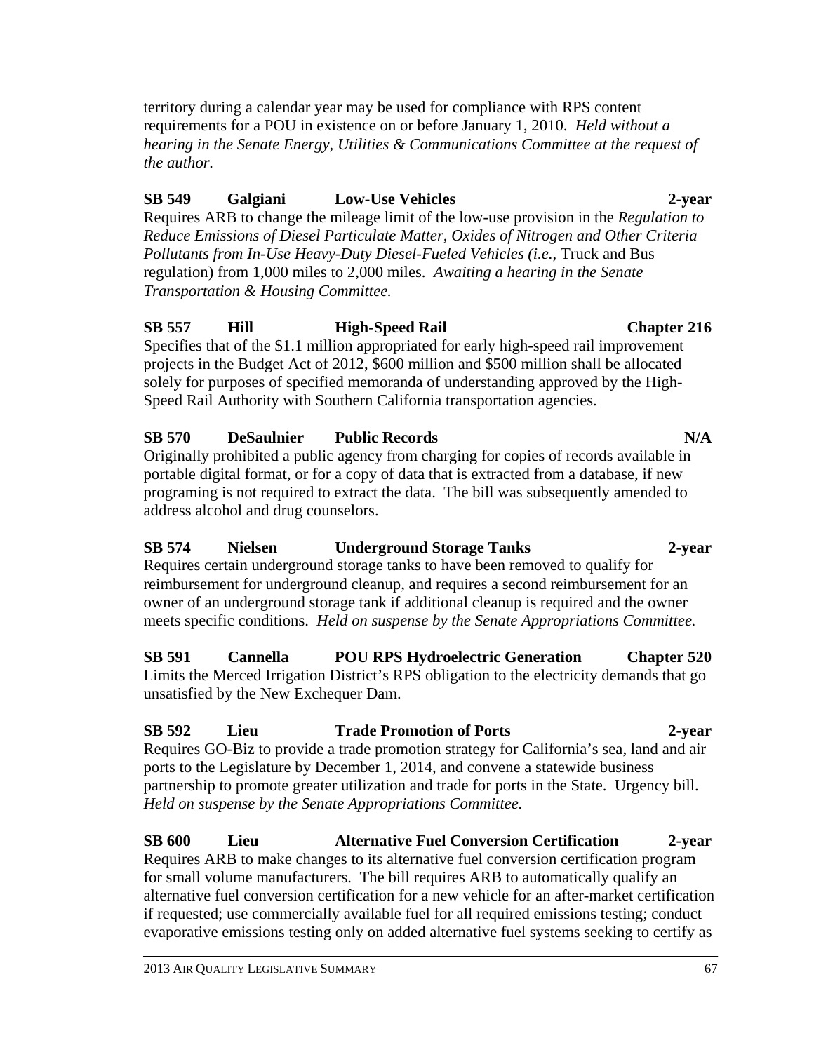territory during a calendar year may be used for compliance with RPS content requirements for a POU in existence on or before January 1, 2010. *Held without a hearing in the Senate Energy, Utilities & Communications Committee at the request of the author.*

**SB 549 Galgiani Low-Use Vehicles 2-year**

Requires ARB to change the mileage limit of the low-use provision in the *Regulation to Reduce Emissions of Diesel Particulate Matter, Oxides of Nitrogen and Other Criteria Pollutants from In-Use Heavy-Duty Diesel-Fueled Vehicles (i.e.*, Truck and Bus regulation) from 1,000 miles to 2,000 miles. *Awaiting a hearing in the Senate Transportation & Housing Committee.*

**SB 557 Hill High-Speed Rail Chapter 216**

Specifies that of the $1.1 million appropriated for early high-speed rail improvement projects in the Budget Act of 2012, $600 million and $500 million shall be allocated solely for purposes of specified memoranda of understanding approved by the High-Speed Rail Authority with Southern California transportation agencies.

**SB 570 DeSaulnier Public Records N/A**

Originally prohibited a public agency from charging for copies of records available in portable digital format, or for a copy of data that is extracted from a database, if new programing is not required to extract the data. The bill was subsequently amended to address alcohol and drug counselors.

**SB 574 Nielsen Underground Storage Tanks 2-year**

Requires certain underground storage tanks to have been removed to qualify for reimbursement for underground cleanup, and requires a second reimbursement for an owner of an underground storage tank if additional cleanup is required and the owner meets specific conditions. *Held on suspense by the Senate Appropriations Committee.*

**SB 591 Cannella POU RPS Hydroelectric Generation Chapter 520**

Limits the Merced Irrigation District's RPS obligation to the electricity demands that go unsatisfied by the New Exchequer Dam.

**SB 592 Lieu Trade Promotion of Ports 2-year**

Requires GO-Biz to provide a trade promotion strategy for California's sea, land and air ports to the Legislature by December 1, 2014, and convene a statewide business partnership to promote greater utilization and trade for ports in the State. Urgency bill. *Held on suspense by the Senate Appropriations Committee.*

**SB 600 Lieu Alternative Fuel Conversion Certification 2-year**

Requires ARB to make changes to its alternative fuel conversion certification program for small volume manufacturers. The bill requires ARB to automatically qualify an alternative fuel conversion certification for a new vehicle for an after-market certification if requested; use commercially available fuel for all required emissions testing; conduct evaporative emissions testing only on added alternative fuel systems seeking to certify as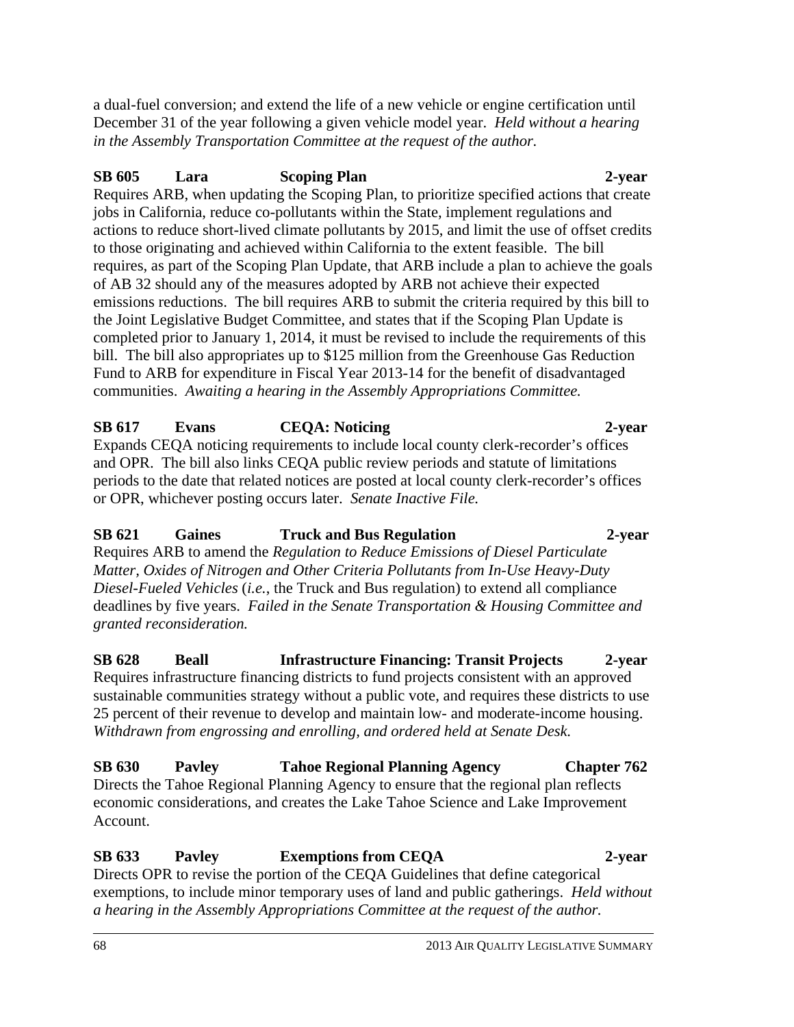a dual-fuel conversion; and extend the life of a new vehicle or engine certification until December 31 of the year following a given vehicle model year. *Held without a hearing in the Assembly Transportation Committee at the request of the author.*

**SB 605 Lara Scoping Plan 2-year**

Requires ARB, when updating the Scoping Plan, to prioritize specified actions that create jobs in California, reduce co-pollutants within the State, implement regulations and actions to reduce short-lived climate pollutants by 2015, and limit the use of offset credits to those originating and achieved within California to the extent feasible. The bill requires, as part of the Scoping Plan Update, that ARB include a plan to achieve the goals of AB 32 should any of the measures adopted by ARB not achieve their expected emissions reductions. The bill requires ARB to submit the criteria required by this bill to the Joint Legislative Budget Committee, and states that if the Scoping Plan Update is completed prior to January 1, 2014, it must be revised to include the requirements of this bill. The bill also appropriates up to $125 million from the Greenhouse Gas Reduction Fund to ARB for expenditure in Fiscal Year 2013-14 for the benefit of disadvantaged communities. *Awaiting a hearing in the Assembly Appropriations Committee.*

**SB 617 Evans CEQA: Noticing 2-year**

Expands CEQA noticing requirements to include local county clerk-recorder's offices and OPR. The bill also links CEQA public review periods and statute of limitations periods to the date that related notices are posted at local county clerk-recorder's offices or OPR, whichever posting occurs later. *Senate Inactive File.*

**SB 621 Gaines Truck and Bus Regulation 2-year**

Requires ARB to amend the *Regulation to Reduce Emissions of Diesel Particulate Matter, Oxides of Nitrogen and Other Criteria Pollutants from In-Use Heavy-Duty Diesel-Fueled Vehicles* (*i.e.*, the Truck and Bus regulation) to extend all compliance deadlines by five years. *Failed in the Senate Transportation & Housing Committee and granted reconsideration.*

**SB 628 Beall Infrastructure Financing: Transit Projects 2-year**

Requires infrastructure financing districts to fund projects consistent with an approved sustainable communities strategy without a public vote, and requires these districts to use 25 percent of their revenue to develop and maintain low- and moderate-income housing. *Withdrawn from engrossing and enrolling, and ordered held at Senate Desk.*

**SB 630 Pavley Tahoe Regional Planning Agency Chapter 762**

Directs the Tahoe Regional Planning Agency to ensure that the regional plan reflects economic considerations, and creates the Lake Tahoe Science and Lake Improvement Account.

**SB 633 Pavley Exemptions from CEQA 2-year**

Directs OPR to revise the portion of the CEQA Guidelines that define categorical exemptions, to include minor temporary uses of land and public gatherings. *Held without a hearing in the Assembly Appropriations Committee at the request of the author.*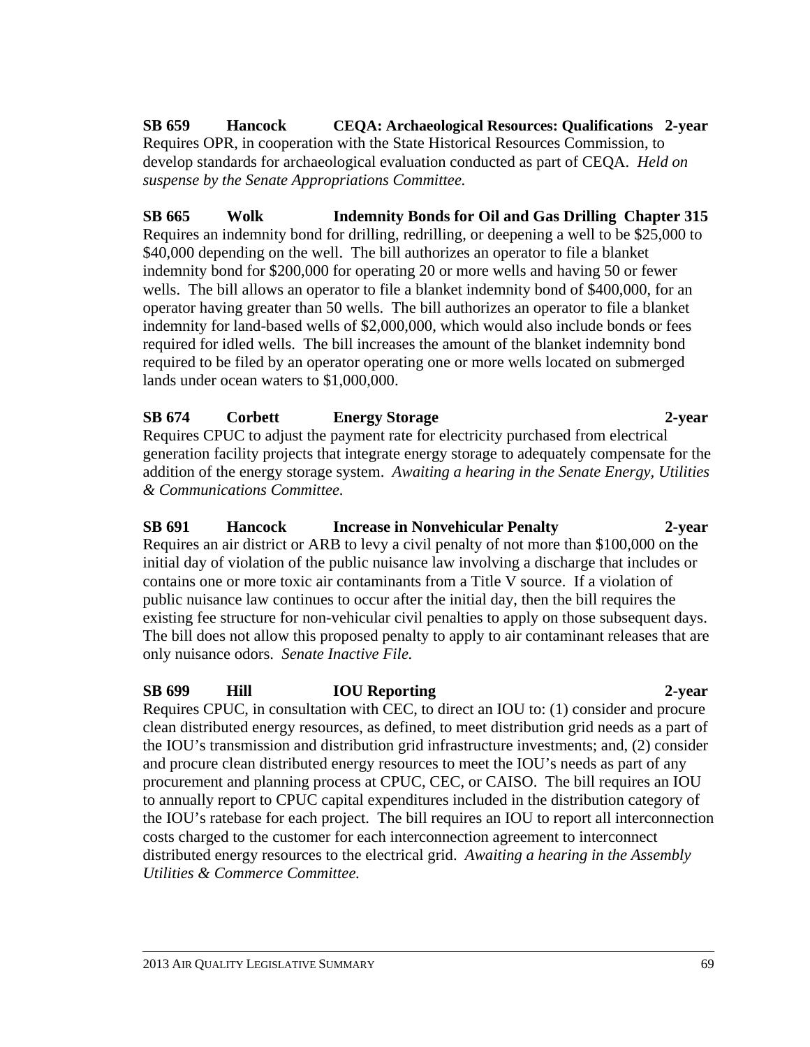**SB 659 Hancock CEQA: Archaeological Resources: Qualifications 2-year**
Requires OPR, in cooperation with the State Historical Resources Commission, to develop standards for archaeological evaluation conducted as part of CEQA. *Held on suspense by the Senate Appropriations Committee.*

**SB 665 Wolk Indemnity Bonds for Oil and Gas Drilling Chapter 315**
Requires an indemnity bond for drilling, redrilling, or deepening a well to be $25,000 to $40,000 depending on the well. The bill authorizes an operator to file a blanket indemnity bond for $200,000 for operating 20 or more wells and having 50 or fewer wells. The bill allows an operator to file a blanket indemnity bond of $400,000, for an operator having greater than 50 wells. The bill authorizes an operator to file a blanket indemnity for land-based wells of $2,000,000, which would also include bonds or fees required for idled wells. The bill increases the amount of the blanket indemnity bond required to be filed by an operator operating one or more wells located on submerged lands under ocean waters to $1,000,000.

**SB 674 Corbett Energy Storage 2-year**
Requires CPUC to adjust the payment rate for electricity purchased from electrical generation facility projects that integrate energy storage to adequately compensate for the addition of the energy storage system. *Awaiting a hearing in the Senate Energy, Utilities & Communications Committee.*

**SB 691 Hancock Increase in Nonvehicular Penalty 2-year**
Requires an air district or ARB to levy a civil penalty of not more than $100,000 on the initial day of violation of the public nuisance law involving a discharge that includes or contains one or more toxic air contaminants from a Title V source. If a violation of public nuisance law continues to occur after the initial day, then the bill requires the existing fee structure for non-vehicular civil penalties to apply on those subsequent days. The bill does not allow this proposed penalty to apply to air contaminant releases that are only nuisance odors. *Senate Inactive File.*

**SB 699 Hill IOU Reporting 2-year**
Requires CPUC, in consultation with CEC, to direct an IOU to: (1) consider and procure clean distributed energy resources, as defined, to meet distribution grid needs as a part of the IOU's transmission and distribution grid infrastructure investments; and, (2) consider and procure clean distributed energy resources to meet the IOU's needs as part of any procurement and planning process at CPUC, CEC, or CAISO. The bill requires an IOU to annually report to CPUC capital expenditures included in the distribution category of the IOU's ratebase for each project. The bill requires an IOU to report all interconnection costs charged to the customer for each interconnection agreement to interconnect distributed energy resources to the electrical grid. *Awaiting a hearing in the Assembly Utilities & Commerce Committee.*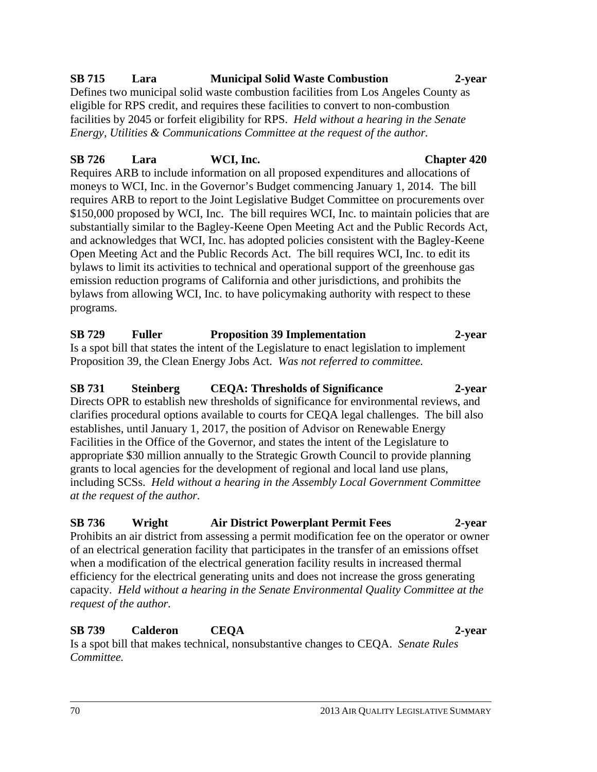**SB 715 Lara Municipal Solid Waste Combustion 2-year**

Defines two municipal solid waste combustion facilities from Los Angeles County as eligible for RPS credit, and requires these facilities to convert to non-combustion facilities by 2045 or forfeit eligibility for RPS. *Held without a hearing in the Senate Energy, Utilities & Communications Committee at the request of the author.*

**SB 726 Lara WCI, Inc. Chapter 420**

Requires ARB to include information on all proposed expenditures and allocations of moneys to WCI, Inc. in the Governor's Budget commencing January 1, 2014. The bill requires ARB to report to the Joint Legislative Budget Committee on procurements over $150,000 proposed by WCI, Inc. The bill requires WCI, Inc. to maintain policies that are substantially similar to the Bagley-Keene Open Meeting Act and the Public Records Act, and acknowledges that WCI, Inc. has adopted policies consistent with the Bagley-Keene Open Meeting Act and the Public Records Act. The bill requires WCI, Inc. to edit its bylaws to limit its activities to technical and operational support of the greenhouse gas emission reduction programs of California and other jurisdictions, and prohibits the bylaws from allowing WCI, Inc. to have policymaking authority with respect to these programs.

**SB 729 Fuller Proposition 39 Implementation 2-year**

Is a spot bill that states the intent of the Legislature to enact legislation to implement Proposition 39, the Clean Energy Jobs Act. *Was not referred to committee.*

**SB 731 Steinberg CEQA: Thresholds of Significance 2-year**

Directs OPR to establish new thresholds of significance for environmental reviews, and clarifies procedural options available to courts for CEQA legal challenges. The bill also establishes, until January 1, 2017, the position of Advisor on Renewable Energy Facilities in the Office of the Governor, and states the intent of the Legislature to appropriate $30 million annually to the Strategic Growth Council to provide planning grants to local agencies for the development of regional and local land use plans, including SCSs. *Held without a hearing in the Assembly Local Government Committee at the request of the author.*

**SB 736 Wright Air District Powerplant Permit Fees 2-year**

Prohibits an air district from assessing a permit modification fee on the operator or owner of an electrical generation facility that participates in the transfer of an emissions offset when a modification of the electrical generation facility results in increased thermal efficiency for the electrical generating units and does not increase the gross generating capacity. *Held without a hearing in the Senate Environmental Quality Committee at the request of the author.*

**SB 739 Calderon CEQA 2-year**

Is a spot bill that makes technical, nonsubstantive changes to CEQA. *Senate Rules Committee.*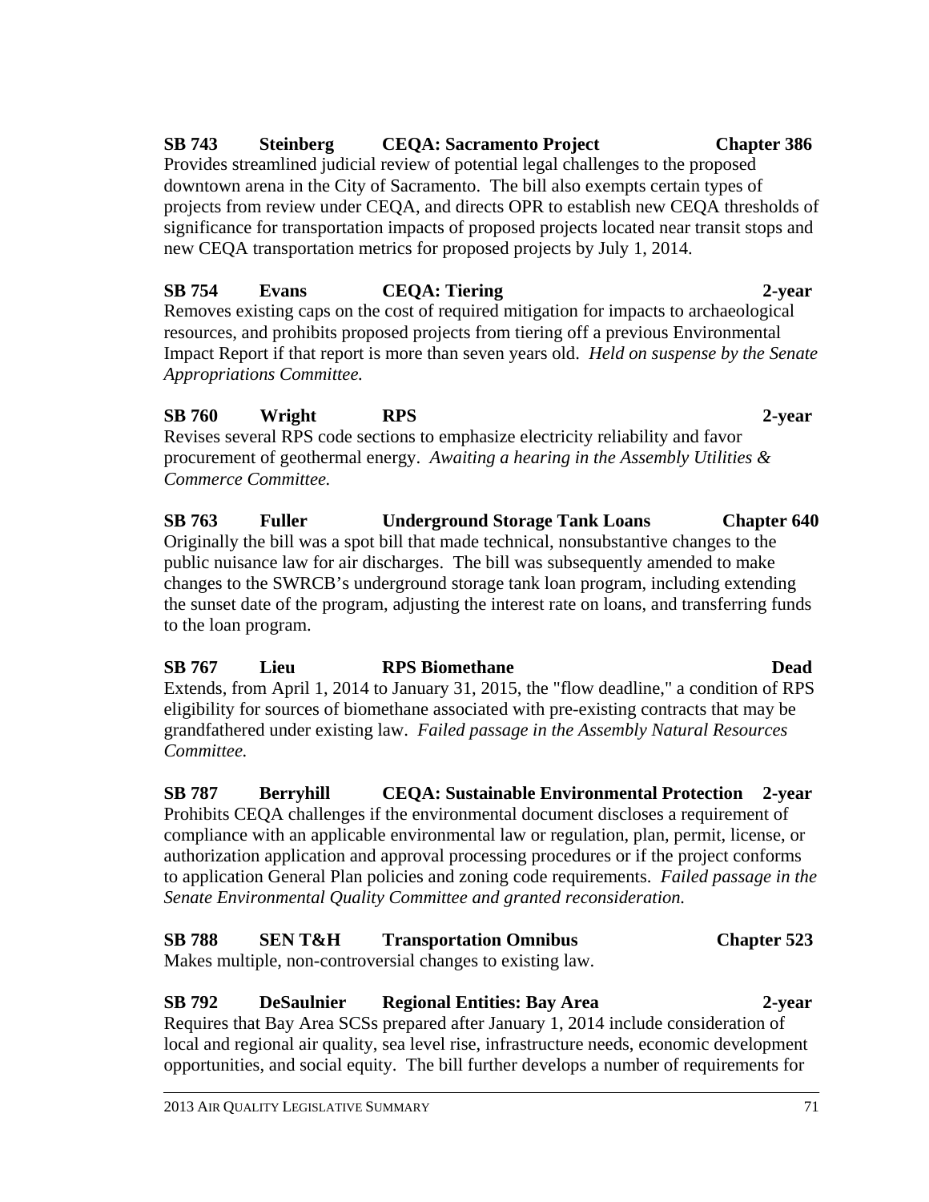**SB 743 Steinberg CEQA: Sacramento Project Chapter 386**
Provides streamlined judicial review of potential legal challenges to the proposed downtown arena in the City of Sacramento. The bill also exempts certain types of projects from review under CEQA, and directs OPR to establish new CEQA thresholds of significance for transportation impacts of proposed projects located near transit stops and new CEQA transportation metrics for proposed projects by July 1, 2014.

**SB 754 Evans CEQA: Tiering 2-year**
Removes existing caps on the cost of required mitigation for impacts to archaeological resources, and prohibits proposed projects from tiering off a previous Environmental Impact Report if that report is more than seven years old. *Held on suspense by the Senate Appropriations Committee.*

**SB 760 Wright RPS 2-year**
Revises several RPS code sections to emphasize electricity reliability and favor procurement of geothermal energy. *Awaiting a hearing in the Assembly Utilities & Commerce Committee.*

**SB 763 Fuller Underground Storage Tank Loans Chapter 640**
Originally the bill was a spot bill that made technical, nonsubstantive changes to the public nuisance law for air discharges. The bill was subsequently amended to make changes to the SWRCB's underground storage tank loan program, including extending the sunset date of the program, adjusting the interest rate on loans, and transferring funds to the loan program.

**SB 767 Lieu RPS Biomethane Dead**
Extends, from April 1, 2014 to January 31, 2015, the "flow deadline," a condition of RPS eligibility for sources of biomethane associated with pre-existing contracts that may be grandfathered under existing law. *Failed passage in the Assembly Natural Resources Committee.*

**SB 787 Berryhill CEQA: Sustainable Environmental Protection 2-year**
Prohibits CEQA challenges if the environmental document discloses a requirement of compliance with an applicable environmental law or regulation, plan, permit, license, or authorization application and approval processing procedures or if the project conforms to application General Plan policies and zoning code requirements. *Failed passage in the Senate Environmental Quality Committee and granted reconsideration.*

**SB 788 SEN T&H Transportation Omnibus Chapter 523**
Makes multiple, non-controversial changes to existing law.

**SB 792 DeSaulnier Regional Entities: Bay Area 2-year**
Requires that Bay Area SCSs prepared after January 1, 2014 include consideration of local and regional air quality, sea level rise, infrastructure needs, economic development opportunities, and social equity. The bill further develops a number of requirements for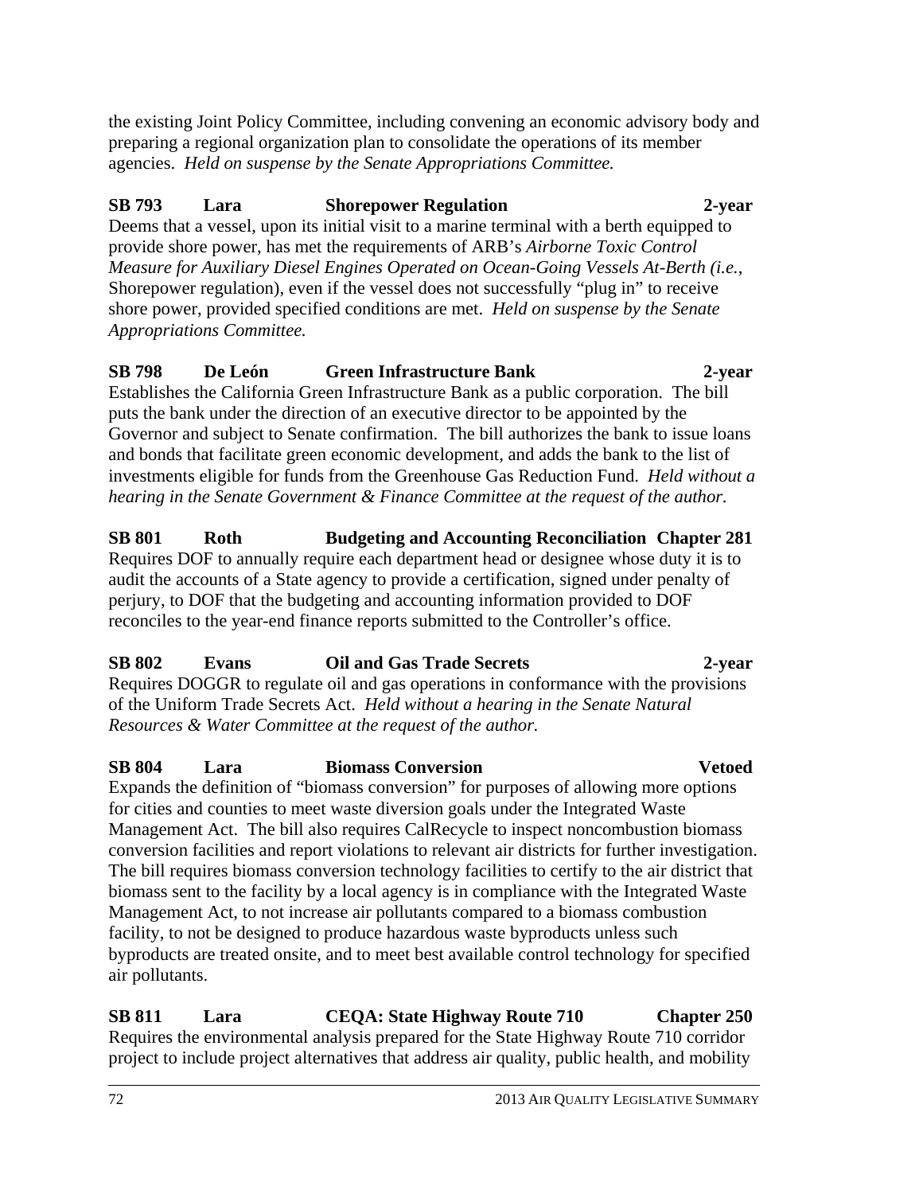the existing Joint Policy Committee, including convening an economic advisory body and preparing a regional organization plan to consolidate the operations of its member agencies. *Held on suspense by the Senate Appropriations Committee.*

**SB 793 Lara Shorepower Regulation 2-year**

Deems that a vessel, upon its initial visit to a marine terminal with a berth equipped to provide shore power, has met the requirements of ARB's *Airborne Toxic Control Measure for Auxiliary Diesel Engines Operated on Ocean-Going Vessels At-Berth (i.e.*, Shorepower regulation), even if the vessel does not successfully "plug in" to receive shore power, provided specified conditions are met. *Held on suspense by the Senate Appropriations Committee.*

**SB 798 De León Green Infrastructure Bank 2-year**

Establishes the California Green Infrastructure Bank as a public corporation. The bill puts the bank under the direction of an executive director to be appointed by the Governor and subject to Senate confirmation. The bill authorizes the bank to issue loans and bonds that facilitate green economic development, and adds the bank to the list of investments eligible for funds from the Greenhouse Gas Reduction Fund. *Held without a hearing in the Senate Government & Finance Committee at the request of the author.*

**SB 801 Roth Budgeting and Accounting Reconciliation Chapter 281**

Requires DOF to annually require each department head or designee whose duty it is to audit the accounts of a State agency to provide a certification, signed under penalty of perjury, to DOF that the budgeting and accounting information provided to DOF reconciles to the year-end finance reports submitted to the Controller's office.

**SB 802 Evans Oil and Gas Trade Secrets 2-year**

Requires DOGGR to regulate oil and gas operations in conformance with the provisions of the Uniform Trade Secrets Act. *Held without a hearing in the Senate Natural Resources & Water Committee at the request of the author.*

**SB 804 Lara Biomass Conversion Vetoed**

Expands the definition of "biomass conversion" for purposes of allowing more options for cities and counties to meet waste diversion goals under the Integrated Waste Management Act. The bill also requires CalRecycle to inspect noncombustion biomass conversion facilities and report violations to relevant air districts for further investigation. The bill requires biomass conversion technology facilities to certify to the air district that biomass sent to the facility by a local agency is in compliance with the Integrated Waste Management Act, to not increase air pollutants compared to a biomass combustion facility, to not be designed to produce hazardous waste byproducts unless such byproducts are treated onsite, and to meet best available control technology for specified air pollutants.

**SB 811 Lara CEQA: State Highway Route 710 Chapter 250**

Requires the environmental analysis prepared for the State Highway Route 710 corridor project to include project alternatives that address air quality, public health, and mobility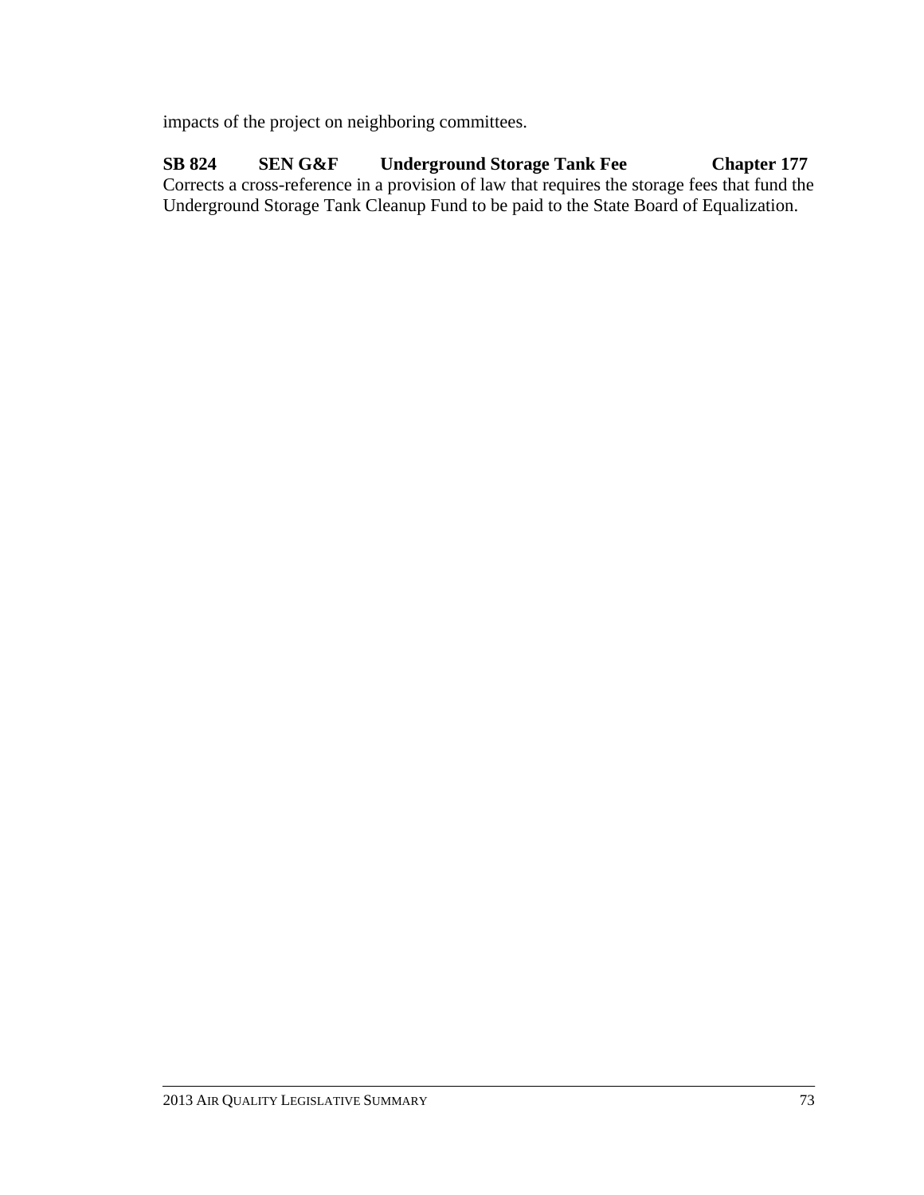impacts of the project on neighboring committees.

**SB 824 SEN G&F Underground Storage Tank Fee Chapter 177**

Corrects a cross-reference in a provision of law that requires the storage fees that fund the Underground Storage Tank Cleanup Fund to be paid to the State Board of Equalization.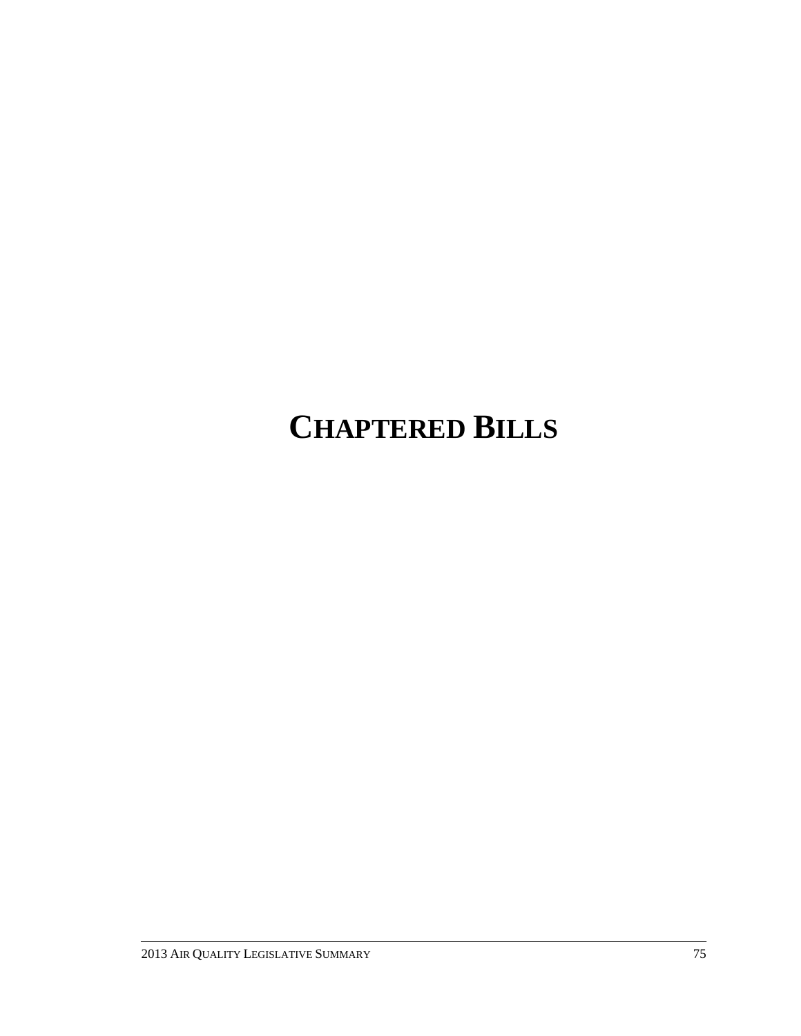# CHAPTERED BILLS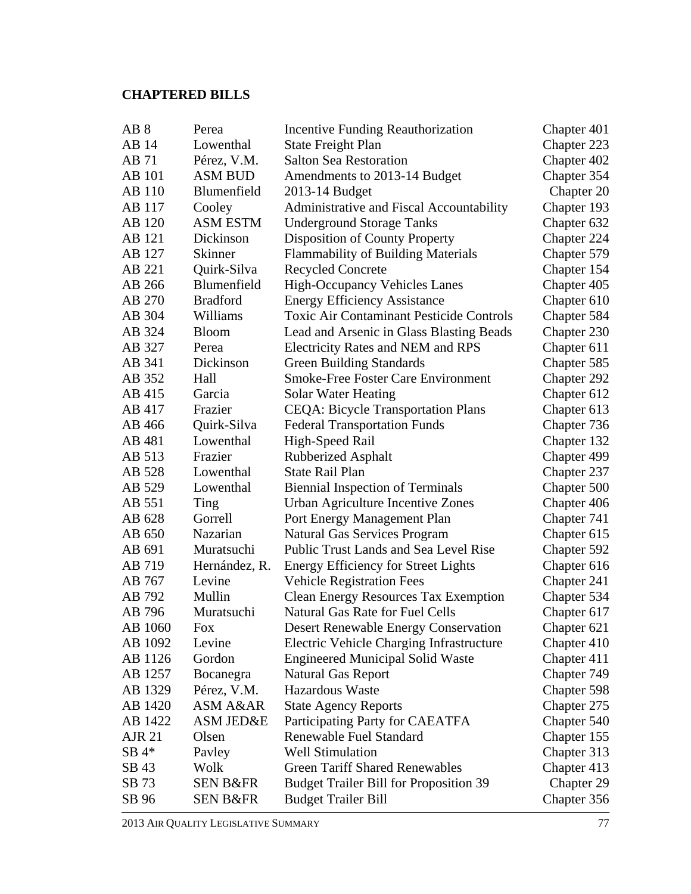## CHAPTERED BILLS

| | | | |
|---|---|---|---|
| AB 8 | Perea | Incentive Funding Reauthorization | Chapter 401 |
| AB 14 | Lowenthal | State Freight Plan | Chapter 223 |
| AB 71 | Pérez, V.M. | Salton Sea Restoration | Chapter 402 |
| AB 101 | ASM BUD | Amendments to 2013-14 Budget | Chapter 354 |
| AB 110 | Blumenfield | 2013-14 Budget | Chapter 20 |
| AB 117 | Cooley | Administrative and Fiscal Accountability | Chapter 193 |
| AB 120 | ASM ESTM | Underground Storage Tanks | Chapter 632 |
| AB 121 | Dickinson | Disposition of County Property | Chapter 224 |
| AB 127 | Skinner | Flammability of Building Materials | Chapter 579 |
| AB 221 | Quirk-Silva | Recycled Concrete | Chapter 154 |
| AB 266 | Blumenfield | High-Occupancy Vehicles Lanes | Chapter 405 |
| AB 270 | Bradford | Energy Efficiency Assistance | Chapter 610 |
| AB 304 | Williams | Toxic Air Contaminant Pesticide Controls | Chapter 584 |
| AB 324 | Bloom | Lead and Arsenic in Glass Blasting Beads | Chapter 230 |
| AB 327 | Perea | Electricity Rates and NEM and RPS | Chapter 611 |
| AB 341 | Dickinson | Green Building Standards | Chapter 585 |
| AB 352 | Hall | Smoke-Free Foster Care Environment | Chapter 292 |
| AB 415 | Garcia | Solar Water Heating | Chapter 612 |
| AB 417 | Frazier | CEQA: Bicycle Transportation Plans | Chapter 613 |
| AB 466 | Quirk-Silva | Federal Transportation Funds | Chapter 736 |
| AB 481 | Lowenthal | High-Speed Rail | Chapter 132 |
| AB 513 | Frazier | Rubberized Asphalt | Chapter 499 |
| AB 528 | Lowenthal | State Rail Plan | Chapter 237 |
| AB 529 | Lowenthal | Biennial Inspection of Terminals | Chapter 500 |
| AB 551 | Ting | Urban Agriculture Incentive Zones | Chapter 406 |
| AB 628 | Gorrell | Port Energy Management Plan | Chapter 741 |
| AB 650 | Nazarian | Natural Gas Services Program | Chapter 615 |
| AB 691 | Muratsuchi | Public Trust Lands and Sea Level Rise | Chapter 592 |
| AB 719 | Hernández, R. | Energy Efficiency for Street Lights | Chapter 616 |
| AB 767 | Levine | Vehicle Registration Fees | Chapter 241 |
| AB 792 | Mullin | Clean Energy Resources Tax Exemption | Chapter 534 |
| AB 796 | Muratsuchi | Natural Gas Rate for Fuel Cells | Chapter 617 |
| AB 1060 | Fox | Desert Renewable Energy Conservation | Chapter 621 |
| AB 1092 | Levine | Electric Vehicle Charging Infrastructure | Chapter 410 |
| AB 1126 | Gordon | Engineered Municipal Solid Waste | Chapter 411 |
| AB 1257 | Bocanegra | Natural Gas Report | Chapter 749 |
| AB 1329 | Pérez, V.M. | Hazardous Waste | Chapter 598 |
| AB 1420 | ASM A&AR | State Agency Reports | Chapter 275 |
| AB 1422 | ASM JED&E | Participating Party for CAEATFA | Chapter 540 |
| AJR 21 | Olsen | Renewable Fuel Standard | Chapter 155 |
| SB 4* | Pavley | Well Stimulation | Chapter 313 |
| SB 43 | Wolk | Green Tariff Shared Renewables | Chapter 413 |
| SB 73 | SEN B&FR | Budget Trailer Bill for Proposition 39 | Chapter 29 |
| SB 96 | SEN B&FR | Budget Trailer Bill | Chapter 356 |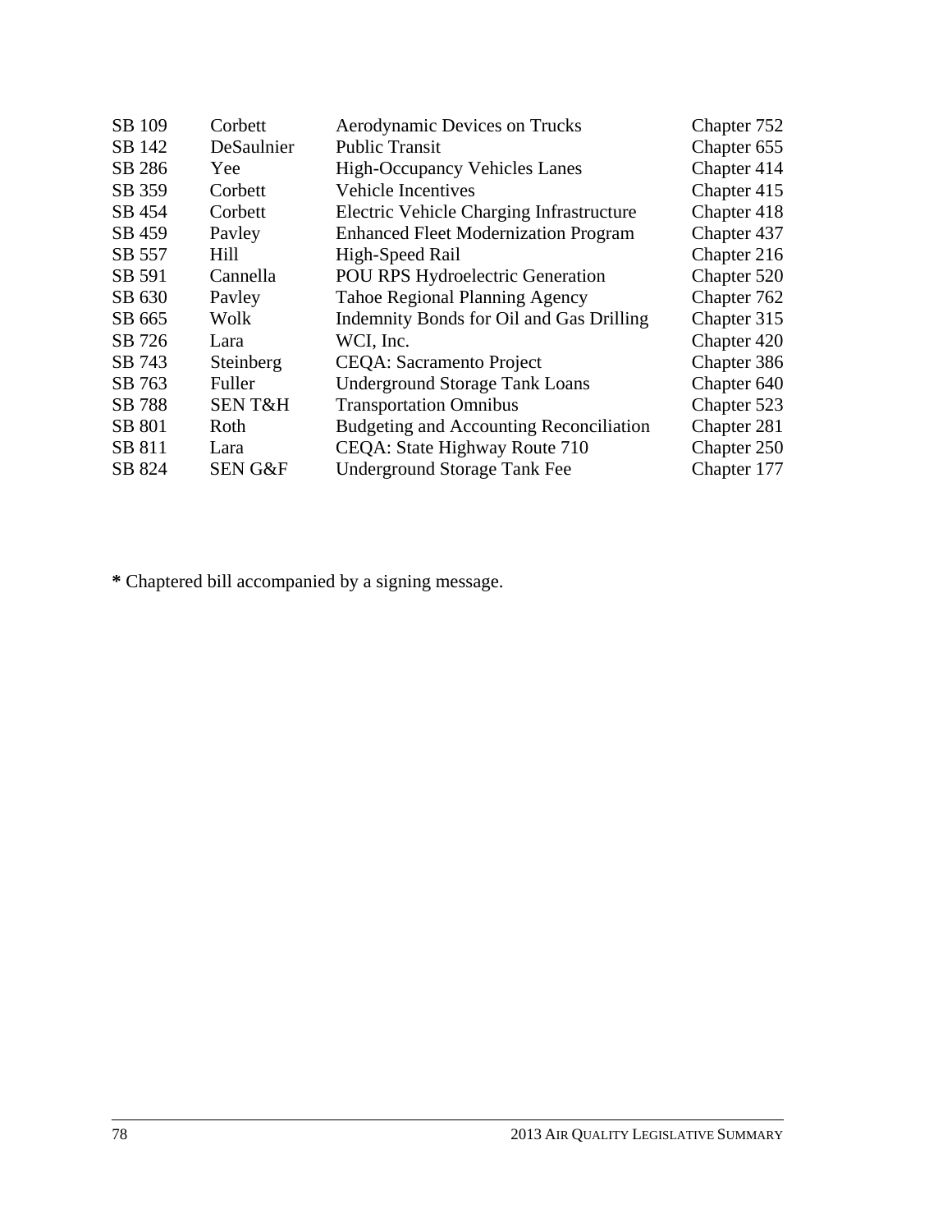| | | | |
|---|---|---|---|
| SB 109 | Corbett | Aerodynamic Devices on Trucks | Chapter 752 |
| SB 142 | DeSaulnier | Public Transit | Chapter 655 |
| SB 286 | Yee | High-Occupancy Vehicles Lanes | Chapter 414 |
| SB 359 | Corbett | Vehicle Incentives | Chapter 415 |
| SB 454 | Corbett | Electric Vehicle Charging Infrastructure | Chapter 418 |
| SB 459 | Pavley | Enhanced Fleet Modernization Program | Chapter 437 |
| SB 557 | Hill | High-Speed Rail | Chapter 216 |
| SB 591 | Cannella | POU RPS Hydroelectric Generation | Chapter 520 |
| SB 630 | Pavley | Tahoe Regional Planning Agency | Chapter 762 |
| SB 665 | Wolk | Indemnity Bonds for Oil and Gas Drilling | Chapter 315 |
| SB 726 | Lara | WCI, Inc. | Chapter 420 |
| SB 743 | Steinberg | CEQA: Sacramento Project | Chapter 386 |
| SB 763 | Fuller | Underground Storage Tank Loans | Chapter 640 |
| SB 788 | SEN T&H | Transportation Omnibus | Chapter 523 |
| SB 801 | Roth | Budgeting and Accounting Reconciliation | Chapter 281 |
| SB 811 | Lara | CEQA: State Highway Route 710 | Chapter 250 |
| SB 824 | SEN G&F | Underground Storage Tank Fee | Chapter 177 |

**\*** Chaptered bill accompanied by a signing message.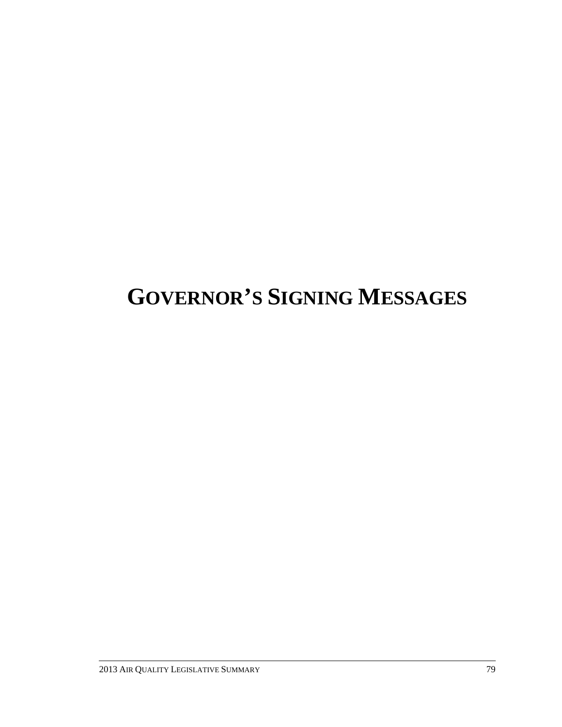# GOVERNOR'S SIGNING MESSAGES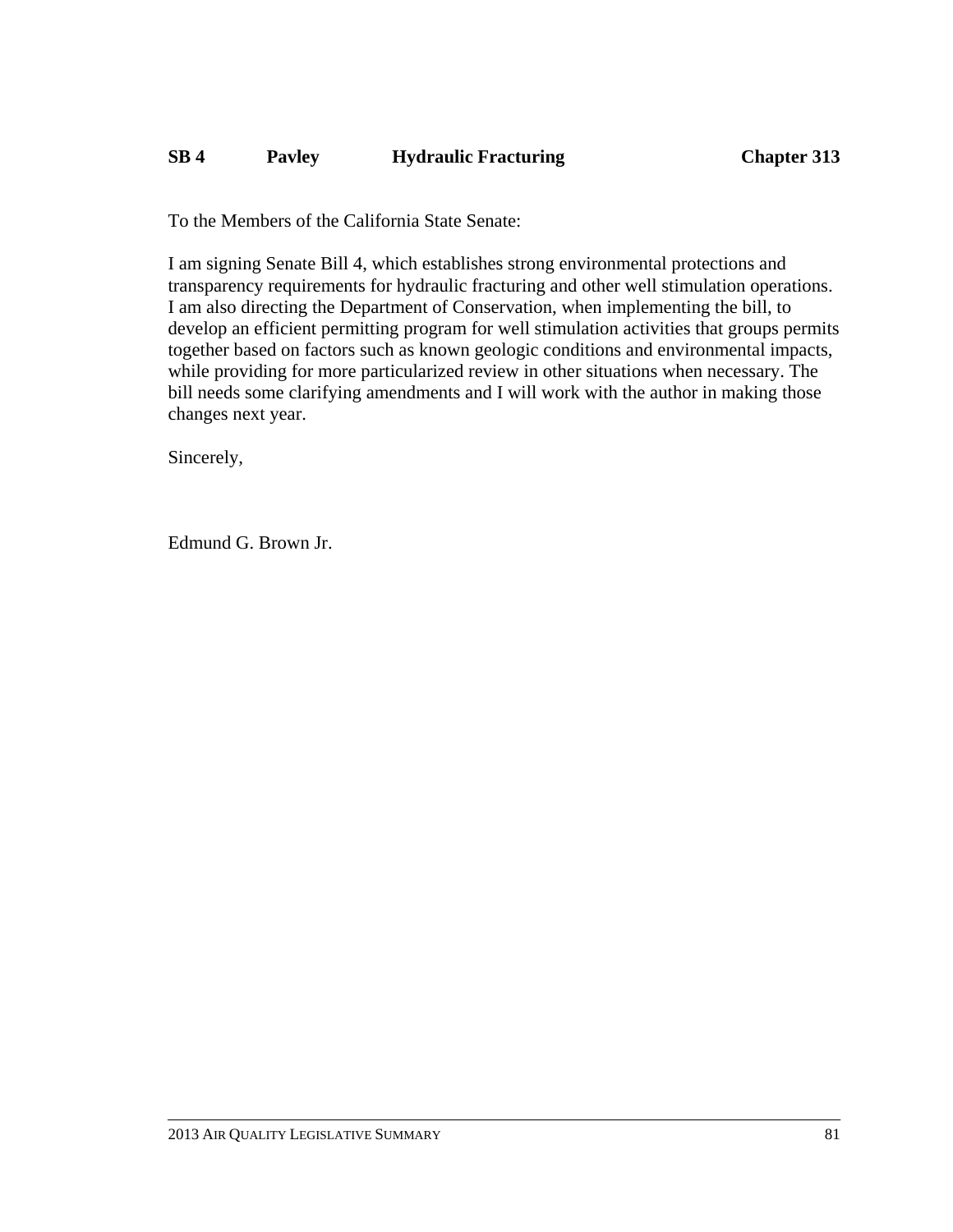**SB 4 Pavley Hydraulic Fracturing Chapter 313**

To the Members of the California State Senate:

I am signing Senate Bill 4, which establishes strong environmental protections and transparency requirements for hydraulic fracturing and other well stimulation operations. I am also directing the Department of Conservation, when implementing the bill, to develop an efficient permitting program for well stimulation activities that groups permits together based on factors such as known geologic conditions and environmental impacts, while providing for more particularized review in other situations when necessary. The bill needs some clarifying amendments and I will work with the author in making those changes next year.

Sincerely,

Edmund G. Brown Jr.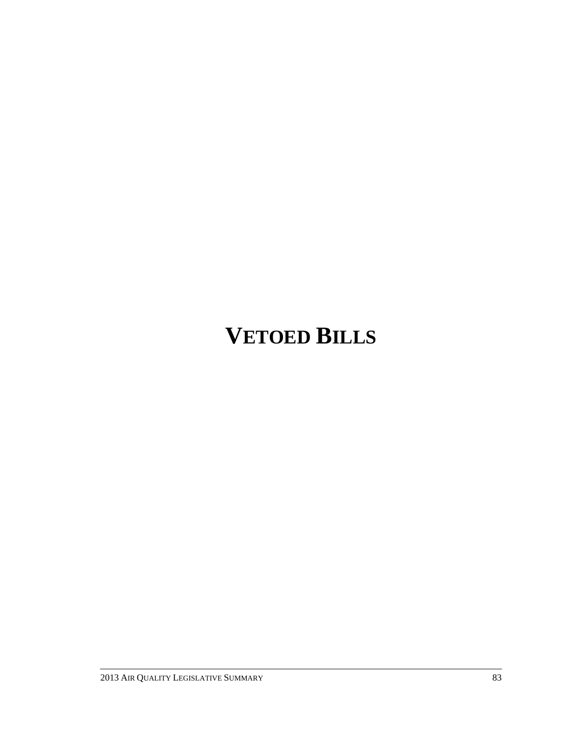# VETOED BILLS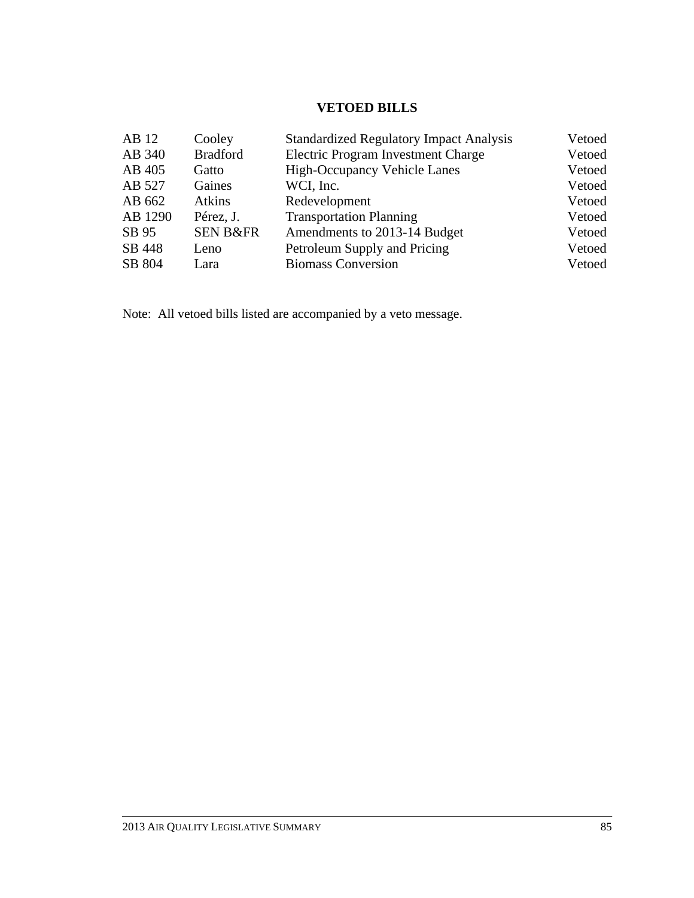## VETOED BILLS

| | | | |
|---|---|---|---|
| AB 12 | Cooley | Standardized Regulatory Impact Analysis | Vetoed |
| AB 340 | Bradford | Electric Program Investment Charge | Vetoed |
| AB 405 | Gatto | High-Occupancy Vehicle Lanes | Vetoed |
| AB 527 | Gaines | WCI, Inc. | Vetoed |
| AB 662 | Atkins | Redevelopment | Vetoed |
| AB 1290 | Pérez, J. | Transportation Planning | Vetoed |
| SB 95 | SEN B&FR | Amendments to 2013-14 Budget | Vetoed |
| SB 448 | Leno | Petroleum Supply and Pricing | Vetoed |
| SB 804 | Lara | Biomass Conversion | Vetoed |

Note: All vetoed bills listed are accompanied by a veto message.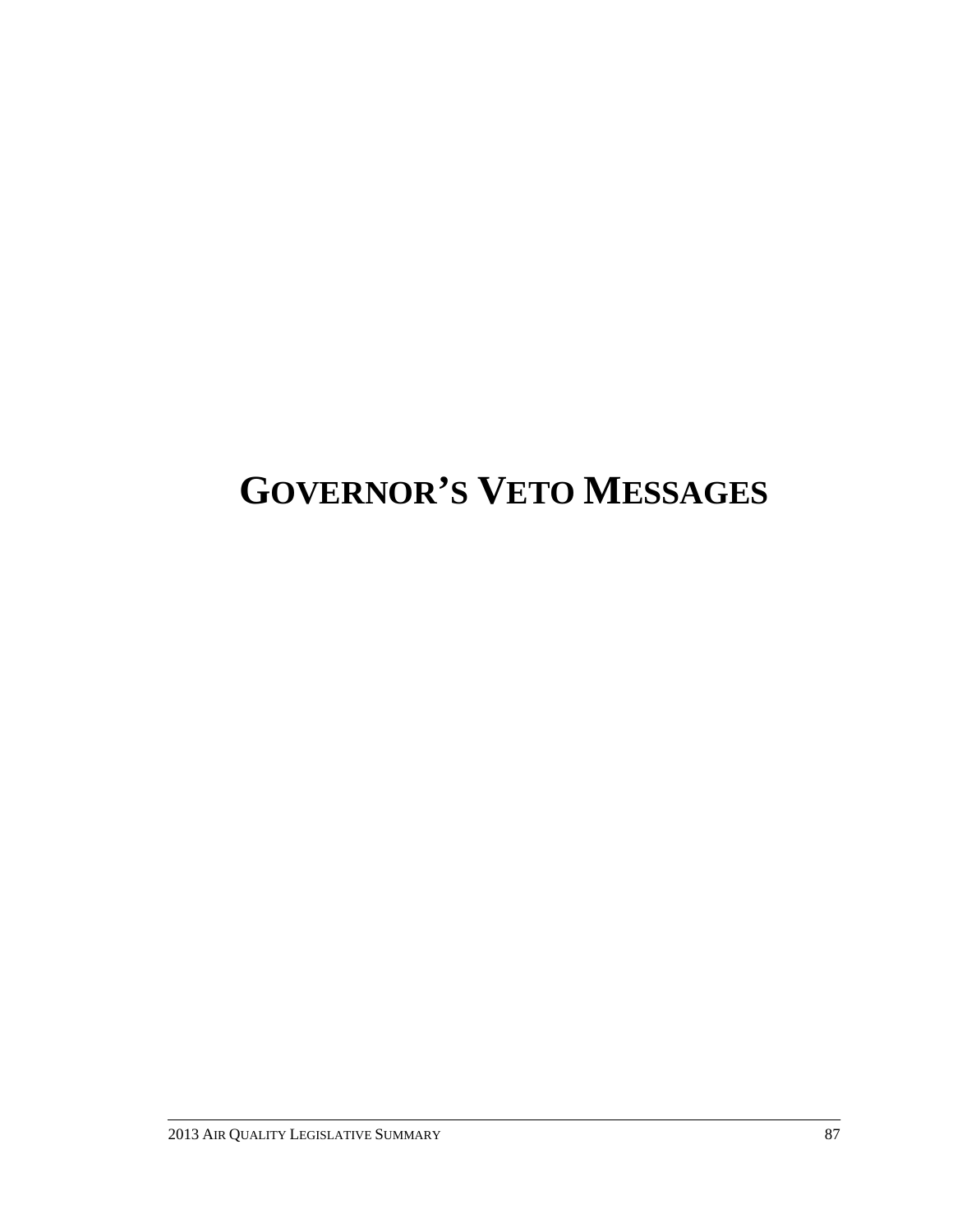# GOVERNOR'S VETO MESSAGES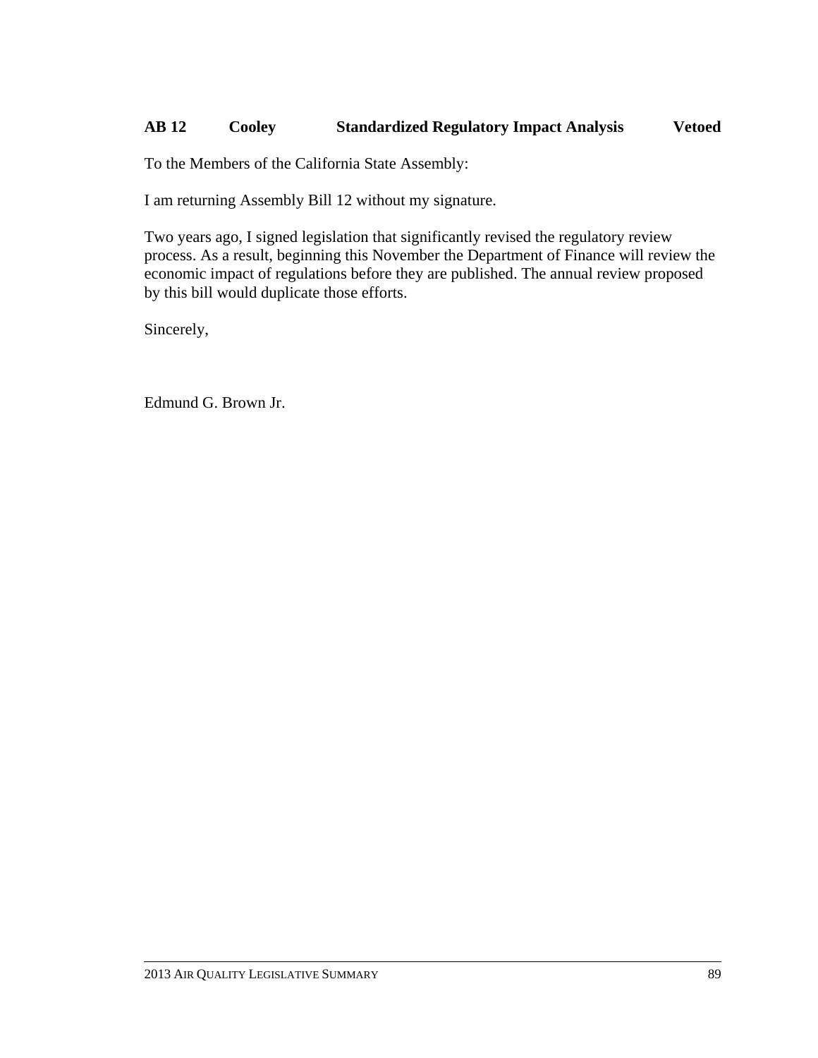**AB 12 Cooley Standardized Regulatory Impact Analysis Vetoed**

To the Members of the California State Assembly:

I am returning Assembly Bill 12 without my signature.

Two years ago, I signed legislation that significantly revised the regulatory review process. As a result, beginning this November the Department of Finance will review the economic impact of regulations before they are published. The annual review proposed by this bill would duplicate those efforts.

Sincerely,

Edmund G. Brown Jr.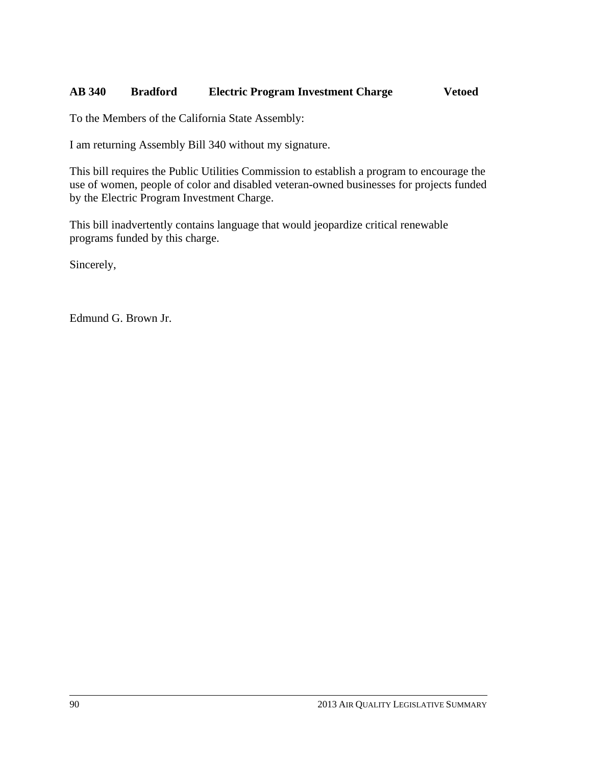**AB 340 Bradford Electric Program Investment Charge Vetoed**

To the Members of the California State Assembly:

I am returning Assembly Bill 340 without my signature.

This bill requires the Public Utilities Commission to establish a program to encourage the use of women, people of color and disabled veteran-owned businesses for projects funded by the Electric Program Investment Charge.

This bill inadvertently contains language that would jeopardize critical renewable programs funded by this charge.

Sincerely,

Edmund G. Brown Jr.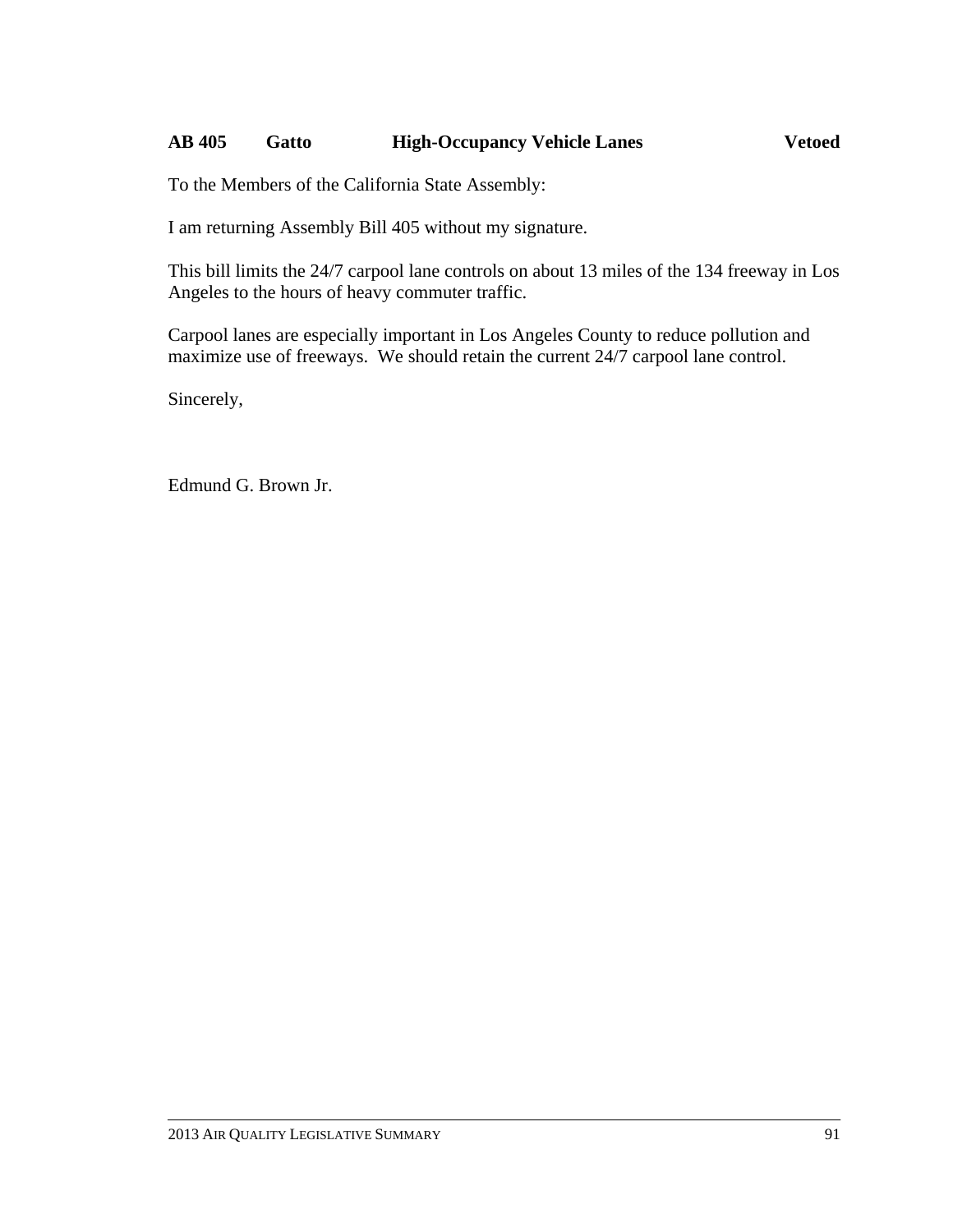**AB 405 Gatto High-Occupancy Vehicle Lanes Vetoed**

To the Members of the California State Assembly:

I am returning Assembly Bill 405 without my signature.

This bill limits the 24/7 carpool lane controls on about 13 miles of the 134 freeway in Los Angeles to the hours of heavy commuter traffic.

Carpool lanes are especially important in Los Angeles County to reduce pollution and maximize use of freeways. We should retain the current 24/7 carpool lane control.

Sincerely,

Edmund G. Brown Jr.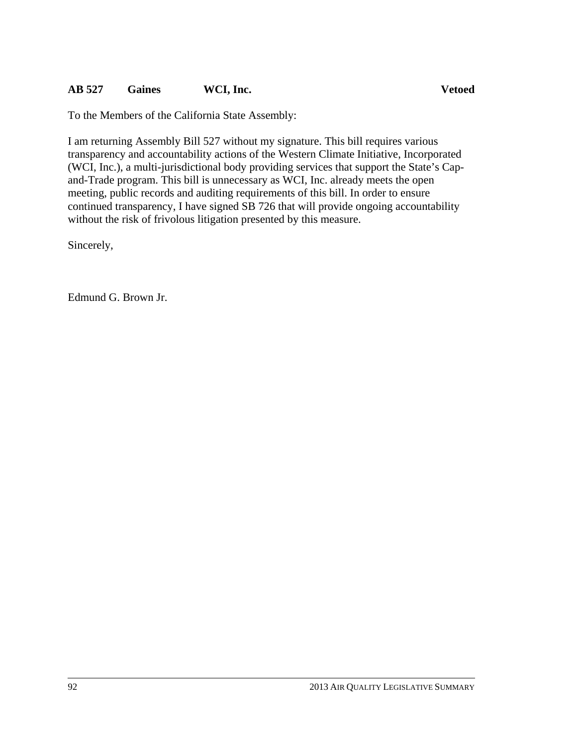**AB 527 Gaines WCI, Inc. Vetoed**

To the Members of the California State Assembly:

I am returning Assembly Bill 527 without my signature. This bill requires various transparency and accountability actions of the Western Climate Initiative, Incorporated (WCI, Inc.), a multi-jurisdictional body providing services that support the State's Cap-and-Trade program. This bill is unnecessary as WCI, Inc. already meets the open meeting, public records and auditing requirements of this bill. In order to ensure continued transparency, I have signed SB 726 that will provide ongoing accountability without the risk of frivolous litigation presented by this measure.

Sincerely,

Edmund G. Brown Jr.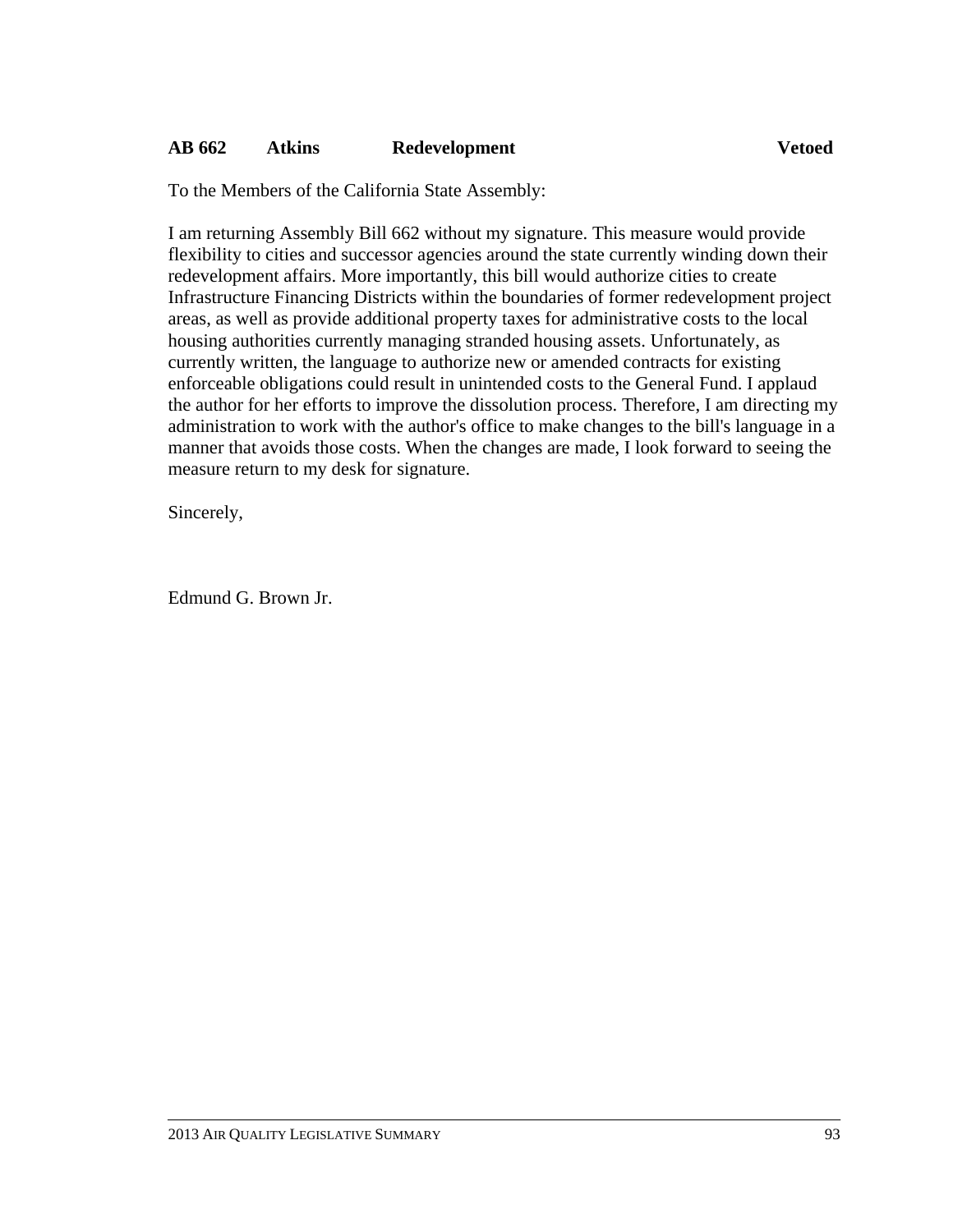**AB 662 Atkins Redevelopment Vetoed**

To the Members of the California State Assembly:

I am returning Assembly Bill 662 without my signature. This measure would provide flexibility to cities and successor agencies around the state currently winding down their redevelopment affairs. More importantly, this bill would authorize cities to create Infrastructure Financing Districts within the boundaries of former redevelopment project areas, as well as provide additional property taxes for administrative costs to the local housing authorities currently managing stranded housing assets. Unfortunately, as currently written, the language to authorize new or amended contracts for existing enforceable obligations could result in unintended costs to the General Fund. I applaud the author for her efforts to improve the dissolution process. Therefore, I am directing my administration to work with the author's office to make changes to the bill's language in a manner that avoids those costs. When the changes are made, I look forward to seeing the measure return to my desk for signature.

Sincerely,

Edmund G. Brown Jr.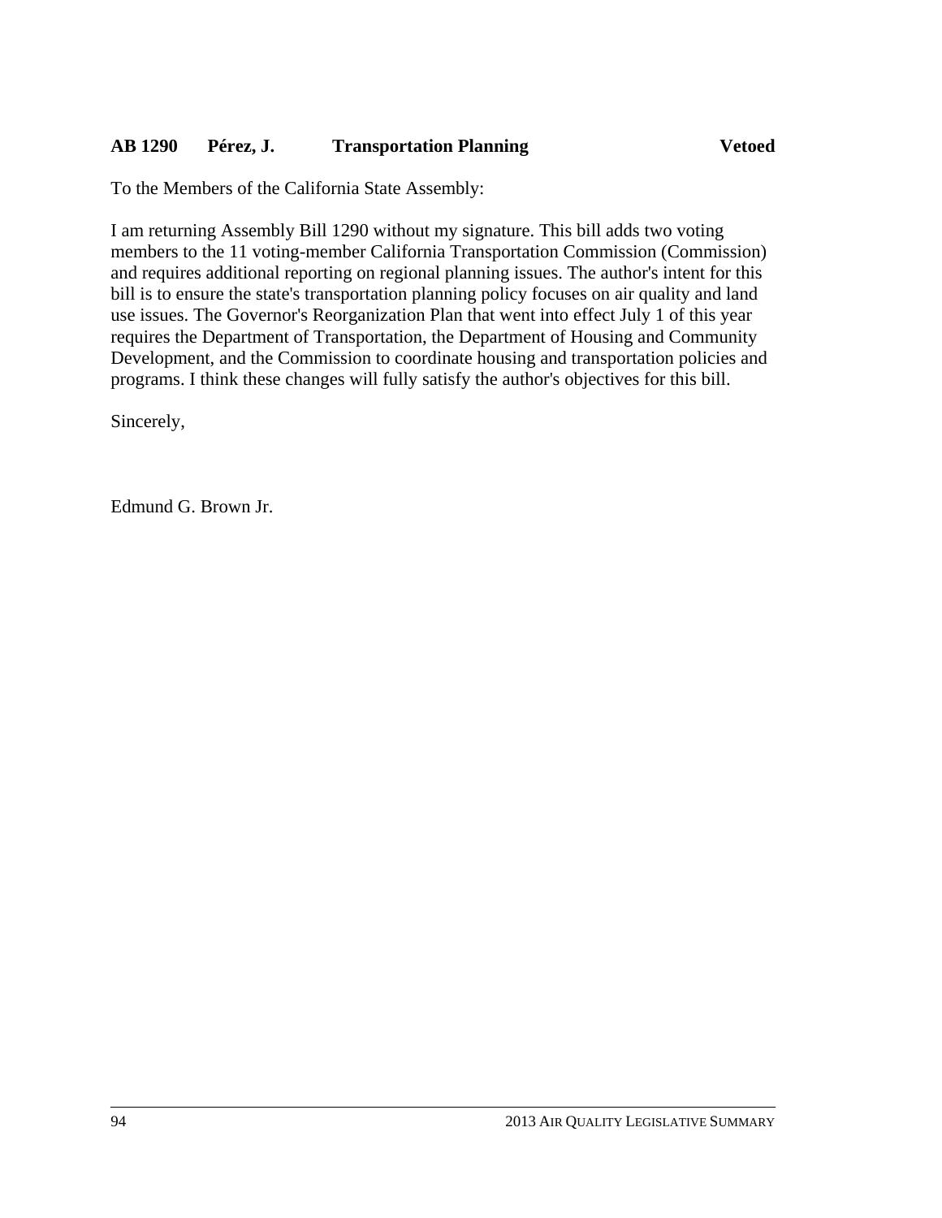**AB 1290 Pérez, J. Transportation Planning Vetoed**

To the Members of the California State Assembly:

I am returning Assembly Bill 1290 without my signature. This bill adds two voting members to the 11 voting-member California Transportation Commission (Commission) and requires additional reporting on regional planning issues. The author's intent for this bill is to ensure the state's transportation planning policy focuses on air quality and land use issues. The Governor's Reorganization Plan that went into effect July 1 of this year requires the Department of Transportation, the Department of Housing and Community Development, and the Commission to coordinate housing and transportation policies and programs. I think these changes will fully satisfy the author's objectives for this bill.

Sincerely,

Edmund G. Brown Jr.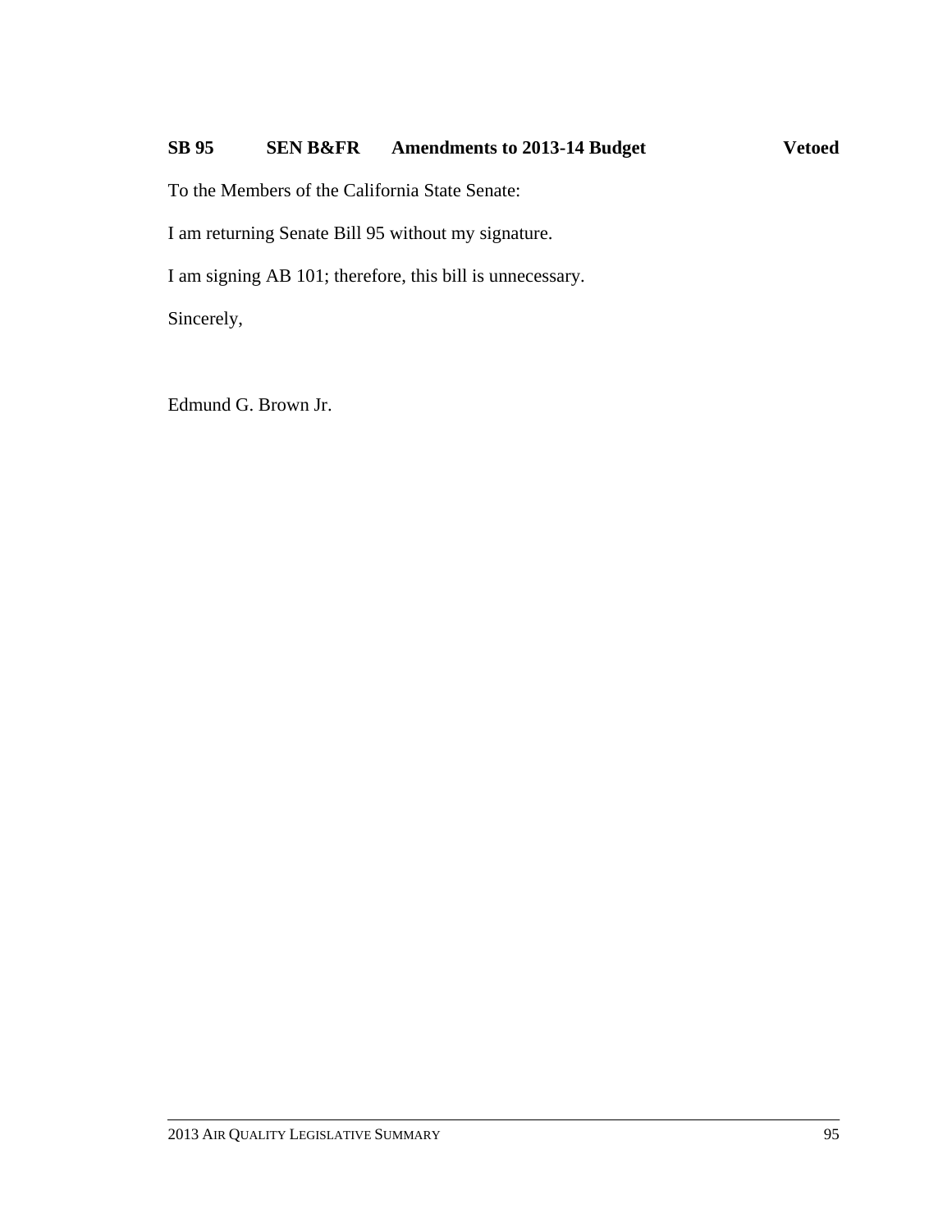**SB 95 SEN B&FR Amendments to 2013-14 Budget Vetoed**

To the Members of the California State Senate:

I am returning Senate Bill 95 without my signature.

I am signing AB 101; therefore, this bill is unnecessary.

Sincerely,

Edmund G. Brown Jr.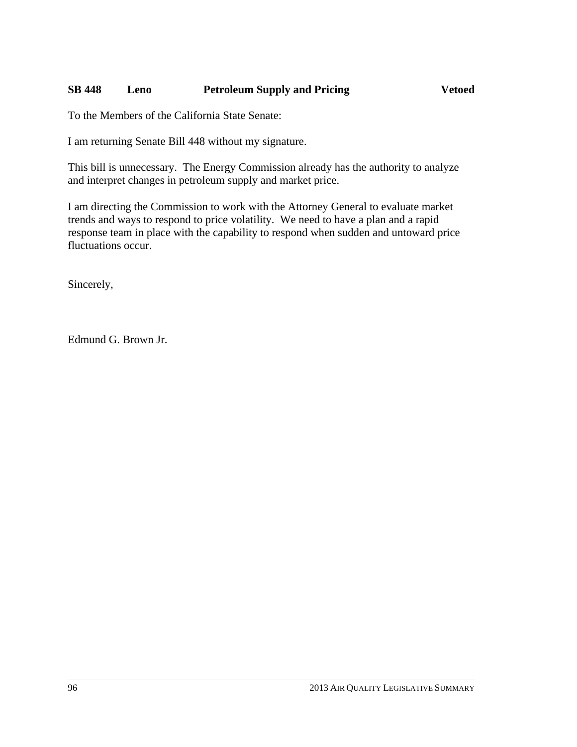**SB 448 Leno Petroleum Supply and Pricing Vetoed**

To the Members of the California State Senate:

I am returning Senate Bill 448 without my signature.

This bill is unnecessary. The Energy Commission already has the authority to analyze and interpret changes in petroleum supply and market price.

I am directing the Commission to work with the Attorney General to evaluate market trends and ways to respond to price volatility. We need to have a plan and a rapid response team in place with the capability to respond when sudden and untoward price fluctuations occur.

Sincerely,

Edmund G. Brown Jr.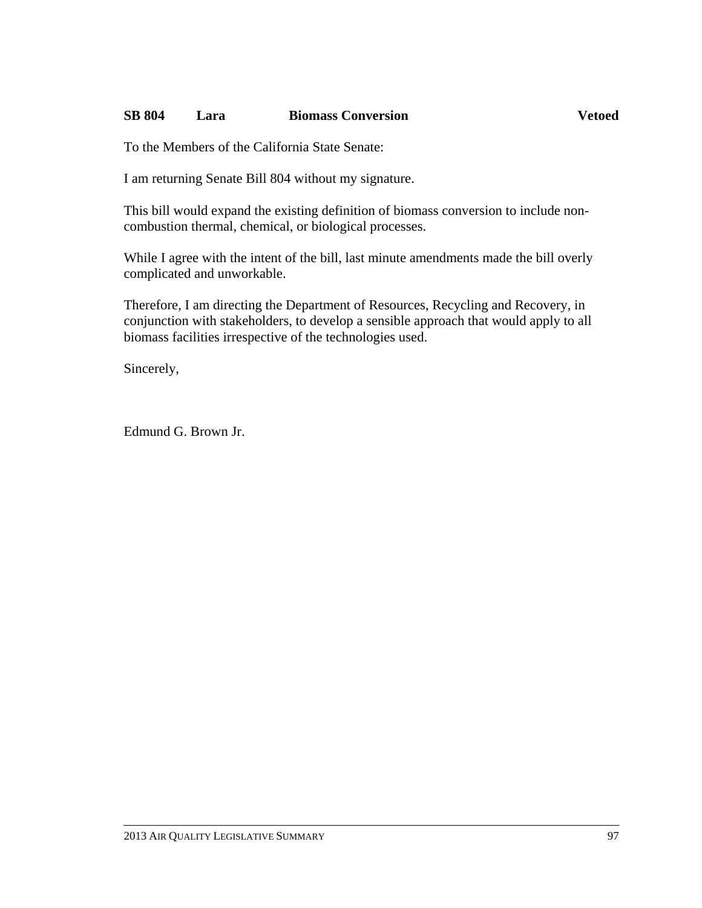**SB 804 Lara Biomass Conversion Vetoed**

To the Members of the California State Senate:

I am returning Senate Bill 804 without my signature.

This bill would expand the existing definition of biomass conversion to include non-combustion thermal, chemical, or biological processes.

While I agree with the intent of the bill, last minute amendments made the bill overly complicated and unworkable.

Therefore, I am directing the Department of Resources, Recycling and Recovery, in conjunction with stakeholders, to develop a sensible approach that would apply to all biomass facilities irrespective of the technologies used.

Sincerely,

Edmund G. Brown Jr.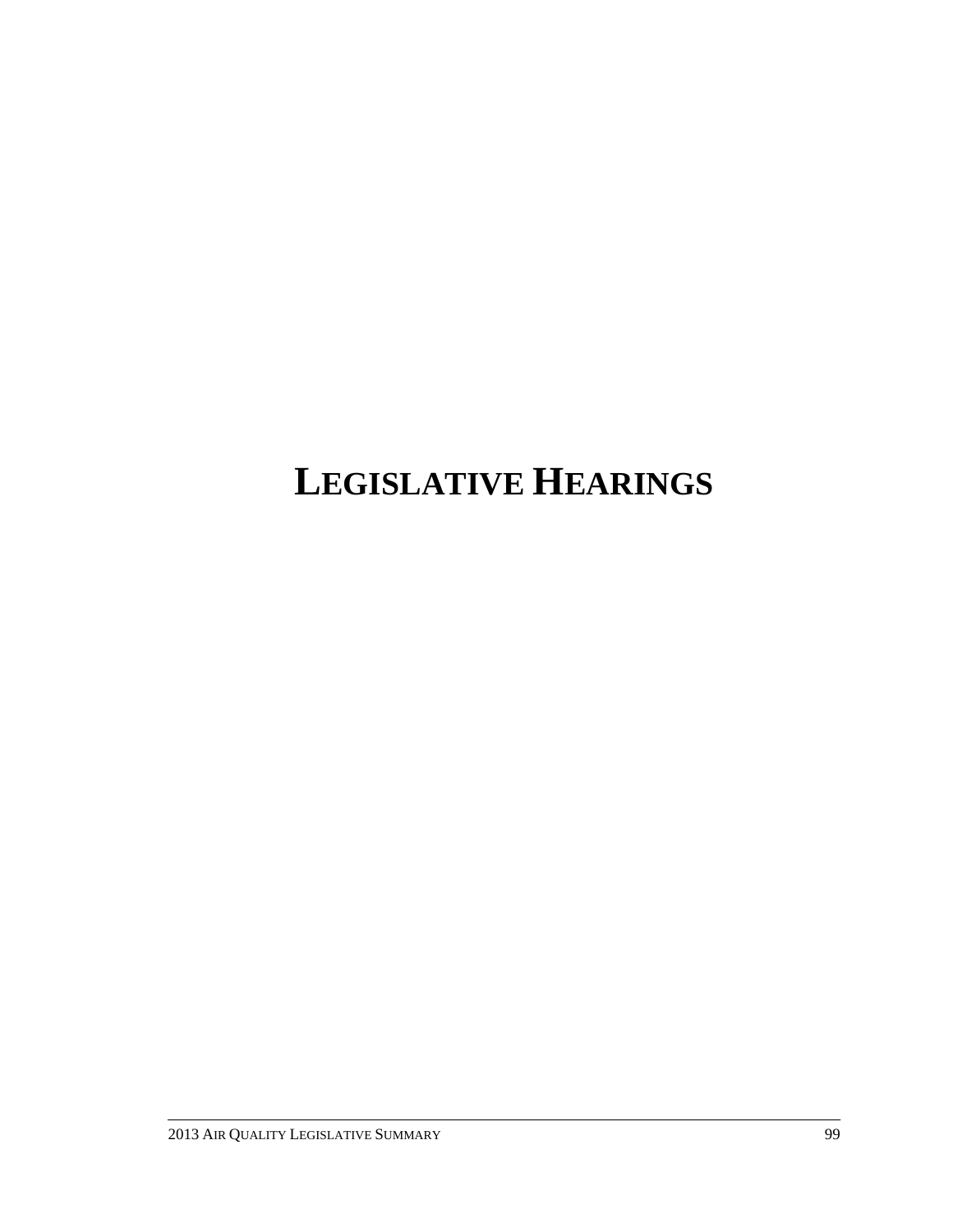# LEGISLATIVE HEARINGS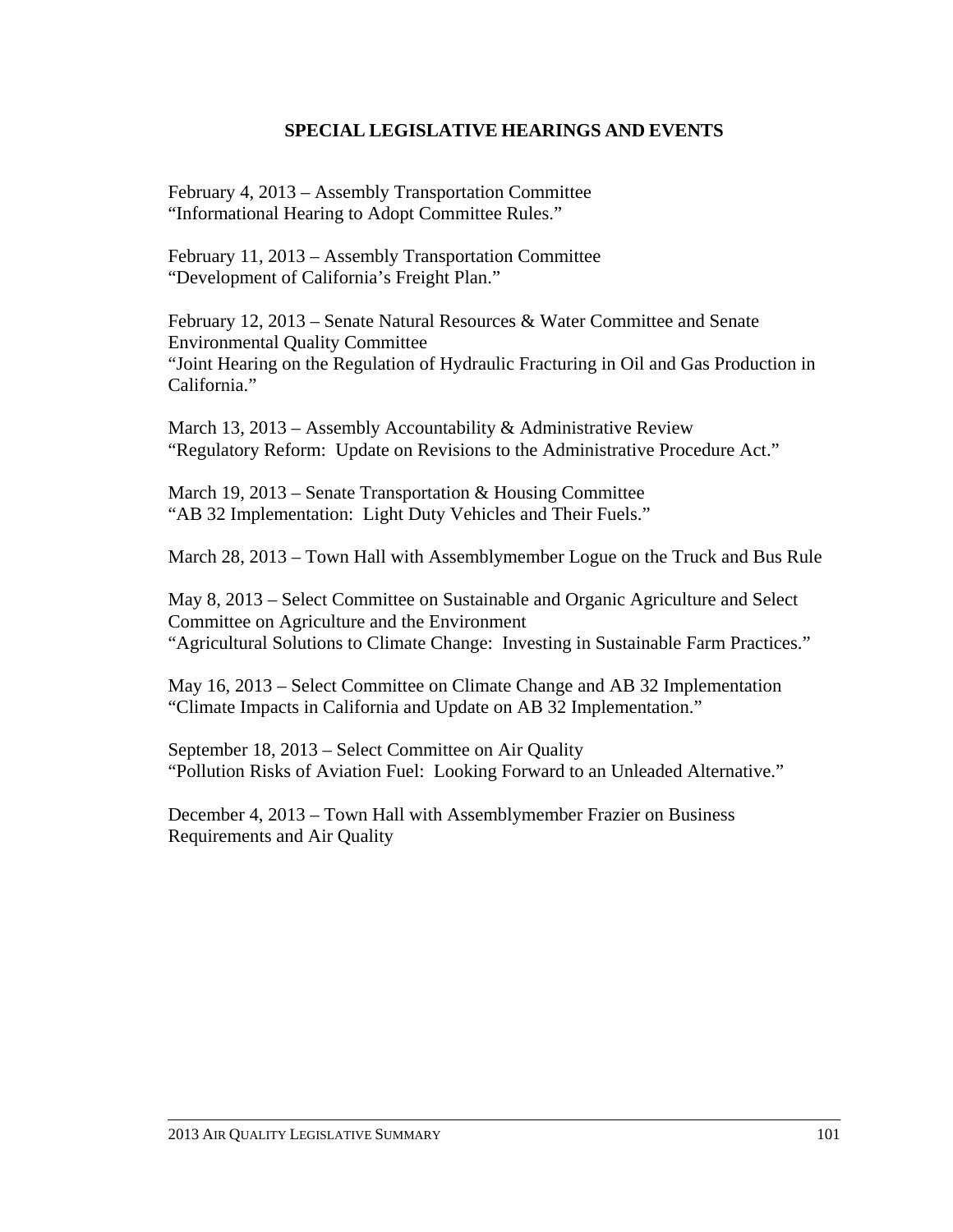## SPECIAL LEGISLATIVE HEARINGS AND EVENTS

February 4, 2013 – Assembly Transportation Committee
"Informational Hearing to Adopt Committee Rules."

February 11, 2013 – Assembly Transportation Committee
"Development of California's Freight Plan."

February 12, 2013 – Senate Natural Resources & Water Committee and Senate Environmental Quality Committee
"Joint Hearing on the Regulation of Hydraulic Fracturing in Oil and Gas Production in California."

March 13, 2013 – Assembly Accountability & Administrative Review
"Regulatory Reform: Update on Revisions to the Administrative Procedure Act."

March 19, 2013 – Senate Transportation & Housing Committee
"AB 32 Implementation: Light Duty Vehicles and Their Fuels."

March 28, 2013 – Town Hall with Assemblymember Logue on the Truck and Bus Rule

May 8, 2013 – Select Committee on Sustainable and Organic Agriculture and Select Committee on Agriculture and the Environment
"Agricultural Solutions to Climate Change: Investing in Sustainable Farm Practices."

May 16, 2013 – Select Committee on Climate Change and AB 32 Implementation
"Climate Impacts in California and Update on AB 32 Implementation."

September 18, 2013 – Select Committee on Air Quality
"Pollution Risks of Aviation Fuel: Looking Forward to an Unleaded Alternative."

December 4, 2013 – Town Hall with Assemblymember Frazier on Business Requirements and Air Quality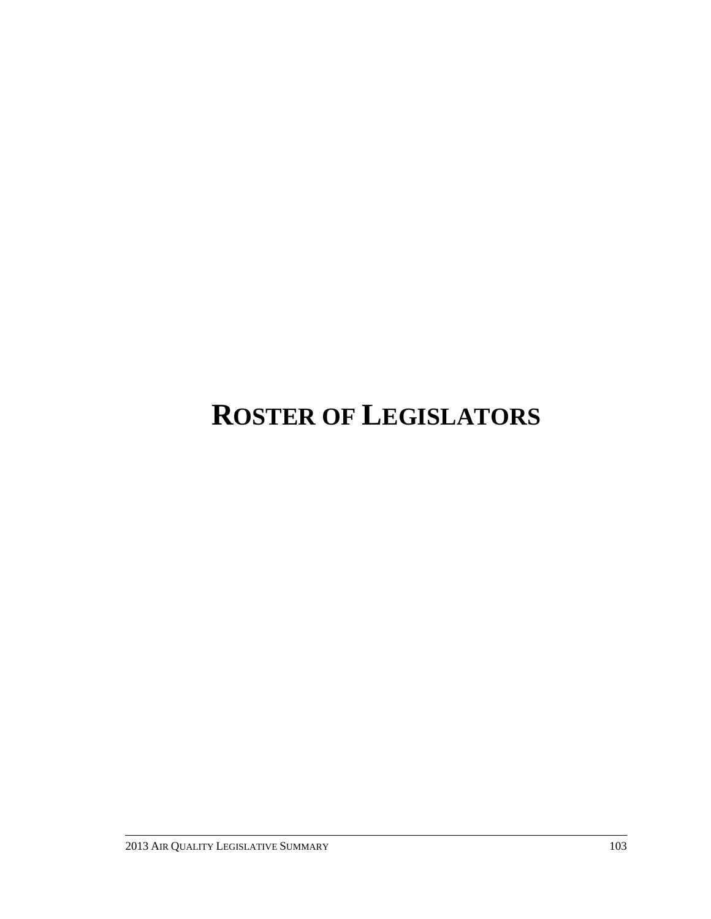# Roster of Legislators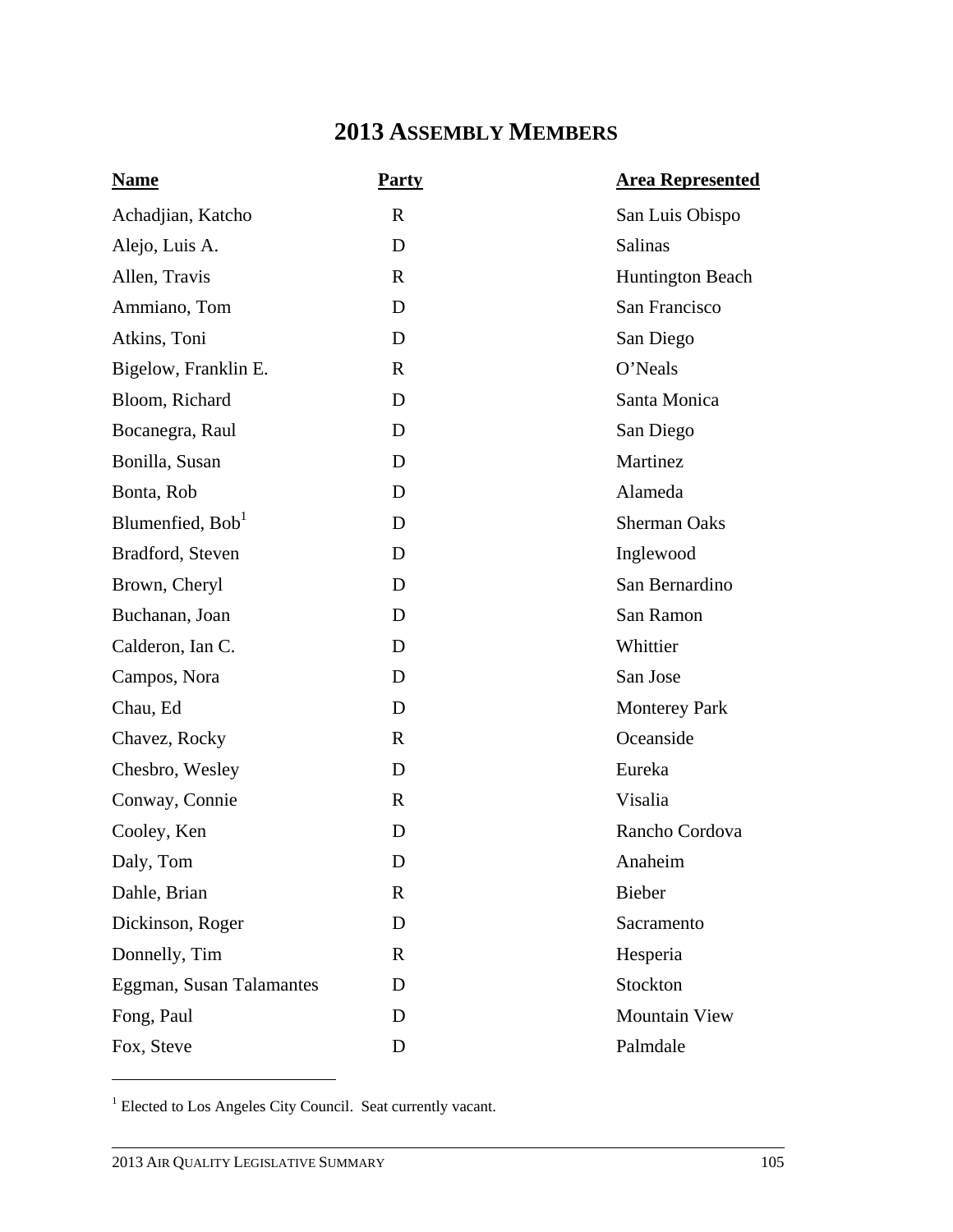## 2013 ASSEMBLY MEMBERS

| Name | Party | Area Represented |
| --- | --- | --- |
| Achadjian, Katcho | R | San Luis Obispo |
| Alejo, Luis A. | D | Salinas |
| Allen, Travis | R | Huntington Beach |
| Ammiano, Tom | D | San Francisco |
| Atkins, Toni | D | San Diego |
| Bigelow, Franklin E. | R | O'Neals |
| Bloom, Richard | D | Santa Monica |
| Bocanegra, Raul | D | San Diego |
| Bonilla, Susan | D | Martinez |
| Bonta, Rob | D | Alameda |
| Blumenfied, Bob[1] | D | Sherman Oaks |
| Bradford, Steven | D | Inglewood |
| Brown, Cheryl | D | San Bernardino |
| Buchanan, Joan | D | San Ramon |
| Calderon, Ian C. | D | Whittier |
| Campos, Nora | D | San Jose |
| Chau, Ed | D | Monterey Park |
| Chavez, Rocky | R | Oceanside |
| Chesbro, Wesley | D | Eureka |
| Conway, Connie | R | Visalia |
| Cooley, Ken | D | Rancho Cordova |
| Daly, Tom | D | Anaheim |
| Dahle, Brian | R | Bieber |
| Dickinson, Roger | D | Sacramento |
| Donnelly, Tim | R | Hesperia |
| Eggman, Susan Talamantes | D | Stockton |
| Fong, Paul | D | Mountain View |
| Fox, Steve | D | Palmdale |

[1] Elected to Los Angeles City Council. Seat currently vacant.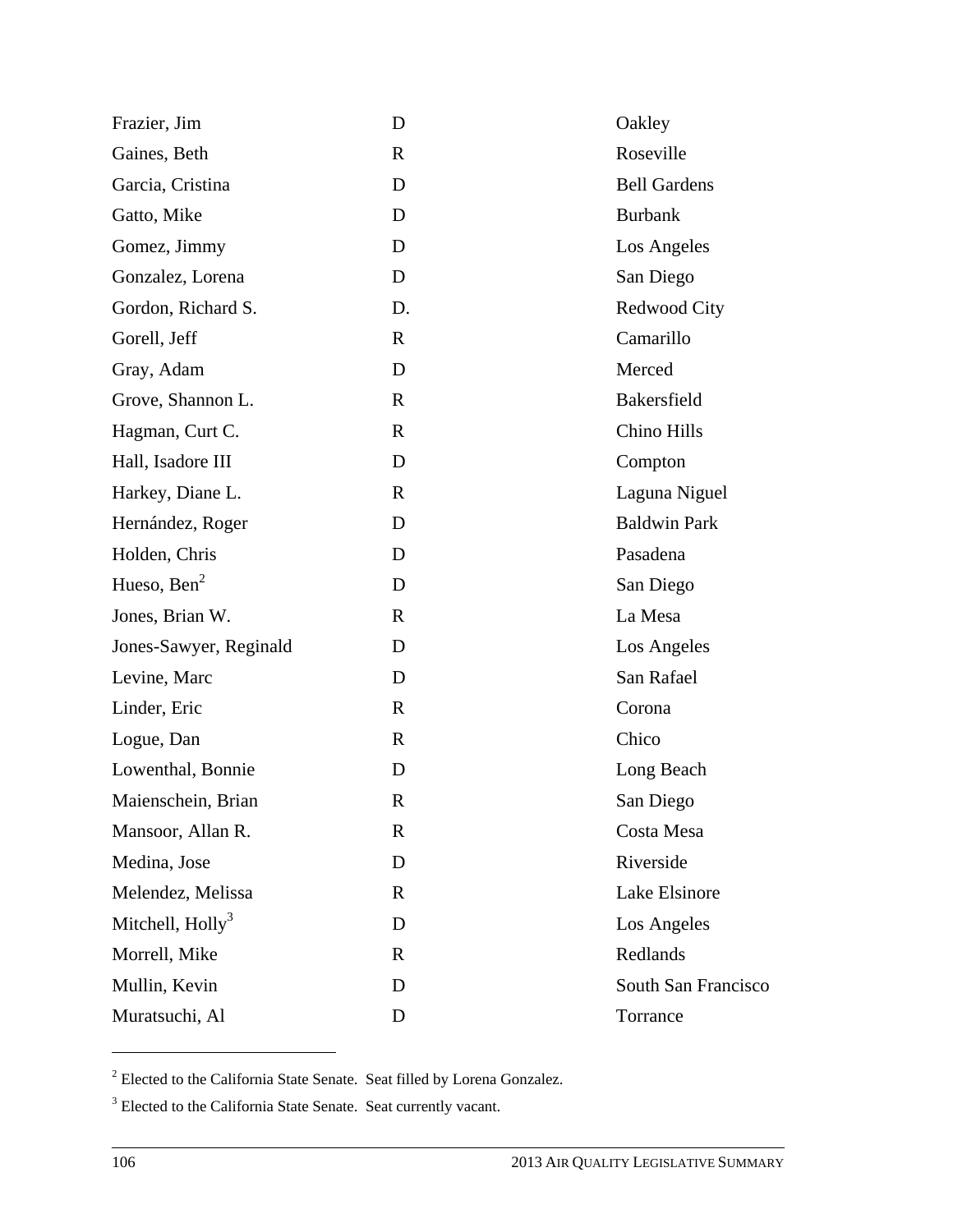| | | |
|---|---|---|
| Frazier, Jim | D | Oakley |
| Gaines, Beth | R | Roseville |
| Garcia, Cristina | D | Bell Gardens |
| Gatto, Mike | D | Burbank |
| Gomez, Jimmy | D | Los Angeles |
| Gonzalez, Lorena | D | San Diego |
| Gordon, Richard S. | D. | Redwood City |
| Gorell, Jeff | R | Camarillo |
| Gray, Adam | D | Merced |
| Grove, Shannon L. | R | Bakersfield |
| Hagman, Curt C. | R | Chino Hills |
| Hall, Isadore III | D | Compton |
| Harkey, Diane L. | R | Laguna Niguel |
| Hernández, Roger | D | Baldwin Park |
| Holden, Chris | D | Pasadena |
| Hueso, Ben[2] | D | San Diego |
| Jones, Brian W. | R | La Mesa |
| Jones-Sawyer, Reginald | D | Los Angeles |
| Levine, Marc | D | San Rafael |
| Linder, Eric | R | Corona |
| Logue, Dan | R | Chico |
| Lowenthal, Bonnie | D | Long Beach |
| Maienschein, Brian | R | San Diego |
| Mansoor, Allan R. | R | Costa Mesa |
| Medina, Jose | D | Riverside |
| Melendez, Melissa | R | Lake Elsinore |
| Mitchell, Holly[3] | D | Los Angeles |
| Morrell, Mike | R | Redlands |
| Mullin, Kevin | D | South San Francisco |
| Muratsuchi, Al | D | Torrance |

---

[2] Elected to the California State Senate. Seat filled by Lorena Gonzalez.

[3] Elected to the California State Senate. Seat currently vacant.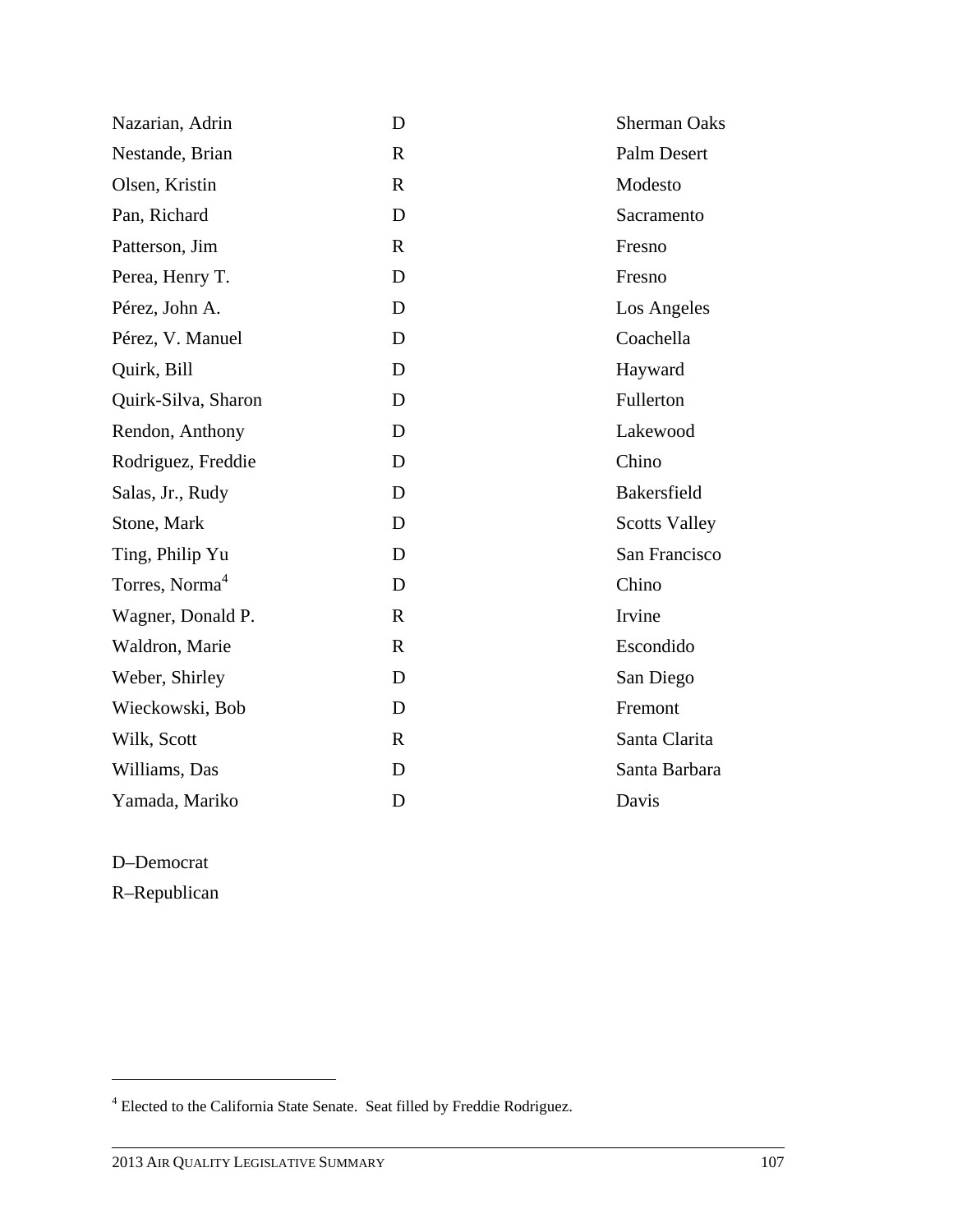| | | |
|---|---|---|
| Nazarian, Adrin | D | Sherman Oaks |
| Nestande, Brian | R | Palm Desert |
| Olsen, Kristin | R | Modesto |
| Pan, Richard | D | Sacramento |
| Patterson, Jim | R | Fresno |
| Perea, Henry T. | D | Fresno |
| Pérez, John A. | D | Los Angeles |
| Pérez, V. Manuel | D | Coachella |
| Quirk, Bill | D | Hayward |
| Quirk-Silva, Sharon | D | Fullerton |
| Rendon, Anthony | D | Lakewood |
| Rodriguez, Freddie | D | Chino |
| Salas, Jr., Rudy | D | Bakersfield |
| Stone, Mark | D | Scotts Valley |
| Ting, Philip Yu | D | San Francisco |
| Torres, Norma[4] | D | Chino |
| Wagner, Donald P. | R | Irvine |
| Waldron, Marie | R | Escondido |
| Weber, Shirley | D | San Diego |
| Wieckowski, Bob | D | Fremont |
| Wilk, Scott | R | Santa Clarita |
| Williams, Das | D | Santa Barbara |
| Yamada, Mariko | D | Davis |

D–Democrat

R–Republican

[4] Elected to the California State Senate. Seat filled by Freddie Rodriguez.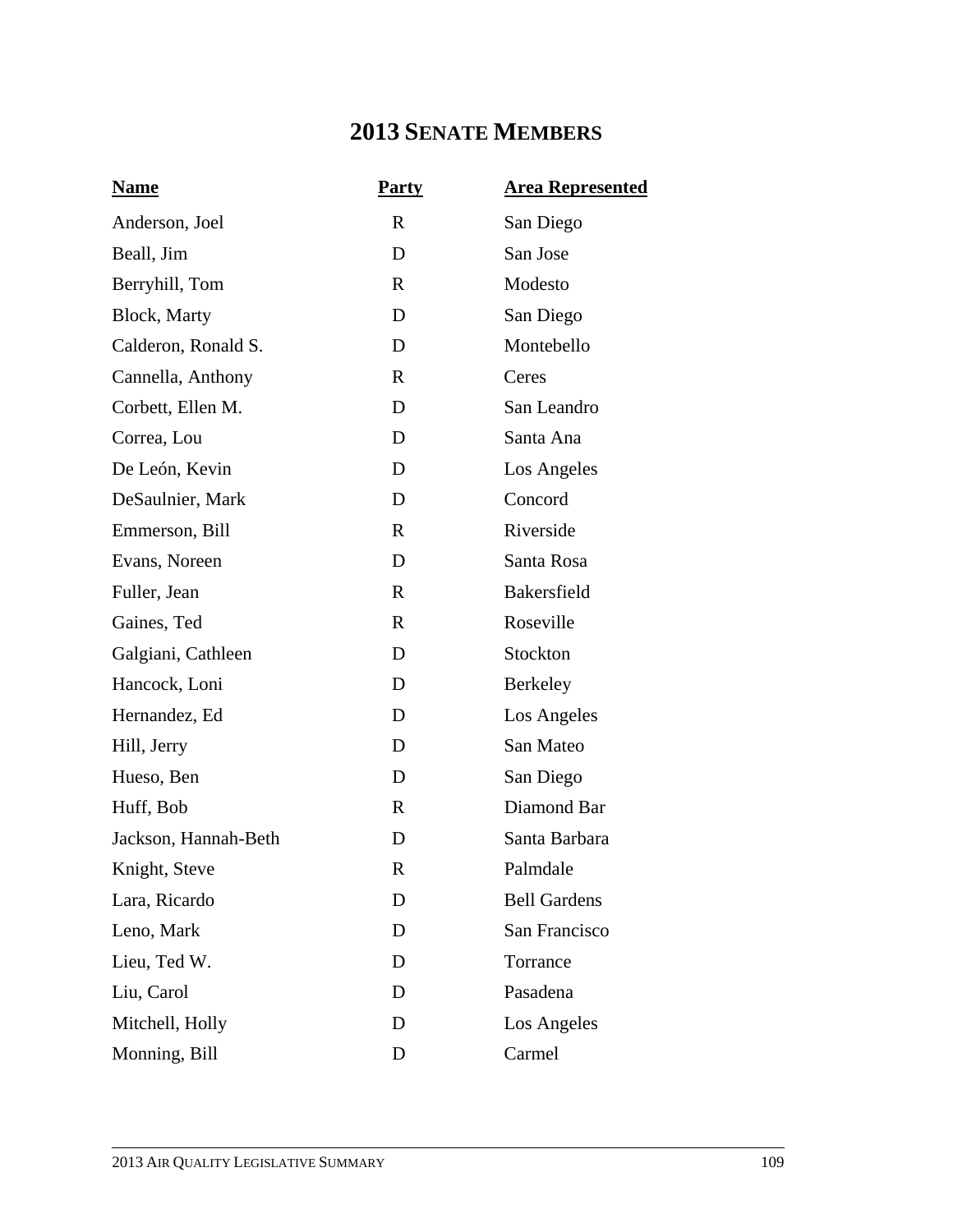# 2013 Senate Members

| Name | Party | Area Represented |
|---|---|---|
| Anderson, Joel | R | San Diego |
| Beall, Jim | D | San Jose |
| Berryhill, Tom | R | Modesto |
| Block, Marty | D | San Diego |
| Calderon, Ronald S. | D | Montebello |
| Cannella, Anthony | R | Ceres |
| Corbett, Ellen M. | D | San Leandro |
| Correa, Lou | D | Santa Ana |
| De León, Kevin | D | Los Angeles |
| DeSaulnier, Mark | D | Concord |
| Emmerson, Bill | R | Riverside |
| Evans, Noreen | D | Santa Rosa |
| Fuller, Jean | R | Bakersfield |
| Gaines, Ted | R | Roseville |
| Galgiani, Cathleen | D | Stockton |
| Hancock, Loni | D | Berkeley |
| Hernandez, Ed | D | Los Angeles |
| Hill, Jerry | D | San Mateo |
| Hueso, Ben | D | San Diego |
| Huff, Bob | R | Diamond Bar |
| Jackson, Hannah-Beth | D | Santa Barbara |
| Knight, Steve | R | Palmdale |
| Lara, Ricardo | D | Bell Gardens |
| Leno, Mark | D | San Francisco |
| Lieu, Ted W. | D | Torrance |
| Liu, Carol | D | Pasadena |
| Mitchell, Holly | D | Los Angeles |
| Monning, Bill | D | Carmel |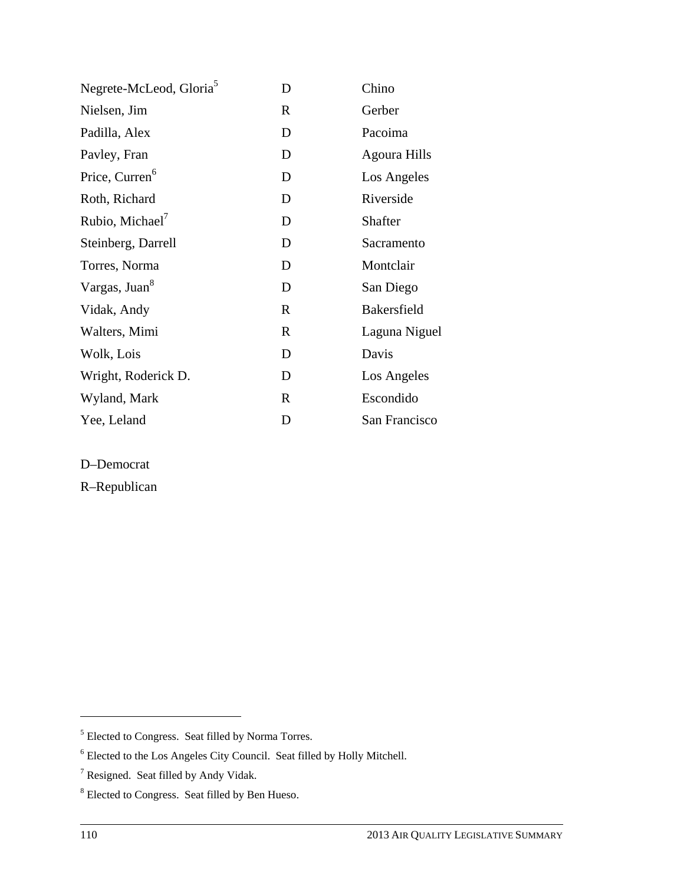| | | |
|---|---|---|
| Negrete-McLeod, Gloria[5] | D | Chino |
| Nielsen, Jim | R | Gerber |
| Padilla, Alex | D | Pacoima |
| Pavley, Fran | D | Agoura Hills |
| Price, Curren[6] | D | Los Angeles |
| Roth, Richard | D | Riverside |
| Rubio, Michael[7] | D | Shafter |
| Steinberg, Darrell | D | Sacramento |
| Torres, Norma | D | Montclair |
| Vargas, Juan[8] | D | San Diego |
| Vidak, Andy | R | Bakersfield |
| Walters, Mimi | R | Laguna Niguel |
| Wolk, Lois | D | Davis |
| Wright, Roderick D. | D | Los Angeles |
| Wyland, Mark | R | Escondido |
| Yee, Leland | D | San Francisco |

D–Democrat

R–Republican

[5] Elected to Congress. Seat filled by Norma Torres.

[6] Elected to the Los Angeles City Council. Seat filled by Holly Mitchell.

[7] Resigned. Seat filled by Andy Vidak.

[8] Elected to Congress. Seat filled by Ben Hueso.